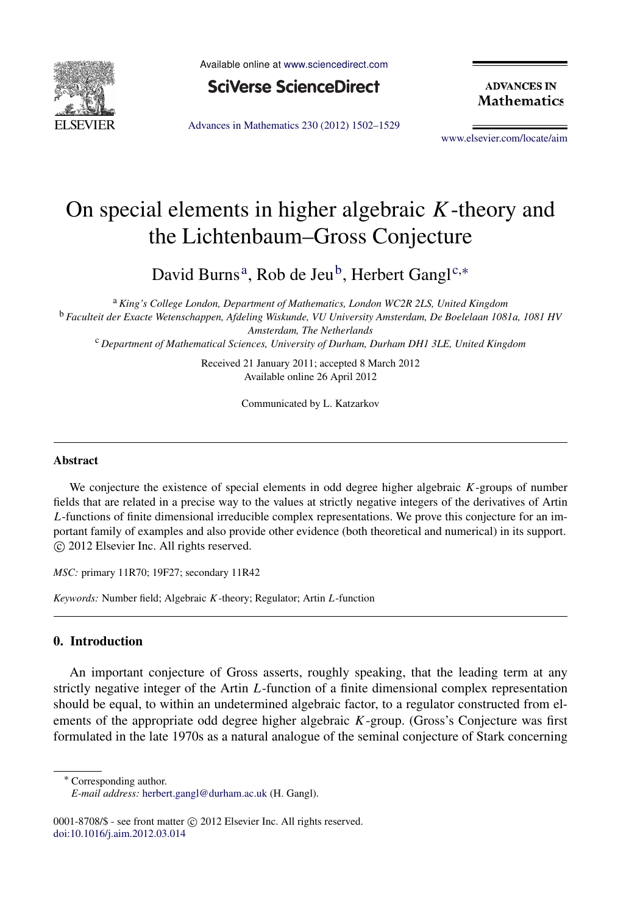# On special elements in higher algebraic $K$-theory and the Lichtenbaum–Gross Conjecture

David Burns [a], Rob de Jeu [b], Herbert Gangl [c,*]

[a] *King's College London, Department of Mathematics, London WC2R 2LS, United Kingdom*

[b] *Faculteit der Exacte Wetenschappen, Afdeling Wiskunde, VU University Amsterdam, De Boelelaan 1081a, 1081 HV Amsterdam, The Netherlands*

[c] *Department of Mathematical Sciences, University of Durham, Durham DH1 3LE, United Kingdom*

Received 21 January 2011; accepted 8 March 2012

Available online 26 April 2012

Communicated by L. Katzarkov

## Abstract

We conjecture the existence of special elements in odd degree higher algebraic $K$-groups of number fields that are related in a precise way to the values at strictly negative integers of the derivatives of Artin $L$-functions of finite dimensional irreducible complex representations. We prove this conjecture for an important family of examples and also provide other evidence (both theoretical and numerical) in its support.

© 2012 Elsevier Inc. All rights reserved.

*MSC:* primary 11R70; 19F27; secondary 11R42

*Keywords:* Number field; Algebraic $K$-theory; Regulator; Artin $L$-function

## 0. Introduction

An important conjecture of Gross asserts, roughly speaking, that the leading term at any strictly negative integer of the Artin $L$-function of a finite dimensional complex representation should be equal, to within an undetermined algebraic factor, to a regulator constructed from elements of the appropriate odd degree higher algebraic $K$-group. (Gross's Conjecture was first formulated in the late 1970s as a natural analogue of the seminal conjecture of Stark concerning

\* Corresponding author.

*E-mail address:* herbert.gangl@durham.ac.uk (H. Gangl).

0001-8708/$ - see front matter © 2012 Elsevier Inc. All rights reserved.

doi:10.1016/j.aim.2012.03.014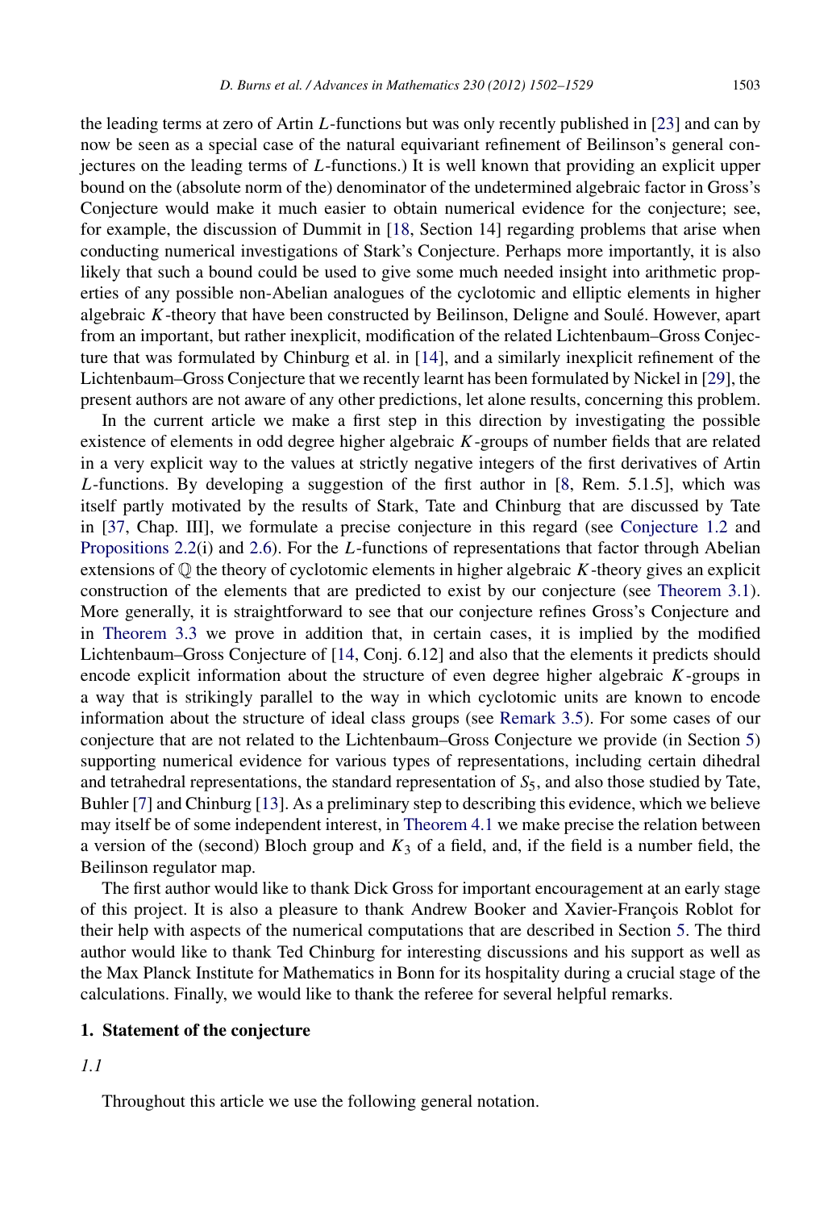the leading terms at zero of Artin $L$-functions but was only recently published in [23] and can by now be seen as a special case of the natural equivariant refinement of Beilinson's general conjectures on the leading terms of $L$-functions.) It is well known that providing an explicit upper bound on the (absolute norm of the) denominator of the undetermined algebraic factor in Gross's Conjecture would make it much easier to obtain numerical evidence for the conjecture; see, for example, the discussion of Dummit in [18, Section 14] regarding problems that arise when conducting numerical investigations of Stark's Conjecture. Perhaps more importantly, it is also likely that such a bound could be used to give some much needed insight into arithmetic properties of any possible non-Abelian analogues of the cyclotomic and elliptic elements in higher algebraic $K$-theory that have been constructed by Beilinson, Deligne and Soulé. However, apart from an important, but rather inexplicit, modification of the related Lichtenbaum–Gross Conjecture that was formulated by Chinburg et al. in [14], and a similarly inexplicit refinement of the Lichtenbaum–Gross Conjecture that we recently learnt has been formulated by Nickel in [29], the present authors are not aware of any other predictions, let alone results, concerning this problem.

In the current article we make a first step in this direction by investigating the possible existence of elements in odd degree higher algebraic $K$-groups of number fields that are related in a very explicit way to the values at strictly negative integers of the first derivatives of Artin $L$-functions. By developing a suggestion of the first author in [8, Rem. 5.1.5], which was itself partly motivated by the results of Stark, Tate and Chinburg that are discussed by Tate in [37, Chap. III], we formulate a precise conjecture in this regard (see Conjecture 1.2 and Propositions 2.2(i) and 2.6). For the $L$-functions of representations that factor through Abelian extensions of $\mathbb{Q}$ the theory of cyclotomic elements in higher algebraic $K$-theory gives an explicit construction of the elements that are predicted to exist by our conjecture (see Theorem 3.1). More generally, it is straightforward to see that our conjecture refines Gross's Conjecture and in Theorem 3.3 we prove in addition that, in certain cases, it is implied by the modified Lichtenbaum–Gross Conjecture of [14, Conj. 6.12] and also that the elements it predicts should encode explicit information about the structure of even degree higher algebraic $K$-groups in a way that is strikingly parallel to the way in which cyclotomic units are known to encode information about the structure of ideal class groups (see Remark 3.5). For some cases of our conjecture that are not related to the Lichtenbaum–Gross Conjecture we provide (in Section 5) supporting numerical evidence for various types of representations, including certain dihedral and tetrahedral representations, the standard representation of $S_5$, and also those studied by Tate, Buhler [7] and Chinburg [13]. As a preliminary step to describing this evidence, which we believe may itself be of some independent interest, in Theorem 4.1 we make precise the relation between a version of the (second) Bloch group and $K_3$ of a field, and, if the field is a number field, the Beilinson regulator map.

The first author would like to thank Dick Gross for important encouragement at an early stage of this project. It is also a pleasure to thank Andrew Booker and Xavier-François Roblot for their help with aspects of the numerical computations that are described in Section 5. The third author would like to thank Ted Chinburg for interesting discussions and his support as well as the Max Planck Institute for Mathematics in Bonn for its hospitality during a crucial stage of the calculations. Finally, we would like to thank the referee for several helpful remarks.

## 1. Statement of the conjecture

*1.1*

Throughout this article we use the following general notation.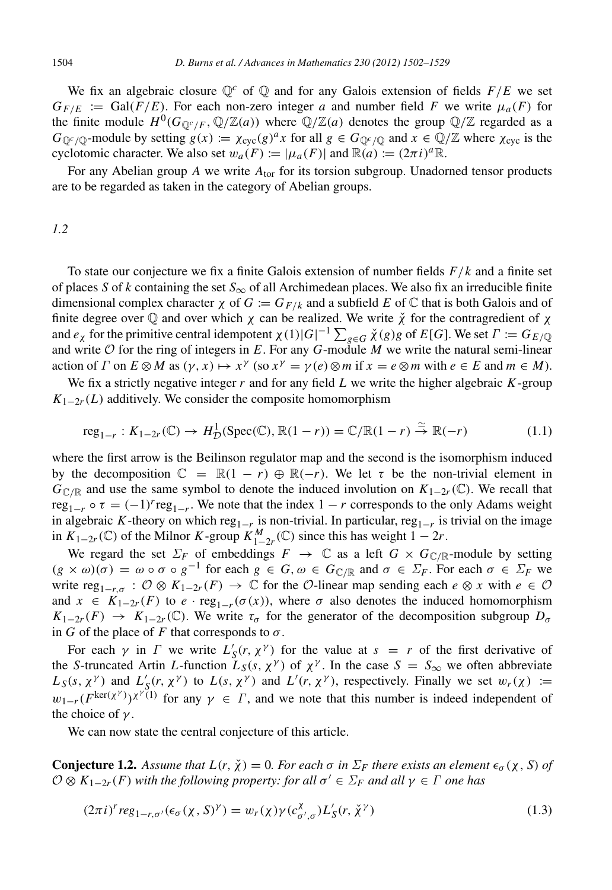We fix an algebraic closure $\mathbb{Q}^c$ of $\mathbb{Q}$ and for any Galois extension of fields $F/E$ we set $G_{F/E} := \mathrm{Gal}(F/E)$. For each non-zero integer $a$ and number field $F$ we write $\mu_a(F)$ for the finite module $H^0(G_{\mathbb{Q}^c/F}, \mathbb{Q}/\mathbb{Z}(a))$ where $\mathbb{Q}/\mathbb{Z}(a)$ denotes the group $\mathbb{Q}/\mathbb{Z}$ regarded as a $G_{\mathbb{Q}^c/\mathbb{Q}}$-module by setting $g(x) := \chi_{\mathrm{cyc}}(g)^a x$ for all $g \in G_{\mathbb{Q}^c/\mathbb{Q}}$ and $x \in \mathbb{Q}/\mathbb{Z}$ where $\chi_{\mathrm{cyc}}$ is the cyclotomic character. We also set $w_a(F) := |\mu_a(F)|$ and $\mathbb{R}(a) := (2\pi i)^a \mathbb{R}$.

For any Abelian group $A$ we write $A_{\mathrm{tor}}$ for its torsion subgroup. Unadorned tensor products are to be regarded as taken in the category of Abelian groups.

*1.2*

To state our conjecture we fix a finite Galois extension of number fields $F/k$ and a finite set of places $S$ of $k$ containing the set $S_\infty$ of all Archimedean places. We also fix an irreducible finite dimensional complex character $\chi$ of $G := G_{F/k}$ and a subfield $E$ of $\mathbb{C}$ that is both Galois and of finite degree over $\mathbb{Q}$ and over which $\chi$ can be realized. We write $\check{\chi}$ for the contragredient of $\chi$ and $e_\chi$ for the primitive central idempotent $\chi(1)|G|^{-1}\sum_{g\in G}\check{\chi}(g)g$ of $E[G]$. We set $\Gamma := G_{E/\mathbb{Q}}$ and write $\mathcal{O}$ for the ring of integers in $E$. For any $G$-module $M$ we write the natural semi-linear action of $\Gamma$ on $E \otimes M$ as $(\gamma, x) \mapsto x^\gamma$ (so $x^\gamma = \gamma(e) \otimes m$ if $x = e \otimes m$ with $e \in E$ and $m \in M$).

We fix a strictly negative integer $r$ and for any field $L$ we write the higher algebraic $K$-group $K_{1-2r}(L)$ additively. We consider the composite homomorphism

$$\mathrm{reg}_{1-r} : K_{1-2r}(\mathbb{C}) \to H^1_{\mathcal{D}}(\mathrm{Spec}(\mathbb{C}), \mathbb{R}(1-r)) = \mathbb{C}/\mathbb{R}(1-r) \xrightarrow{\sim} \mathbb{R}(-r) \tag{1.1}$$

where the first arrow is the Beilinson regulator map and the second is the isomorphism induced by the decomposition $\mathbb{C} = \mathbb{R}(1-r) \oplus \mathbb{R}(-r)$. We let $\tau$ be the non-trivial element in $G_{\mathbb{C}/\mathbb{R}}$ and use the same symbol to denote the induced involution on $K_{1-2r}(\mathbb{C})$. We recall that $\mathrm{reg}_{1-r} \circ \tau = (-1)^r \mathrm{reg}_{1-r}$. We note that the index $1-r$ corresponds to the only Adams weight in algebraic $K$-theory on which $\mathrm{reg}_{1-r}$ is non-trivial. In particular, $\mathrm{reg}_{1-r}$ is trivial on the image in $K_{1-2r}(\mathbb{C})$ of the Milnor $K$-group $K^M_{1-2r}(\mathbb{C})$ since this has weight $1-2r$.

We regard the set $\Sigma_F$ of embeddings $F \to \mathbb{C}$ as a left $G \times G_{\mathbb{C}/\mathbb{R}}$-module by setting $(g \times \omega)(\sigma) = \omega \circ \sigma \circ g^{-1}$ for each $g \in G, \omega \in G_{\mathbb{C}/\mathbb{R}}$ and $\sigma \in \Sigma_F$. For each $\sigma \in \Sigma_F$ we write $\mathrm{reg}_{1-r,\sigma} : \mathcal{O} \otimes K_{1-2r}(F) \to \mathbb{C}$ for the $\mathcal{O}$-linear map sending each $e \otimes x$ with $e \in \mathcal{O}$ and $x \in K_{1-2r}(F)$ to $e \cdot \mathrm{reg}_{1-r}(\sigma(x))$, where $\sigma$ also denotes the induced homomorphism $K_{1-2r}(F) \to K_{1-2r}(\mathbb{C})$. We write $\tau_\sigma$ for the generator of the decomposition subgroup $D_\sigma$ in $G$ of the place of $F$ that corresponds to $\sigma$.

For each $\gamma$ in $\Gamma$ we write $L'_S(r, \chi^\gamma)$ for the value at $s = r$ of the first derivative of the $S$-truncated Artin $L$-function $L_S(s, \chi^\gamma)$ of $\chi^\gamma$. In the case $S = S_\infty$ we often abbreviate $L_S(s, \chi^\gamma)$ and $L'_S(r, \chi^\gamma)$ to $L(s, \chi^\gamma)$ and $L'(r, \chi^\gamma)$, respectively. Finally we set $w_r(\chi) := w_{1-r}(F^{\ker(\chi^\gamma)})^{\chi^\gamma(1)}$ for any $\gamma \in \Gamma$, and we note that this number is indeed independent of the choice of $\gamma$.

We can now state the central conjecture of this article.

**Conjecture 1.2.** *Assume that $L(r, \check{\chi}) = 0$. For each $\sigma$ in $\Sigma_F$ there exists an element $\epsilon_\sigma(\chi, S)$ of $\mathcal{O} \otimes K_{1-2r}(F)$ with the following property: for all $\sigma'$ in $\Sigma_F$ and all $\gamma \in \Gamma$ one has*

$$(2\pi i)^r \mathit{reg}_{1-r,\sigma'}(\epsilon_\sigma(\chi, S)^\gamma) = w_r(\chi)\gamma(c^\chi_{\sigma',\sigma})L'_S(r, \check{\chi}^\gamma) \tag{1.3}$$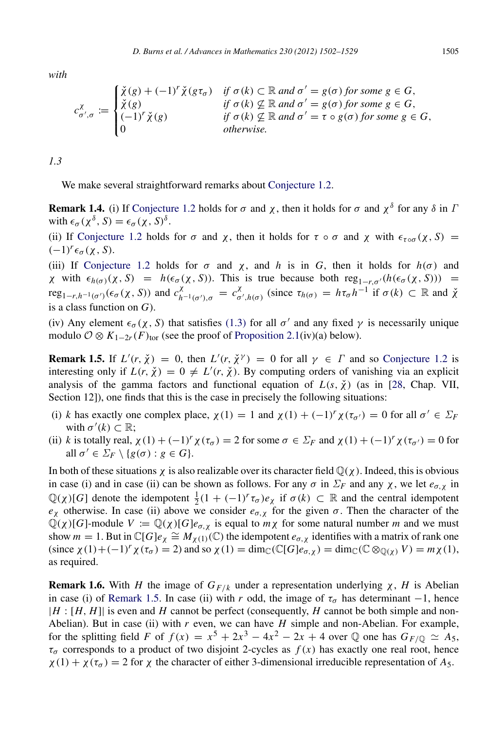with

$$c^{\chi}_{\sigma',\sigma} := \begin{cases} \check{\chi}(g) + (-1)^r \check{\chi}(g\tau_\sigma) & \text{if } \sigma(k) \subset \mathbb{R} \text{ and } \sigma' = g(\sigma) \text{ for some } g \in G, \\ \check{\chi}(g) & \text{if } \sigma(k) \not\subseteq \mathbb{R} \text{ and } \sigma' = g(\sigma) \text{ for some } g \in G, \\ (-1)^r \check{\chi}(g) & \text{if } \sigma(k) \not\subseteq \mathbb{R} \text{ and } \sigma' = \tau \circ g(\sigma) \text{ for some } g \in G, \\ 0 & \text{otherwise.} \end{cases}$$

*1.3*

We make several straightforward remarks about Conjecture 1.2.

**Remark 1.4.** (i) If Conjecture 1.2 holds for $\sigma$ and $\chi$, then it holds for $\sigma$ and $\chi^\delta$ for any $\delta$ in $\Gamma$ with $\epsilon_\sigma(\chi^\delta, S) = \epsilon_\sigma(\chi, S)^\delta$.

(ii) If Conjecture 1.2 holds for $\sigma$ and $\chi$, then it holds for $\tau \circ \sigma$ and $\chi$ with $\epsilon_{\tau\circ\sigma}(\chi, S) = (-1)^r \epsilon_\sigma(\chi, S)$.

(iii) If Conjecture 1.2 holds for $\sigma$ and $\chi$, and $h$ is in $G$, then it holds for $h(\sigma)$ and $\chi$ with $\epsilon_{h(\sigma)}(\chi, S) = h(\epsilon_\sigma(\chi, S))$. This is true because both $\mathrm{reg}_{1-r,\sigma'}(h(\epsilon_\sigma(\chi, S))) = \mathrm{reg}_{1-r,h^{-1}(\sigma')}(\epsilon_\sigma(\chi, S))$ and $c^{\chi}_{h^{-1}(\sigma'),\sigma} = c^{\chi}_{\sigma',h(\sigma)}$ (since $\tau_{h(\sigma)} = h\tau_\sigma h^{-1}$ if $\sigma(k) \subset \mathbb{R}$ and $\check{\chi}$ is a class function on $G$).

(iv) Any element $\epsilon_\sigma(\chi, S)$ that satisfies (1.3) for all $\sigma'$ and any fixed $\gamma$ is necessarily unique modulo $\mathcal{O} \otimes K_{1-2r}(F)_{\mathrm{tor}}$ (see the proof of Proposition 2.1(iv)(a) below).

**Remark 1.5.** If $L'(r, \check{\chi}) = 0$, then $L'(r, \check{\chi}^\gamma) = 0$ for all $\gamma \in \Gamma$ and so Conjecture 1.2 is interesting only if $L(r, \check{\chi}) = 0 \neq L'(r, \check{\chi})$. By computing orders of vanishing via an explicit analysis of the gamma factors and functional equation of $L(s, \check{\chi})$ (as in [28, Chap. VII, Section 12]), one finds that this is the case in precisely the following situations:

(i) $k$ has exactly one complex place, $\chi(1) = 1$ and $\chi(1) + (-1)^r \chi(\tau_{\sigma'}) = 0$ for all $\sigma' \in \Sigma_F$ with $\sigma'(k) \subset \mathbb{R}$;

(ii) $k$ is totally real, $\chi(1) + (-1)^r \chi(\tau_\sigma) = 2$ for some $\sigma \in \Sigma_F$ and $\chi(1) + (-1)^r \chi(\tau_{\sigma'}) = 0$ for all $\sigma' \in \Sigma_F \setminus \{g(\sigma) : g \in G\}$.

In both of these situations $\chi$ is also realizable over its character field $\mathbb{Q}(\chi)$. Indeed, this is obvious in case (i) and in case (ii) can be shown as follows. For any $\sigma$ in $\Sigma_F$ and any $\chi$, we let $e_{\sigma,\chi}$ in $\mathbb{Q}(\chi)[G]$ denote the idempotent $\frac{1}{2}(1 + (-1)^r \tau_\sigma) e_\chi$ if $\sigma(k) \subset \mathbb{R}$ and the central idempotent $e_\chi$ otherwise. In case (ii) above we consider $e_{\sigma,\chi}$ for the given $\sigma$. Then the character of the $\mathbb{Q}(\chi)[G]$-module $V := \mathbb{Q}(\chi)[G]e_{\sigma,\chi}$ is equal to $m\chi$ for some natural number $m$ and we must show $m = 1$. But in $\mathbb{C}[G]e_\chi \cong M_{\chi(1)}(\mathbb{C})$ the idempotent $e_{\sigma,\chi}$ identifies with a matrix of rank one (since $\chi(1) + (-1)^r \chi(\tau_\sigma) = 2$) and so $\chi(1) = \dim_{\mathbb{C}}(\mathbb{C}[G]e_{\sigma,\chi}) = \dim_{\mathbb{C}}(\mathbb{C} \otimes_{\mathbb{Q}(\chi)} V) = m\chi(1)$, as required.

**Remark 1.6.** With $H$ the image of $G_{F/k}$ under a representation underlying $\chi$, $H$ is Abelian in case (i) of Remark 1.5. In case (ii) with $r$ odd, the image of $\tau_\sigma$ has determinant $-1$, hence $|H : [H, H]|$ is even and $H$ cannot be perfect (consequently, $H$ cannot be both simple and non-Abelian). But in case (ii) with $r$ even, we can have $H$ simple and non-Abelian. For example, for the splitting field $F$ of $f(x) = x^5 + 2x^3 - 4x^2 - 2x + 4$ over $\mathbb{Q}$ one has $G_{F/\mathbb{Q}} \simeq A_5$, $\tau_\sigma$ corresponds to a product of two disjoint 2-cycles as $f(x)$ has exactly one real root, hence $\chi(1) + \chi(\tau_\sigma) = 2$ for $\chi$ the character of either 3-dimensional irreducible representation of $A_5$.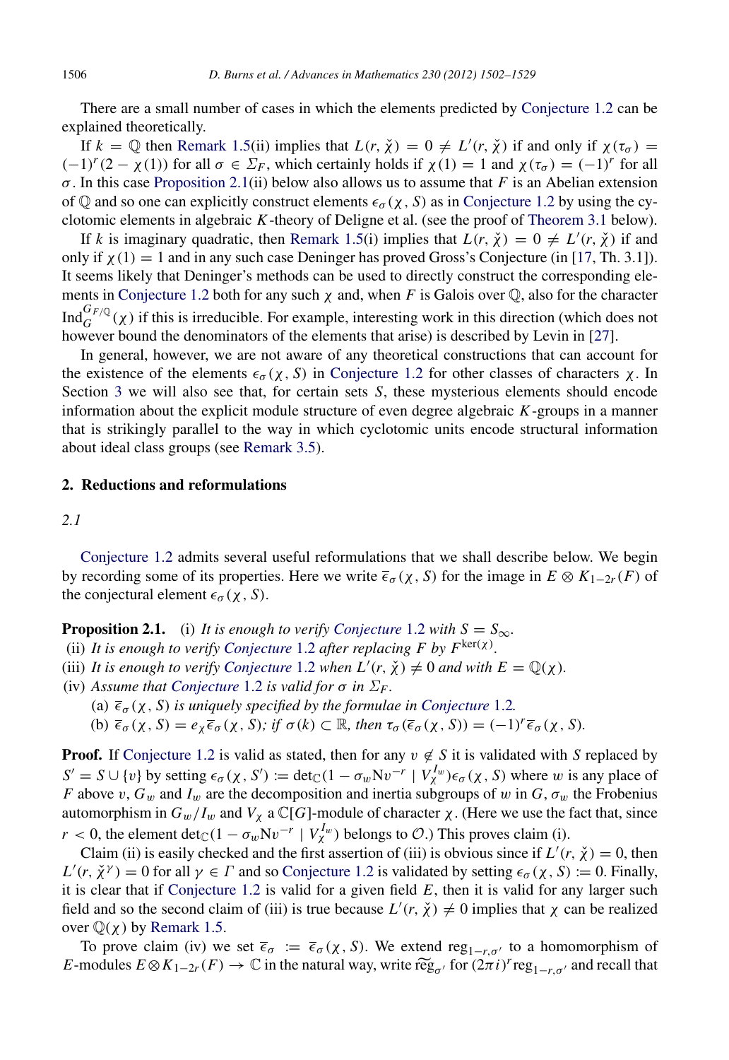There are a small number of cases in which the elements predicted by Conjecture 1.2 can be explained theoretically.

If $k = \mathbb{Q}$ then Remark 1.5(ii) implies that $L(r, \check{\chi}) = 0 \neq L'(r, \check{\chi})$ if and only if $\chi(\tau_\sigma) = (-1)^r(2 - \chi(1))$ for all $\sigma \in \Sigma_F$, which certainly holds if $\chi(1) = 1$ and $\chi(\tau_\sigma) = (-1)^r$ for all $\sigma$. In this case Proposition 2.1(ii) below also allows us to assume that $F$ is an Abelian extension of $\mathbb{Q}$ and so one can explicitly construct elements $\epsilon_\sigma(\chi, S)$ as in Conjecture 1.2 by using the cyclotomic elements in algebraic $K$-theory of Deligne et al. (see the proof of Theorem 3.1 below).

If $k$ is imaginary quadratic, then Remark 1.5(i) implies that $L(r, \check{\chi}) = 0 \neq L'(r, \check{\chi})$ if and only if $\chi(1) = 1$ and in any such case Deninger has proved Gross's Conjecture (in [17, Th. 3.1]). It seems likely that Deninger's methods can be used to directly construct the corresponding elements in Conjecture 1.2 both for any such $\chi$ and, when $F$ is Galois over $\mathbb{Q}$, also for the character $\mathrm{Ind}_G^{G_{F/\mathbb{Q}}}(\chi)$ if this is irreducible. For example, interesting work in this direction (which does not however bound the denominators of the elements that arise) is described by Levin in [27].

In general, however, we are not aware of any theoretical constructions that can account for the existence of the elements $\epsilon_\sigma(\chi, S)$ in Conjecture 1.2 for other classes of characters $\chi$. In Section 3 we will also see that, for certain sets $S$, these mysterious elements should encode information about the explicit module structure of even degree algebraic $K$-groups in a manner that is strikingly parallel to the way in which cyclotomic units encode structural information about ideal class groups (see Remark 3.5).

## 2. Reductions and reformulations

*2.1*

Conjecture 1.2 admits several useful reformulations that we shall describe below. We begin by recording some of its properties. Here we write $\overline{\epsilon}_\sigma(\chi, S)$ for the image in $E \otimes K_{1-2r}(F)$ of the conjectural element $\epsilon_\sigma(\chi, S)$.

**Proposition 2.1.** (i) *It is enough to verify Conjecture 1.2 with $S = S_\infty$.*
(ii) *It is enough to verify Conjecture 1.2 after replacing $F$ by $F^{\ker(\chi)}$.*
(iii) *It is enough to verify Conjecture 1.2 when $L'(r, \check{\chi}) \neq 0$ and with $E = \mathbb{Q}(\chi)$.*
(iv) *Assume that Conjecture 1.2 is valid for $\sigma$ in $\Sigma_F$.*
  (a) *$\overline{\epsilon}_\sigma(\chi, S)$ is uniquely specified by the formulae in Conjecture 1.2.*
  (b) *$\overline{\epsilon}_\sigma(\chi, S) = e_\chi \overline{\epsilon}_\sigma(\chi, S)$; if $\sigma(k) \subset \mathbb{R}$, then $\tau_\sigma(\overline{\epsilon}_\sigma(\chi, S)) = (-1)^r \overline{\epsilon}_\sigma(\chi, S)$.*

**Proof.** If Conjecture 1.2 is valid as stated, then for any $v \notin S$ it is validated with $S$ replaced by $S' = S \cup \{v\}$ by setting $\epsilon_\sigma(\chi, S') := \det_{\mathbb{C}}(1 - \sigma_w \mathrm{N}v^{-r} \mid V_\chi^{I_w})\epsilon_\sigma(\chi, S)$ where $w$ is any place of $F$ above $v$, $G_w$ and $I_w$ are the decomposition and inertia subgroups of $w$ in $G$, $\sigma_w$ the Frobenius automorphism in $G_w/I_w$ and $V_\chi$ a $\mathbb{C}[G]$-module of character $\chi$. (Here we use the fact that, since $r < 0$, the element $\det_{\mathbb{C}}(1 - \sigma_w \mathrm{N}v^{-r} \mid V_\chi^{I_w})$ belongs to $\mathcal{O}$.) This proves claim (i).

Claim (ii) is easily checked and the first assertion of (iii) is obvious since if $L'(r, \check{\chi}) = 0$, then $L'(r, \check{\chi}^\gamma) = 0$ for all $\gamma \in \Gamma$ and so Conjecture 1.2 is validated by setting $\epsilon_\sigma(\chi, S) := 0$. Finally, it is clear that if Conjecture 1.2 is valid for a given field $E$, then it is valid for any larger such field and so the second claim of (iii) is true because $L'(r, \check{\chi}) \neq 0$ implies that $\chi$ can be realized over $\mathbb{Q}(\chi)$ by Remark 1.5.

To prove claim (iv) we set $\overline{\epsilon}_\sigma := \overline{\epsilon}_\sigma(\chi, S)$. We extend $\mathrm{reg}_{1-r,\sigma'}$ to a homomorphism of $E$-modules $E \otimes K_{1-2r}(F) \to \mathbb{C}$ in the natural way, write $\widetilde{\mathrm{reg}}_{\sigma'}$ for $(2\pi i)^r \mathrm{reg}_{1-r,\sigma'}$ and recall that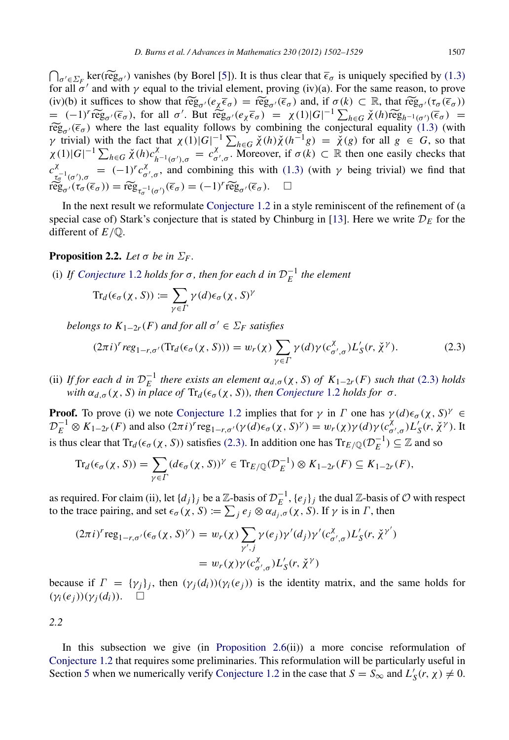$\bigcap_{\sigma' \in \Sigma_F} \ker(\widetilde{\mathrm{reg}}_{\sigma'})$ vanishes (by Borel [5]). It is thus clear that $\overline{\epsilon}_\sigma$ is uniquely specified by (1.3) for all $\sigma'$ and with $\gamma$ equal to the trivial element, proving (iv)(a). For the same reason, to prove (iv)(b) it suffices to show that $\widetilde{\mathrm{reg}}_{\sigma'}(e_\chi \overline{\epsilon}_\sigma) = \widetilde{\mathrm{reg}}_{\sigma'}(\overline{\epsilon}_\sigma)$ and, if $\sigma(k) \subset \mathbb{R}$, that $\widetilde{\mathrm{reg}}_{\sigma'}(\tau_\sigma(\overline{\epsilon}_\sigma)) = (-1)^r \widetilde{\mathrm{reg}}_{\sigma'}(\overline{\epsilon}_\sigma)$, for all $\sigma'$. But $\widetilde{\mathrm{reg}}_{\sigma'}(e_\chi \overline{\epsilon}_\sigma) = \chi(1)|G|^{-1} \sum_{h \in G} \check{\chi}(h) \widetilde{\mathrm{reg}}_{h^{-1}(\sigma')}(\overline{\epsilon}_\sigma) = \widetilde{\mathrm{reg}}_{\sigma'}(\overline{\epsilon}_\sigma)$ where the last equality follows by combining the conjectural equality (1.3) (with $\gamma$ trivial) with the fact that $\chi(1)|G|^{-1} \sum_{h \in G} \check{\chi}(h)\check{\chi}(h^{-1}g) = \check{\chi}(g)$ for all $g \in G$, so that $\chi(1)|G|^{-1} \sum_{h \in G} \check{\chi}(h) c^{\chi}_{h^{-1}(\sigma'),\sigma} = c^{\chi}_{\sigma',\sigma}$. Moreover, if $\sigma(k) \subset \mathbb{R}$ then one easily checks that $c^{\chi}_{\tau_\sigma^{-1}(\sigma'),\sigma} = (-1)^r c^{\chi}_{\sigma',\sigma}$, and combining this with (1.3) (with $\gamma$ being trivial) we find that $\widetilde{\mathrm{reg}}_{\sigma'}(\tau_\sigma(\overline{\epsilon}_\sigma)) = \widetilde{\mathrm{reg}}_{\tau_\sigma^{-1}(\sigma')}(\overline{\epsilon}_\sigma) = (-1)^r \widetilde{\mathrm{reg}}_{\sigma'}(\overline{\epsilon}_\sigma)$. $\square$

In the next result we reformulate Conjecture 1.2 in a style reminiscent of the refinement of (a special case of) Stark's conjecture that is stated by Chinburg in [13]. Here we write $\mathcal{D}_E$ for the different of $E/\mathbb{Q}$.

**Proposition 2.2.** *Let $\sigma$ be in $\Sigma_F$.*

(i) *If Conjecture 1.2 holds for $\sigma$, then for each $d$ in $\mathcal{D}_E^{-1}$ the element*

$$\mathrm{Tr}_d(\epsilon_\sigma(\chi, S)) := \sum_{\gamma \in \Gamma} \gamma(d) \epsilon_\sigma(\chi, S)^\gamma$$

*belongs to $K_{1-2r}(F)$ and for all $\sigma' \in \Sigma_F$ satisfies*

$$(2\pi i)^r \mathit{reg}_{1-r,\sigma'}(\mathrm{Tr}_d(\epsilon_\sigma(\chi, S))) = w_r(\chi) \sum_{\gamma \in \Gamma} \gamma(d) \gamma(c^{\chi}_{\sigma',\sigma}) L'_S(r, \check{\chi}^\gamma). \tag{2.3}$$

(ii) *If for each $d$ in $\mathcal{D}_E^{-1}$ there exists an element $\alpha_{d,\sigma}(\chi, S)$ of $K_{1-2r}(F)$ such that (2.3) holds with $\alpha_{d,\sigma}(\chi, S)$ in place of $\mathrm{Tr}_d(\epsilon_\sigma(\chi, S))$, then Conjecture 1.2 holds for $\sigma$.*

**Proof.** To prove (i) we note Conjecture 1.2 implies that for $\gamma$ in $\Gamma$ one has $\gamma(d)\epsilon_\sigma(\chi, S)^\gamma \in \mathcal{D}_E^{-1} \otimes K_{1-2r}(F)$ and also $(2\pi i)^r \mathrm{reg}_{1-r,\sigma'}(\gamma(d)\epsilon_\sigma(\chi, S)^\gamma) = w_r(\chi)\gamma(d)\gamma(c^{\chi}_{\sigma',\sigma}) L'_S(r, \check{\chi}^\gamma)$. It is thus clear that $\mathrm{Tr}_d(\epsilon_\sigma(\chi, S))$ satisfies (2.3). In addition one has $\mathrm{Tr}_{E/\mathbb{Q}}(\mathcal{D}_E^{-1}) \subseteq \mathbb{Z}$ and so

$$\mathrm{Tr}_d(\epsilon_\sigma(\chi, S)) = \sum_{\gamma \in \Gamma} (d\epsilon_\sigma(\chi, S))^\gamma \in \mathrm{Tr}_{E/\mathbb{Q}}(\mathcal{D}_E^{-1}) \otimes K_{1-2r}(F) \subseteq K_{1-2r}(F),$$

as required. For claim (ii), let $\{d_j\}_j$ be a $\mathbb{Z}$-basis of $\mathcal{D}_E^{-1}$, $\{e_j\}_j$ the dual $\mathbb{Z}$-basis of $\mathcal{O}$ with respect to the trace pairing, and set $\epsilon_\sigma(\chi, S) := \sum_j e_j \otimes \alpha_{d_j,\sigma}(\chi, S)$. If $\gamma$ is in $\Gamma$, then

$$\begin{aligned}
(2\pi i)^r \mathrm{reg}_{1-r,\sigma'}(\epsilon_\sigma(\chi, S)^\gamma) &= w_r(\chi) \sum_{\gamma', j} \gamma(e_j)\gamma'(d_j)\gamma'(c^{\chi}_{\sigma',\sigma}) L'_S(r, \check{\chi}^{\gamma'}) \\
&= w_r(\chi)\gamma(c^{\chi}_{\sigma',\sigma}) L'_S(r, \check{\chi}^\gamma)
\end{aligned}$$

because if $\Gamma = \{\gamma_j\}_j$, then $(\gamma_j(d_i))(\gamma_i(e_j))$ is the identity matrix, and the same holds for $(\gamma_i(e_j))(\gamma_j(d_i))$. $\square$

*2.2*

In this subsection we give (in Proposition 2.6(ii)) a more concise reformulation of Conjecture 1.2 that requires some preliminaries. This reformulation will be particularly useful in Section 5 when we numerically verify Conjecture 1.2 in the case that $S = S_\infty$ and $L'_S(r, \chi) \neq 0$.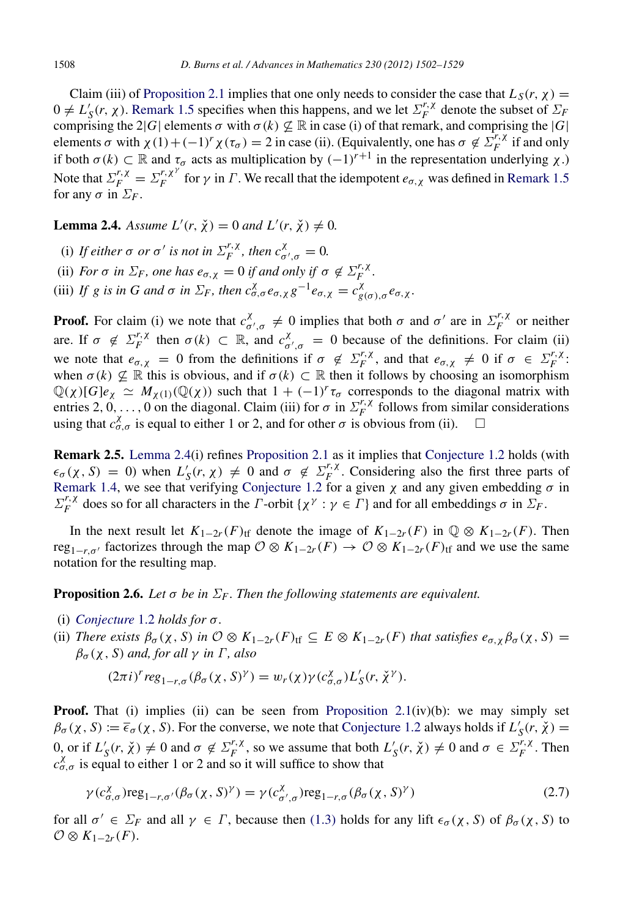Claim (iii) of Proposition 2.1 implies that one only needs to consider the case that $L_S(r, \chi) = 0 \neq L'_S(r, \chi)$. Remark 1.5 specifies when this happens, and we let $\Sigma_F^{r,\chi}$ denote the subset of $\Sigma_F$ comprising the $2|G|$ elements $\sigma$ with $\sigma(k) \not\subseteq \mathbb{R}$ in case (i) of that remark, and comprising the $|G|$ elements $\sigma$ with $\chi(1) + (-1)^r \chi(\tau_\sigma) = 2$ in case (ii). (Equivalently, one has $\sigma \notin \Sigma_F^{r,\chi}$ if and only if both $\sigma(k) \subset \mathbb{R}$ and $\tau_\sigma$ acts as multiplication by $(-1)^{r+1}$ in the representation underlying $\chi$.) Note that $\Sigma_F^{r,\chi} = \Sigma_F^{r,\chi^\gamma}$ for $\gamma$ in $\Gamma$. We recall that the idempotent $e_{\sigma,\chi}$ was defined in Remark 1.5 for any $\sigma$ in $\Sigma_F$.

**Lemma 2.4.** *Assume $L'(r, \check{\chi}) = 0$ and $L'(r, \check{\chi}) \neq 0$.*

(i) *If either $\sigma$ or $\sigma'$ is not in $\Sigma_F^{r,\chi}$, then $c^\chi_{\sigma',\sigma} = 0$.*

(ii) *For $\sigma$ in $\Sigma_F$, one has $e_{\sigma,\chi} = 0$ if and only if $\sigma \notin \Sigma_F^{r,\chi}$.*

(iii) *If $g$ is in $G$ and $\sigma$ in $\Sigma_F$, then $c^\chi_{\sigma,\sigma} e_{\sigma,\chi} g^{-1} e_{\sigma,\chi} = c^\chi_{g(\sigma),\sigma} e_{\sigma,\chi}$.*

**Proof.** For claim (i) we note that $c^\chi_{\sigma',\sigma} \neq 0$ implies that both $\sigma$ and $\sigma'$ are in $\Sigma_F^{r,\chi}$ or neither are. If $\sigma \notin \Sigma_F^{r,\chi}$ then $\sigma(k) \subset \mathbb{R}$, and $c^\chi_{\sigma',\sigma} = 0$ because of the definitions. For claim (ii) we note that $e_{\sigma,\chi} = 0$ from the definitions if $\sigma \notin \Sigma_F^{r,\chi}$, and that $e_{\sigma,\chi} \neq 0$ if $\sigma \in \Sigma_F^{r,\chi}$: when $\sigma(k) \not\subseteq \mathbb{R}$ this is obvious, and if $\sigma(k) \subset \mathbb{R}$ then it follows by choosing an isomorphism $\mathbb{Q}(\chi)[G]e_\chi \simeq M_{\chi(1)}(\mathbb{Q}(\chi))$ such that $1 + (-1)^r \tau_\sigma$ corresponds to the diagonal matrix with entries $2, 0, \ldots, 0$ on the diagonal. Claim (iii) for $\sigma$ in $\Sigma_F^{r,\chi}$ follows from similar considerations using that $c^\chi_{\sigma,\sigma}$ is equal to either 1 or 2, and for other $\sigma$ is obvious from (ii). $\square$

**Remark 2.5.** Lemma 2.4(i) refines Proposition 2.1 as it implies that Conjecture 1.2 holds (with $\epsilon_\sigma(\chi, S) = 0$) when $L'_S(r, \chi) \neq 0$ and $\sigma \notin \Sigma_F^{r,\chi}$. Considering also the first three parts of Remark 1.4, we see that verifying Conjecture 1.2 for a given $\chi$ and any given embedding $\sigma$ in $\Sigma_F^{r,\chi}$ does so for all characters in the $\Gamma$-orbit $\{\chi^\gamma : \gamma \in \Gamma\}$ and for all embeddings $\sigma$ in $\Sigma_F$.

In the next result let $K_{1-2r}(F)_{\mathrm{tf}}$ denote the image of $K_{1-2r}(F)$ in $\mathbb{Q} \otimes K_{1-2r}(F)$. Then $\mathrm{reg}_{1-r,\sigma'}$ factorizes through the map $\mathcal{O} \otimes K_{1-2r}(F) \to \mathcal{O} \otimes K_{1-2r}(F)_{\mathrm{tf}}$ and we use the same notation for the resulting map.

**Proposition 2.6.** *Let $\sigma$ be in $\Sigma_F$. Then the following statements are equivalent.*

(i) *Conjecture 1.2 holds for $\sigma$.*

(ii) *There exists $\beta_\sigma(\chi, S)$ in $\mathcal{O} \otimes K_{1-2r}(F)_{\mathrm{tf}} \subseteq E \otimes K_{1-2r}(F)$ that satisfies $e_{\sigma,\chi}\beta_\sigma(\chi, S) = \beta_\sigma(\chi, S)$ and, for all $\gamma$ in $\Gamma$, also*

$$(2\pi i)^r \mathrm{reg}_{1-r,\sigma}(\beta_\sigma(\chi, S)^\gamma) = w_r(\chi)\gamma(c^\chi_{\sigma,\sigma}) L'_S(r, \check{\chi}^\gamma).$$

**Proof.** That (i) implies (ii) can be seen from Proposition 2.1(iv)(b): we may simply set $\beta_\sigma(\chi, S) := \overline{\epsilon}_\sigma(\chi, S)$. For the converse, we note that Conjecture 1.2 always holds if $L'_S(r, \check{\chi}) = 0$, or if $L'_S(r, \check{\chi}) \neq 0$ and $\sigma \notin \Sigma_F^{r,\chi}$, so we assume that both $L'_S(r, \check{\chi}) \neq 0$ and $\sigma \in \Sigma_F^{r,\chi}$. Then $c^\chi_{\sigma,\sigma}$ is equal to either 1 or 2 and so it will suffice to show that

$$\gamma(c^\chi_{\sigma,\sigma})\mathrm{reg}_{1-r,\sigma'}(\beta_\sigma(\chi, S)^\gamma) = \gamma(c^\chi_{\sigma',\sigma})\mathrm{reg}_{1-r,\sigma}(\beta_\sigma(\chi, S)^\gamma) \tag{2.7}$$

for all $\sigma' \in \Sigma_F$ and all $\gamma \in \Gamma$, because then (1.3) holds for any lift $\epsilon_\sigma(\chi, S)$ of $\beta_\sigma(\chi, S)$ to $\mathcal{O} \otimes K_{1-2r}(F)$.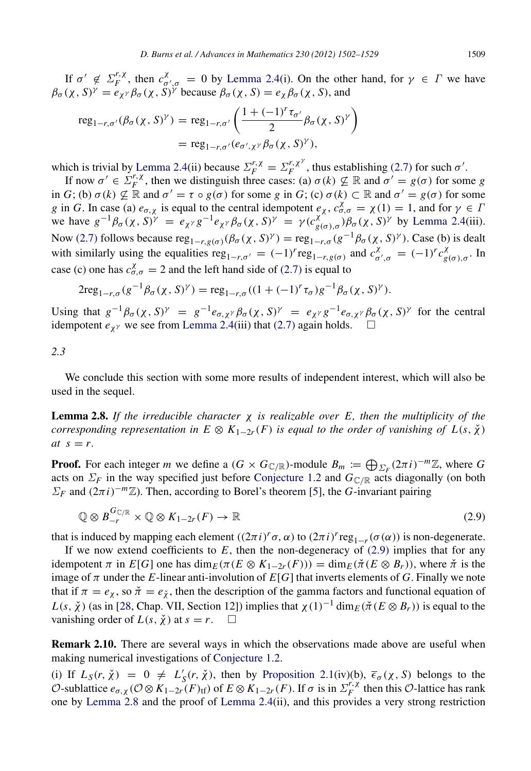If $\sigma' \notin \Sigma_F^{r,\chi}$, then $c^{\chi}_{\sigma',\sigma} = 0$ by Lemma 2.4(i). On the other hand, for $\gamma \in \Gamma$ we have $\beta_\sigma(\chi, S)^\gamma = e_{\chi^\gamma}\beta_\sigma(\chi, S)^\gamma$ because $\beta_\sigma(\chi, S) = e_\chi \beta_\sigma(\chi, S)$, and

$$\begin{aligned}\mathrm{reg}_{1-r,\sigma'}(\beta_\sigma(\chi, S)^\gamma) &= \mathrm{reg}_{1-r,\sigma'}\left(\frac{1+(-1)^r\tau_{\sigma'}}{2}\beta_\sigma(\chi, S)^\gamma\right)\\ &= \mathrm{reg}_{1-r,\sigma'}(e_{\sigma',\chi^\gamma}\beta_\sigma(\chi, S)^\gamma),\end{aligned}$$

which is trivial by Lemma 2.4(ii) because $\Sigma_F^{r,\chi} = \Sigma_F^{r,\chi^\gamma}$, thus establishing (2.7) for such $\sigma'$.

If now $\sigma' \in \Sigma_F^{r,\chi}$, then we distinguish three cases: (a) $\sigma(k) \not\subseteq \mathbb{R}$ and $\sigma' = g(\sigma)$ for some $g$ in $G$; (b) $\sigma(k) \not\subseteq \mathbb{R}$ and $\sigma' = \tau \circ g(\sigma)$ for some $g$ in $G$; (c) $\sigma(k) \subset \mathbb{R}$ and $\sigma' = g(\sigma)$ for some $g$ in $G$. In case (a) $e_{\sigma,\chi}$ is equal to the central idempotent $e_\chi$, $c^\chi_{\sigma,\sigma} = \chi(1) = 1$, and for $\gamma \in \Gamma$ we have $g^{-1}\beta_\sigma(\chi, S)^\gamma = e_{\chi^\gamma} g^{-1} e_{\chi^\gamma}\beta_\sigma(\chi, S)^\gamma = \gamma(c^\chi_{g(\sigma),\sigma})\beta_\sigma(\chi, S)^\gamma$ by Lemma 2.4(iii). Now (2.7) follows because $\mathrm{reg}_{1-r,g(\sigma)}(\beta_\sigma(\chi, S)^\gamma) = \mathrm{reg}_{1-r,\sigma}(g^{-1}\beta_\sigma(\chi, S)^\gamma)$. Case (b) is dealt with similarly using the equalities $\mathrm{reg}_{1-r,\sigma'} = (-1)^r\mathrm{reg}_{1-r,g(\sigma)}$ and $c^\chi_{\sigma',\sigma} = (-1)^r c^\chi_{g(\sigma),\sigma}$. In case (c) one has $c^\chi_{\sigma,\sigma} = 2$ and the left hand side of (2.7) is equal to

$$2\mathrm{reg}_{1-r,\sigma}(g^{-1}\beta_\sigma(\chi, S)^\gamma) = \mathrm{reg}_{1-r,\sigma}((1+(-1)^r\tau_\sigma)g^{-1}\beta_\sigma(\chi, S)^\gamma).$$

Using that $g^{-1}\beta_\sigma(\chi, S)^\gamma = g^{-1}e_{\sigma,\chi^\gamma}\beta_\sigma(\chi, S)^\gamma = e_{\chi^\gamma} g^{-1} e_{\sigma,\chi^\gamma}\beta_\sigma(\chi, S)^\gamma$ for the central idempotent $e_{\chi^\gamma}$ we see from Lemma 2.4(iii) that (2.7) again holds. $\square$

## 2.3

We conclude this section with some more results of independent interest, which will also be used in the sequel.

**Lemma 2.8.** *If the irreducible character $\chi$ is realizable over $E$, then the multiplicity of the corresponding representation in $E \otimes K_{1-2r}(F)$ is equal to the order of vanishing of $L(s, \check{\chi})$ at $s = r$.*

**Proof.** For each integer $m$ we define a $(G \times G_{\mathbb{C}/\mathbb{R}})$-module $B_m := \bigoplus_{\Sigma_F}(2\pi i)^{-m}\mathbb{Z}$, where $G$ acts on $\Sigma_F$ in the way specified just before Conjecture 1.2 and $G_{\mathbb{C}/\mathbb{R}}$ acts diagonally (on both $\Sigma_F$ and $(2\pi i)^{-m}\mathbb{Z}$). Then, according to Borel's theorem [5], the $G$-invariant pairing

$$\mathbb{Q} \otimes B_{-r}^{G_{\mathbb{C}/\mathbb{R}}} \times \mathbb{Q} \otimes K_{1-2r}(F) \to \mathbb{R} \tag{2.9}$$

that is induced by mapping each element $((2\pi i)^r\sigma, \alpha)$ to $(2\pi i)^r\mathrm{reg}_{1-r}(\sigma(\alpha))$ is non-degenerate.

If we now extend coefficients to $E$, then the non-degeneracy of (2.9) implies that for any idempotent $\pi$ in $E[G]$ one has $\dim_E(\pi(E \otimes K_{1-2r}(F))) = \dim_E(\check{\pi}(E \otimes B_r))$, where $\check{\pi}$ is the image of $\pi$ under the $E$-linear anti-involution of $E[G]$ that inverts elements of $G$. Finally we note that if $\pi = e_\chi$, so $\check{\pi} = e_{\check{\chi}}$, then the description of the gamma factors and functional equation of $L(s, \check{\chi})$ (as in [28, Chap. VII, Section 12]) implies that $\chi(1)^{-1}\dim_E(\check{\pi}(E \otimes B_r))$ is equal to the vanishing order of $L(s, \check{\chi})$ at $s = r$. $\square$

**Remark 2.10.** There are several ways in which the observations made above are useful when making numerical investigations of Conjecture 1.2.

(i) If $L_S(r, \check{\chi}) = 0 \neq L'_S(r, \check{\chi})$, then by Proposition 2.1(iv)(b), $\overline{\epsilon}_\sigma(\chi, S)$ belongs to the $\mathcal{O}$-sublattice $e_{\sigma,\chi}(\mathcal{O} \otimes K_{1-2r}(F)_{\mathrm{tf}})$ of $E \otimes K_{1-2r}(F)$. If $\sigma$ is in $\Sigma_F^{r,\chi}$ then this $\mathcal{O}$-lattice has rank one by Lemma 2.8 and the proof of Lemma 2.4(ii), and this provides a very strong restriction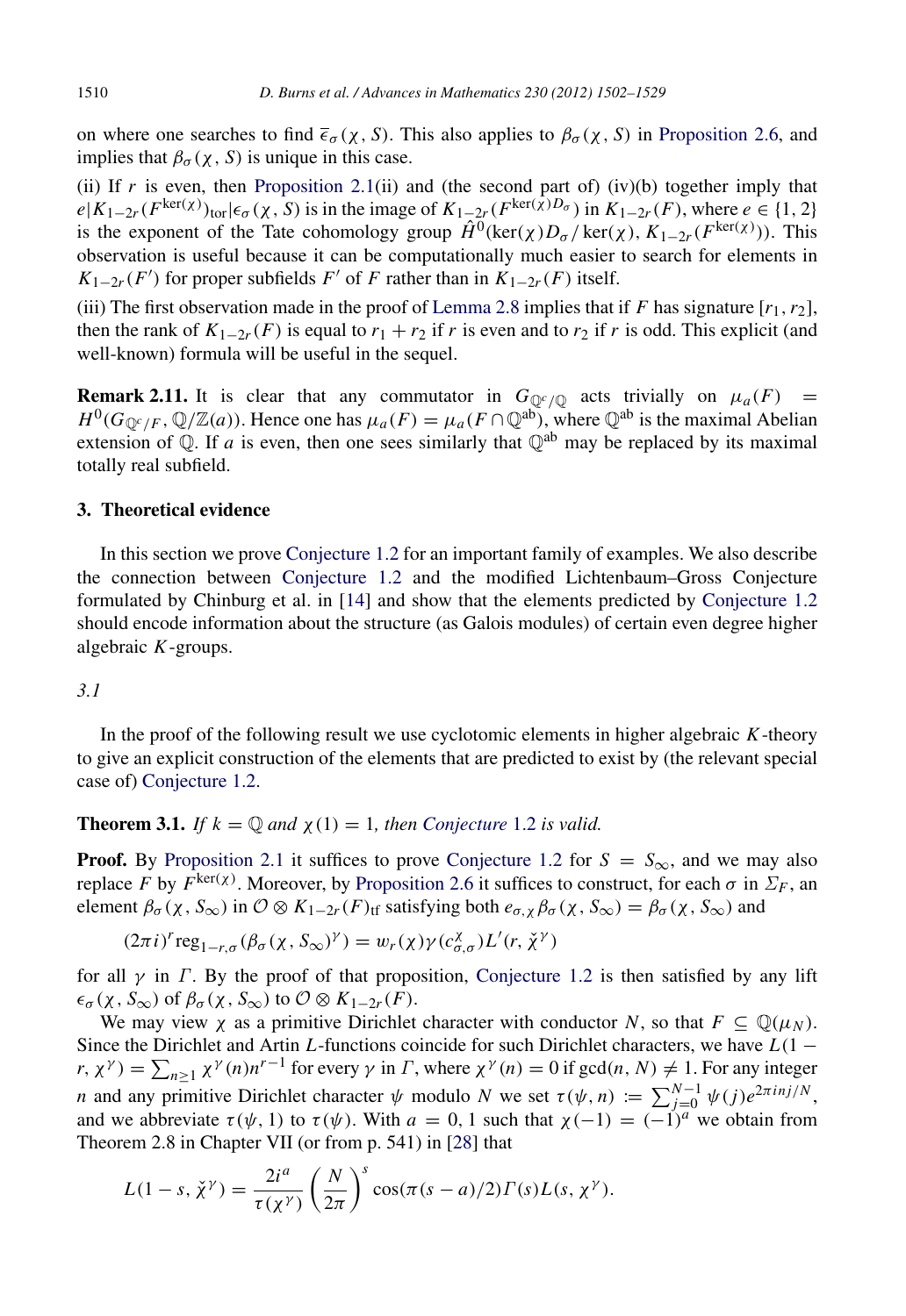on where one searches to find $\overline{\epsilon}_\sigma(\chi, S)$. This also applies to $\beta_\sigma(\chi, S)$ in Proposition 2.6, and implies that $\beta_\sigma(\chi, S)$ is unique in this case.

(ii) If $r$ is even, then Proposition 2.1(ii) and (the second part of) (iv)(b) together imply that $e|K_{1-2r}(F^{\ker(\chi)})_{\mathrm{tor}}|\epsilon_\sigma(\chi, S)$ is in the image of $K_{1-2r}(F^{\ker(\chi)D_\sigma})$ in $K_{1-2r}(F)$, where $e \in \{1, 2\}$ is the exponent of the Tate cohomology group $\hat{H}^0(\ker(\chi)D_\sigma/\ker(\chi), K_{1-2r}(F^{\ker(\chi)}))$. This observation is useful because it can be computationally much easier to search for elements in $K_{1-2r}(F')$ for proper subfields $F'$ of $F$ rather than in $K_{1-2r}(F)$ itself.

(iii) The first observation made in the proof of Lemma 2.8 implies that if $F$ has signature $[r_1, r_2]$, then the rank of $K_{1-2r}(F)$ is equal to $r_1 + r_2$ if $r$ is even and to $r_2$ if $r$ is odd. This explicit (and well-known) formula will be useful in the sequel.

**Remark 2.11.** It is clear that any commutator in $G_{\mathbb{Q}^c/\mathbb{Q}}$ acts trivially on $\mu_a(F) = H^0(G_{\mathbb{Q}^c/F}, \mathbb{Q}/\mathbb{Z}(a))$. Hence one has $\mu_a(F) = \mu_a(F \cap \mathbb{Q}^{\mathrm{ab}})$, where $\mathbb{Q}^{\mathrm{ab}}$ is the maximal Abelian extension of $\mathbb{Q}$. If $a$ is even, then one sees similarly that $\mathbb{Q}^{\mathrm{ab}}$ may be replaced by its maximal totally real subfield.

## 3. Theoretical evidence

In this section we prove Conjecture 1.2 for an important family of examples. We also describe the connection between Conjecture 1.2 and the modified Lichtenbaum–Gross Conjecture formulated by Chinburg et al. in [14] and show that the elements predicted by Conjecture 1.2 should encode information about the structure (as Galois modules) of certain even degree higher algebraic $K$-groups.

*3.1*

In the proof of the following result we use cyclotomic elements in higher algebraic $K$-theory to give an explicit construction of the elements that are predicted to exist by (the relevant special case of) Conjecture 1.2.

**Theorem 3.1.** *If $k = \mathbb{Q}$ and $\chi(1) = 1$, then Conjecture 1.2 is valid.*

**Proof.** By Proposition 2.1 it suffices to prove Conjecture 1.2 for $S = S_\infty$, and we may also replace $F$ by $F^{\ker(\chi)}$. Moreover, by Proposition 2.6 it suffices to construct, for each $\sigma$ in $\Sigma_F$, an element $\beta_\sigma(\chi, S_\infty)$ in $\mathcal{O} \otimes K_{1-2r}(F)_{\mathrm{tf}}$ satisfying both $e_{\sigma,\chi}\beta_\sigma(\chi, S_\infty) = \beta_\sigma(\chi, S_\infty)$ and

$$(2\pi i)^r \mathrm{reg}_{1-r,\sigma}(\beta_\sigma(\chi, S_\infty)^\gamma) = w_r(\chi)\gamma(c^\chi_{\sigma,\sigma})L'(r, \check{\chi}^\gamma)$$

for all $\gamma$ in $\Gamma$. By the proof of that proposition, Conjecture 1.2 is then satisfied by any lift $\epsilon_\sigma(\chi, S_\infty)$ of $\beta_\sigma(\chi, S_\infty)$ to $\mathcal{O} \otimes K_{1-2r}(F)$.

We may view $\chi$ as a primitive Dirichlet character with conductor $N$, so that $F \subseteq \mathbb{Q}(\mu_N)$. Since the Dirichlet and Artin $L$-functions coincide for such Dirichlet characters, we have $L(1-r, \chi^\gamma) = \sum_{n\geq 1} \chi^\gamma(n) n^{r-1}$ for every $\gamma$ in $\Gamma$, where $\chi^\gamma(n) = 0$ if $\gcd(n, N) \neq 1$. For any integer $n$ and any primitive Dirichlet character $\psi$ modulo $N$ we set $\tau(\psi, n) := \sum_{j=0}^{N-1} \psi(j) e^{2\pi i n j/N}$, and we abbreviate $\tau(\psi, 1)$ to $\tau(\psi)$. With $a = 0, 1$ such that $\chi(-1) = (-1)^a$ we obtain from Theorem 2.8 in Chapter VII (or from p. 541) in [28] that

$$L(1-s, \check{\chi}^\gamma) = \frac{2i^a}{\tau(\chi^\gamma)} \left(\frac{N}{2\pi}\right)^s \cos(\pi(s-a)/2)\Gamma(s)L(s, \chi^\gamma).$$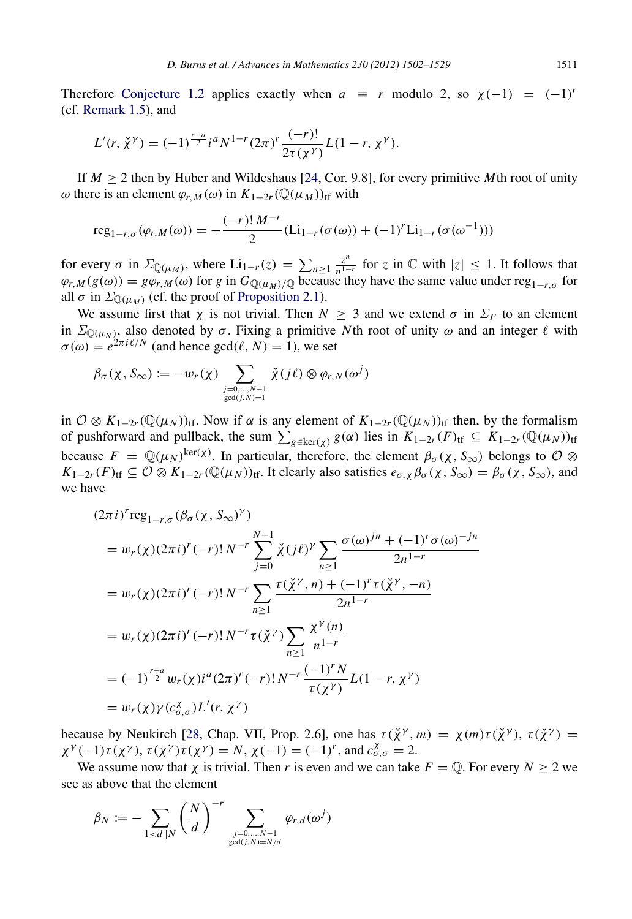Therefore Conjecture 1.2 applies exactly when $a \equiv r$ modulo 2, so $\chi(-1) = (-1)^r$ (cf. Remark 1.5), and

$$L'(r, \check{\chi}^\gamma) = (-1)^{\frac{r+a}{2}} i^a N^{1-r} (2\pi)^r \frac{(-r)!}{2\tau(\chi^\gamma)} L(1-r, \chi^\gamma).$$

If $M \geq 2$ then by Huber and Wildeshaus [24, Cor. 9.8], for every primitive $M$th root of unity $\omega$ there is an element $\varphi_{r,M}(\omega)$ in $K_{1-2r}(\mathbb{Q}(\mu_M))_{\mathrm{tf}}$ with

$$\mathrm{reg}_{1-r,\sigma}(\varphi_{r,M}(\omega)) = -\frac{(-r)!\, M^{-r}}{2} \left(\mathrm{Li}_{1-r}(\sigma(\omega)) + (-1)^r \mathrm{Li}_{1-r}(\sigma(\omega^{-1}))\right)$$

for every $\sigma$ in $\Sigma_{\mathbb{Q}(\mu_M)}$, where $\mathrm{Li}_{1-r}(z) = \sum_{n \geq 1} \frac{z^n}{n^{1-r}}$ for $z$ in $\mathbb{C}$ with $|z| \leq 1$. It follows that $\varphi_{r,M}(g(\omega)) = g\varphi_{r,M}(\omega)$ for $g$ in $G_{\mathbb{Q}(\mu_M)/\mathbb{Q}}$ because they have the same value under $\mathrm{reg}_{1-r,\sigma}$ for all $\sigma$ in $\Sigma_{\mathbb{Q}(\mu_M)}$ (cf. the proof of Proposition 2.1).

We assume first that $\chi$ is not trivial. Then $N \geq 3$ and we extend $\sigma$ in $\Sigma_F$ to an element in $\Sigma_{\mathbb{Q}(\mu_N)}$, also denoted by $\sigma$. Fixing a primitive $N$th root of unity $\omega$ and an integer $\ell$ with $\sigma(\omega) = e^{2\pi i \ell/N}$ (and hence $\gcd(\ell, N) = 1$), we set

$$\beta_\sigma(\chi, S_\infty) := -w_r(\chi) \sum_{\substack{j=0,\ldots,N-1 \\ \gcd(j,N)=1}} \check{\chi}(j\ell) \otimes \varphi_{r,N}(\omega^j)$$

in $\mathcal{O} \otimes K_{1-2r}(\mathbb{Q}(\mu_N))_{\mathrm{tf}}$. Now if $\alpha$ is any element of $K_{1-2r}(\mathbb{Q}(\mu_N))_{\mathrm{tf}}$ then, by the formalism of pushforward and pullback, the sum $\sum_{g \in \ker(\chi)} g(\alpha)$ lies in $K_{1-2r}(F)_{\mathrm{tf}} \subseteq K_{1-2r}(\mathbb{Q}(\mu_N))_{\mathrm{tf}}$ because $F = \mathbb{Q}(\mu_N)^{\ker(\chi)}$. In particular, therefore, the element $\beta_\sigma(\chi, S_\infty)$ belongs to $\mathcal{O} \otimes K_{1-2r}(F)_{\mathrm{tf}} \subseteq \mathcal{O} \otimes K_{1-2r}(\mathbb{Q}(\mu_N))_{\mathrm{tf}}$. It clearly also satisfies $e_{\sigma,\chi}\beta_\sigma(\chi, S_\infty) = \beta_\sigma(\chi, S_\infty)$, and we have

$$\begin{aligned}
&(2\pi i)^r \mathrm{reg}_{1-r,\sigma}(\beta_\sigma(\chi, S_\infty)^\gamma) \\
&= w_r(\chi)(2\pi i)^r (-r)!\, N^{-r} \sum_{j=0}^{N-1} \check{\chi}(j\ell)^\gamma \sum_{n \geq 1} \frac{\sigma(\omega)^{jn} + (-1)^r \sigma(\omega)^{-jn}}{2n^{1-r}} \\
&= w_r(\chi)(2\pi i)^r (-r)!\, N^{-r} \sum_{n \geq 1} \frac{\tau(\check{\chi}^\gamma, n) + (-1)^r \tau(\check{\chi}^\gamma, -n)}{2n^{1-r}} \\
&= w_r(\chi)(2\pi i)^r (-r)!\, N^{-r} \tau(\check{\chi}^\gamma) \sum_{n \geq 1} \frac{\chi^\gamma(n)}{n^{1-r}} \\
&= (-1)^{\frac{r-a}{2}} w_r(\chi) i^a (2\pi)^r (-r)!\, N^{-r} \frac{(-1)^r N}{\tau(\chi^\gamma)} L(1-r, \chi^\gamma) \\
&= w_r(\chi)\gamma(c_{\sigma,\sigma}^\chi) L'(r, \chi^\gamma)
\end{aligned}$$

because by Neukirch [28, Chap. VII, Prop. 2.6], one has $\tau(\check{\chi}^\gamma, m) = \chi(m)\tau(\check{\chi}^\gamma)$, $\tau(\check{\chi}^\gamma) = \chi^\gamma(-1)\overline{\tau(\chi^\gamma)}$, $\tau(\chi^\gamma)\overline{\tau(\chi^\gamma)} = N$, $\chi(-1) = (-1)^r$, and $c_{\sigma,\sigma}^\chi = 2$.

We assume now that $\chi$ is trivial. Then $r$ is even and we can take $F = \mathbb{Q}$. For every $N \geq 2$ we see as above that the element

$$\beta_N := -\sum_{1<d\,|N} \left(\frac{N}{d}\right)^{-r} \sum_{\substack{j=0,\ldots,N-1 \\ \gcd(j,N)=N/d}} \varphi_{r,d}(\omega^j)$$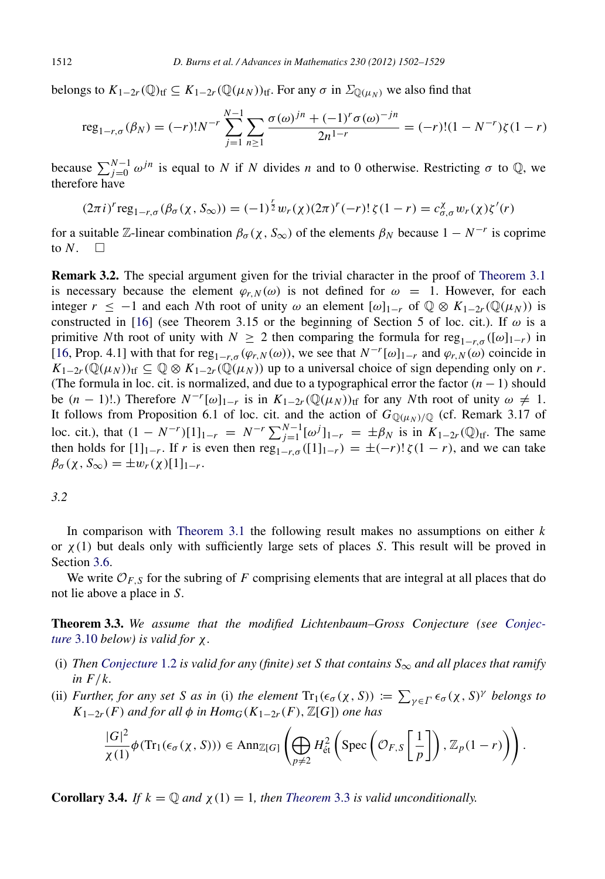belongs to $K_{1-2r}(\mathbb{Q})_{\mathrm{tf}} \subseteq K_{1-2r}(\mathbb{Q}(\mu_N))_{\mathrm{tf}}$. For any $\sigma$ in $\Sigma_{\mathbb{Q}(\mu_N)}$ we also find that

$$\mathrm{reg}_{1-r,\sigma}(\beta_N) = (-r)!N^{-r}\sum_{j=1}^{N-1}\sum_{n\geq 1}\frac{\sigma(\omega)^{jn}+(-1)^r\sigma(\omega)^{-jn}}{2n^{1-r}} = (-r)!(1-N^{-r})\zeta(1-r)$$

because $\sum_{j=0}^{N-1}\omega^{jn}$ is equal to $N$ if $N$ divides $n$ and to 0 otherwise. Restricting $\sigma$ to $\mathbb{Q}$, we therefore have

$$(2\pi i)^r\mathrm{reg}_{1-r,\sigma}(\beta_\sigma(\chi,S_\infty)) = (-1)^{\frac{r}{2}}w_r(\chi)(2\pi)^r(-r)!\,\zeta(1-r) = c^\chi_{\sigma,\sigma}w_r(\chi)\zeta'(r)$$

for a suitable $\mathbb{Z}$-linear combination $\beta_\sigma(\chi,S_\infty)$ of the elements $\beta_N$ because $1-N^{-r}$ is coprime to $N$. $\square$

**Remark 3.2.** The special argument given for the trivial character in the proof of Theorem 3.1 is necessary because the element $\varphi_{r,N}(\omega)$ is not defined for $\omega = 1$. However, for each integer $r \leq -1$ and each $N$th root of unity $\omega$ an element $[\omega]_{1-r}$ of $\mathbb{Q}\otimes K_{1-2r}(\mathbb{Q}(\mu_N))$ is constructed in [16] (see Theorem 3.15 or the beginning of Section 5 of loc. cit.). If $\omega$ is a primitive $N$th root of unity with $N \geq 2$ then comparing the formula for $\mathrm{reg}_{1-r,\sigma}([\omega]_{1-r})$ in [16, Prop. 4.1] with that for $\mathrm{reg}_{1-r,\sigma}(\varphi_{r,N}(\omega))$, we see that $N^{-r}[\omega]_{1-r}$ and $\varphi_{r,N}(\omega)$ coincide in $K_{1-2r}(\mathbb{Q}(\mu_N))_{\mathrm{tf}} \subseteq \mathbb{Q}\otimes K_{1-2r}(\mathbb{Q}(\mu_N))$ up to a universal choice of sign depending only on $r$. (The formula in loc. cit. is normalized, and due to a typographical error the factor $(n-1)$ should be $(n-1)!$.) Therefore $N^{-r}[\omega]_{1-r}$ is in $K_{1-2r}(\mathbb{Q}(\mu_N))_{\mathrm{tf}}$ for any $N$th root of unity $\omega \neq 1$. It follows from Proposition 6.1 of loc. cit. and the action of $G_{\mathbb{Q}(\mu_N)/\mathbb{Q}}$ (cf. Remark 3.17 of loc. cit.), that $(1-N^{-r})[1]_{1-r} = N^{-r}\sum_{j=1}^{N-1}[\omega^j]_{1-r} = \pm\beta_N$ is in $K_{1-2r}(\mathbb{Q})_{\mathrm{tf}}$. The same then holds for $[1]_{1-r}$. If $r$ is even then $\mathrm{reg}_{1-r,\sigma}([1]_{1-r}) = \pm(-r)!\,\zeta(1-r)$, and we can take $\beta_\sigma(\chi,S_\infty) = \pm w_r(\chi)[1]_{1-r}$.

*3.2*

In comparison with Theorem 3.1 the following result makes no assumptions on either $k$ or $\chi(1)$ but deals only with sufficiently large sets of places $S$. This result will be proved in Section 3.6.

We write $\mathcal{O}_{F,S}$ for the subring of $F$ comprising elements that are integral at all places that do not lie above a place in $S$.

**Theorem 3.3.** *We assume that the modified Lichtenbaum–Gross Conjecture (see Conjecture 3.10 below) is valid for $\chi$.*

(i) *Then Conjecture 1.2 is valid for any (finite) set $S$ that contains $S_\infty$ and all places that ramify in $F/k$.*
(ii) *Further, for any set $S$ as in (i) the element $\mathrm{Tr}_1(\epsilon_\sigma(\chi,S)) := \sum_{\gamma\in\Gamma}\epsilon_\sigma(\chi,S)^\gamma$ belongs to $K_{1-2r}(F)$ and for all $\phi$ in $\mathrm{Hom}_G(K_{1-2r}(F),\mathbb{Z}[G])$ one has*

$$\frac{|G|^2}{\chi(1)}\phi(\mathrm{Tr}_1(\epsilon_\sigma(\chi,S))) \in \mathrm{Ann}_{\mathbb{Z}[G]}\left(\bigoplus_{p\neq 2}H^2_{\acute{e}t}\left(\mathrm{Spec}\left(\mathcal{O}_{F,S}\left[\frac{1}{p}\right]\right),\mathbb{Z}_p(1-r)\right)\right).$$

**Corollary 3.4.** *If $k = \mathbb{Q}$ and $\chi(1) = 1$, then Theorem 3.3 is valid unconditionally.*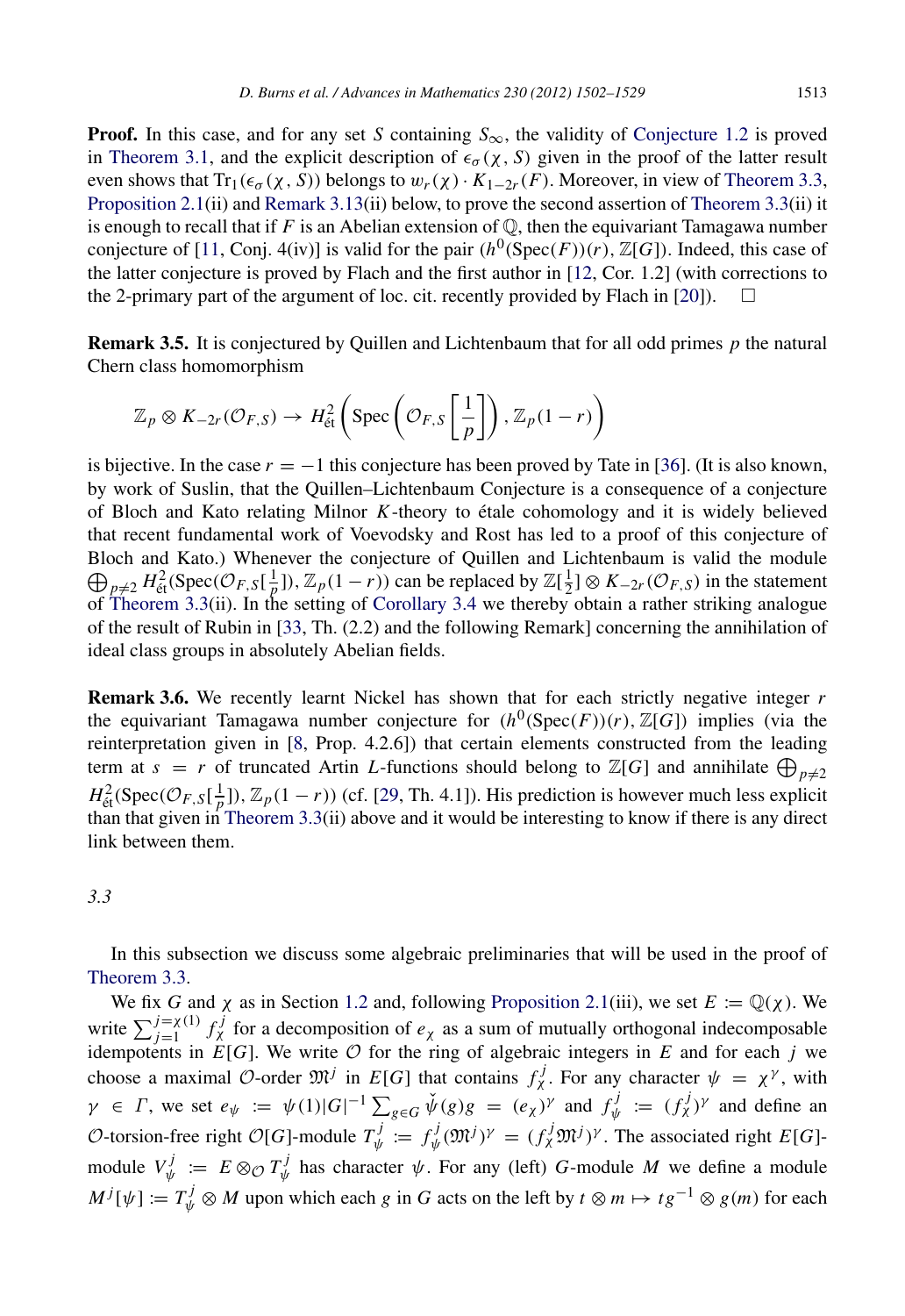**Proof.** In this case, and for any set $S$ containing $S_\infty$, the validity of Conjecture 1.2 is proved in Theorem 3.1, and the explicit description of $\epsilon_\sigma(\chi, S)$ given in the proof of the latter result even shows that $\mathrm{Tr}_1(\epsilon_\sigma(\chi, S))$ belongs to $w_r(\chi) \cdot K_{1-2r}(F)$. Moreover, in view of Theorem 3.3, Proposition 2.1(ii) and Remark 3.13(ii) below, to prove the second assertion of Theorem 3.3(ii) it is enough to recall that if $F$ is an Abelian extension of $\mathbb{Q}$, then the equivariant Tamagawa number conjecture of [11, Conj. 4(iv)] is valid for the pair $(h^0(\mathrm{Spec}(F))(r), \mathbb{Z}[G])$. Indeed, this case of the latter conjecture is proved by Flach and the first author in [12, Cor. 1.2] (with corrections to the 2-primary part of the argument of loc. cit. recently provided by Flach in [20]). $\square$

**Remark 3.5.** It is conjectured by Quillen and Lichtenbaum that for all odd primes $p$ the natural Chern class homomorphism

$$\mathbb{Z}_p \otimes K_{-2r}(\mathcal{O}_{F,S}) \to H^2_{\text{ét}}\left(\mathrm{Spec}\left(\mathcal{O}_{F,S}\left[\frac{1}{p}\right]\right), \mathbb{Z}_p(1-r)\right)$$

is bijective. In the case $r = -1$ this conjecture has been proved by Tate in [36]. (It is also known, by work of Suslin, that the Quillen–Lichtenbaum Conjecture is a consequence of a conjecture of Bloch and Kato relating Milnor $K$-theory to étale cohomology and it is widely believed that recent fundamental work of Voevodsky and Rost has led to a proof of this conjecture of Bloch and Kato.) Whenever the conjecture of Quillen and Lichtenbaum is valid the module $\bigoplus_{p \neq 2} H^2_{\text{ét}}(\mathrm{Spec}(\mathcal{O}_{F,S}[\frac{1}{p}]), \mathbb{Z}_p(1-r))$ can be replaced by $\mathbb{Z}[\frac{1}{2}] \otimes K_{-2r}(\mathcal{O}_{F,S})$ in the statement of Theorem 3.3(ii). In the setting of Corollary 3.4 we thereby obtain a rather striking analogue of the result of Rubin in [33, Th. (2.2) and the following Remark] concerning the annihilation of ideal class groups in absolutely Abelian fields.

**Remark 3.6.** We recently learnt Nickel has shown that for each strictly negative integer $r$ the equivariant Tamagawa number conjecture for $(h^0(\mathrm{Spec}(F))(r), \mathbb{Z}[G])$ implies (via the reinterpretation given in [8, Prop. 4.2.6]) that certain elements constructed from the leading term at $s = r$ of truncated Artin $L$-functions should belong to $\mathbb{Z}[G]$ and annihilate $\bigoplus_{p \neq 2} H^2_{\text{ét}}(\mathrm{Spec}(\mathcal{O}_{F,S}[\frac{1}{p}]), \mathbb{Z}_p(1-r))$ (cf. [29, Th. 4.1]). His prediction is however much less explicit than that given in Theorem 3.3(ii) above and it would be interesting to know if there is any direct link between them.

*3.3*

In this subsection we discuss some algebraic preliminaries that will be used in the proof of Theorem 3.3.

We fix $G$ and $\chi$ as in Section 1.2 and, following Proposition 2.1(iii), we set $E := \mathbb{Q}(\chi)$. We write $\sum_{j=1}^{j=\chi(1)} f_\chi^j$ for a decomposition of $e_\chi$ as a sum of mutually orthogonal indecomposable idempotents in $E[G]$. We write $\mathcal{O}$ for the ring of algebraic integers in $E$ and for each $j$ we choose a maximal $\mathcal{O}$-order $\mathfrak{M}^j$ in $E[G]$ that contains $f_\chi^j$. For any character $\psi = \chi^\gamma$, with $\gamma \in \Gamma$, we set $e_\psi := \psi(1)|G|^{-1} \sum_{g \in G} \check{\psi}(g) g = (e_\chi)^\gamma$ and $f_\psi^j := (f_\chi^j)^\gamma$ and define an $\mathcal{O}$-torsion-free right $\mathcal{O}[G]$-module $T_\psi^j := f_\psi^j(\mathfrak{M}^j)^\gamma = (f_\chi^j \mathfrak{M}^j)^\gamma$. The associated right $E[G]$-module $V_\psi^j := E \otimes_\mathcal{O} T_\psi^j$ has character $\psi$. For any (left) $G$-module $M$ we define a module $M^j[\psi] := T_\psi^j \otimes M$ upon which each $g$ in $G$ acts on the left by $t \otimes m \mapsto tg^{-1} \otimes g(m)$ for each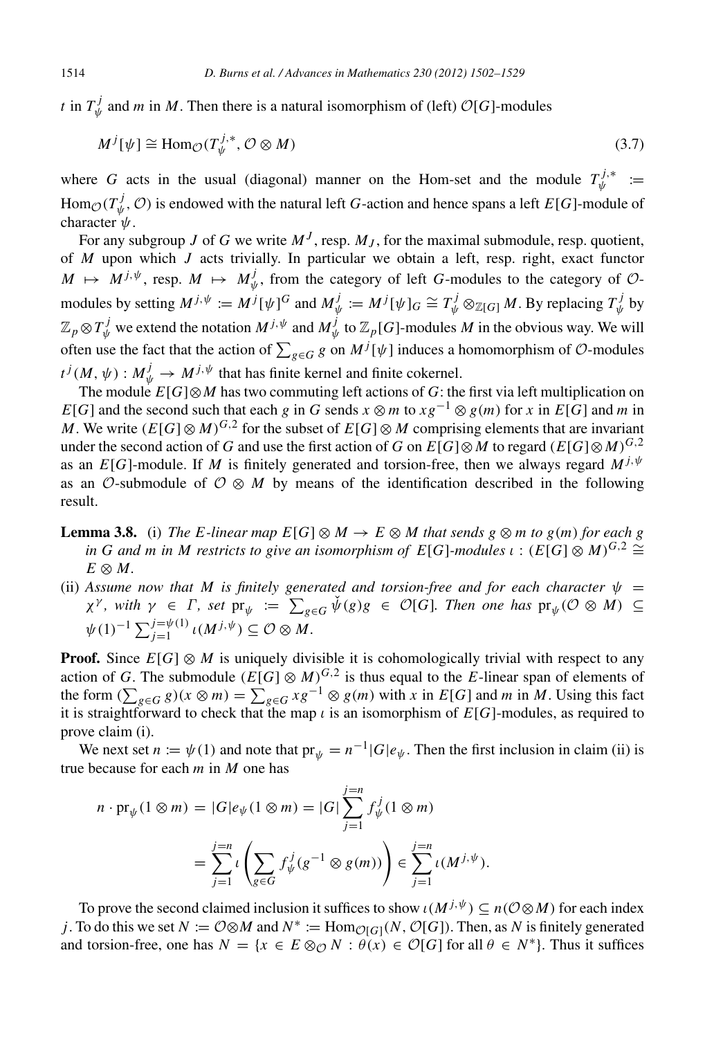$t$ in $T^j_\psi$ and $m$ in $M$. Then there is a natural isomorphism of (left) $\mathcal{O}[G]$-modules

$$M^j[\psi] \cong \mathrm{Hom}_{\mathcal{O}}(T^{j,*}_\psi, \mathcal{O} \otimes M) \tag{3.7}$$

where $G$ acts in the usual (diagonal) manner on the Hom-set and the module $T^{j,*}_\psi := \mathrm{Hom}_{\mathcal{O}}(T^j_\psi, \mathcal{O})$ is endowed with the natural left $G$-action and hence spans a left $E[G]$-module of character $\check{\psi}$.

For any subgroup $J$ of $G$ we write $M^J$, resp. $M_J$, for the maximal submodule, resp. quotient, of $M$ upon which $J$ acts trivially. In particular we obtain a left, resp. right, exact functor $M \mapsto M^{j,\psi}$, resp. $M \mapsto M^j_\psi$, from the category of left $G$-modules to the category of $\mathcal{O}$-modules by setting $M^{j,\psi} := M^j[\psi]^G$ and $M^j_\psi := M^j[\psi]_G \cong T^j_\psi \otimes_{\mathbb{Z}[G]} M$. By replacing $T^j_\psi$ by $\mathbb{Z}_p \otimes T^j_\psi$ we extend the notation $M^{j,\psi}$ and $M^j_\psi$ to $\mathbb{Z}_p[G]$-modules $M$ in the obvious way. We will often use the fact that the action of $\sum_{g\in G} g$ on $M^j[\psi]$ induces a homomorphism of $\mathcal{O}$-modules $t^j(M,\psi) : M^j_\psi \to M^{j,\psi}$ that has finite kernel and finite cokernel.

The module $E[G] \otimes M$ has two commuting left actions of $G$: the first via left multiplication on $E[G]$ and the second such that each $g$ in $G$ sends $x \otimes m$ to $xg^{-1} \otimes g(m)$ for $x$ in $E[G]$ and $m$ in $M$. We write $(E[G] \otimes M)^{G,2}$ for the subset of $E[G] \otimes M$ comprising elements that are invariant under the second action of $G$ and use the first action of $G$ on $E[G] \otimes M$ to regard $(E[G] \otimes M)^{G,2}$ as an $E[G]$-module. If $M$ is finitely generated and torsion-free, then we always regard $M^{j,\psi}$ as an $\mathcal{O}$-submodule of $\mathcal{O} \otimes M$ by means of the identification described in the following result.

**Lemma 3.8.** (i) *The $E$-linear map $E[G] \otimes M \to E \otimes M$ that sends $g \otimes m$ to $g(m)$ for each $g$ in $G$ and $m$ in $M$ restricts to give an isomorphism of $E[G]$-modules $\iota : (E[G] \otimes M)^{G,2} \cong E \otimes M$.*

(ii) *Assume now that $M$ is finitely generated and torsion-free and for each character $\psi = \chi^\gamma$, with $\gamma \in \Gamma$, set $\mathrm{pr}_\psi := \sum_{g\in G} \check{\psi}(g)g \in \mathcal{O}[G]$. Then one has $\mathrm{pr}_\psi(\mathcal{O} \otimes M) \subseteq \psi(1)^{-1} \sum_{j=1}^{j=\psi(1)} \iota(M^{j,\psi}) \subseteq \mathcal{O} \otimes M$.*

**Proof.** Since $E[G] \otimes M$ is uniquely divisible it is cohomologically trivial with respect to any action of $G$. The submodule $(E[G] \otimes M)^{G,2}$ is thus equal to the $E$-linear span of elements of the form $(\sum_{g\in G} g)(x \otimes m) = \sum_{g\in G} xg^{-1} \otimes g(m)$ with $x$ in $E[G]$ and $m$ in $M$. Using this fact it is straightforward to check that the map $\iota$ is an isomorphism of $E[G]$-modules, as required to prove claim (i).

We next set $n := \psi(1)$ and note that $\mathrm{pr}_\psi = n^{-1}|G|e_\psi$. Then the first inclusion in claim (ii) is true because for each $m$ in $M$ one has

$$\begin{aligned} n \cdot \mathrm{pr}_\psi(1 \otimes m) &= |G|e_\psi(1 \otimes m) = |G| \sum_{j=1}^{j=n} f^j_\psi(1 \otimes m) \\ &= \sum_{j=1}^{j=n} \iota\left(\sum_{g\in G} f^j_\psi(g^{-1} \otimes g(m))\right) \in \sum_{j=1}^{j=n} \iota(M^{j,\psi}). \end{aligned}$$

To prove the second claimed inclusion it suffices to show $\iota(M^{j,\psi}) \subseteq n(\mathcal{O} \otimes M)$ for each index $j$. To do this we set $N := \mathcal{O} \otimes M$ and $N^* := \mathrm{Hom}_{\mathcal{O}[G]}(N, \mathcal{O}[G])$. Then, as $N$ is finitely generated and torsion-free, one has $N = \{x \in E \otimes_{\mathcal{O}} N : \theta(x) \in \mathcal{O}[G] \text{ for all } \theta \in N^*\}$. Thus it suffices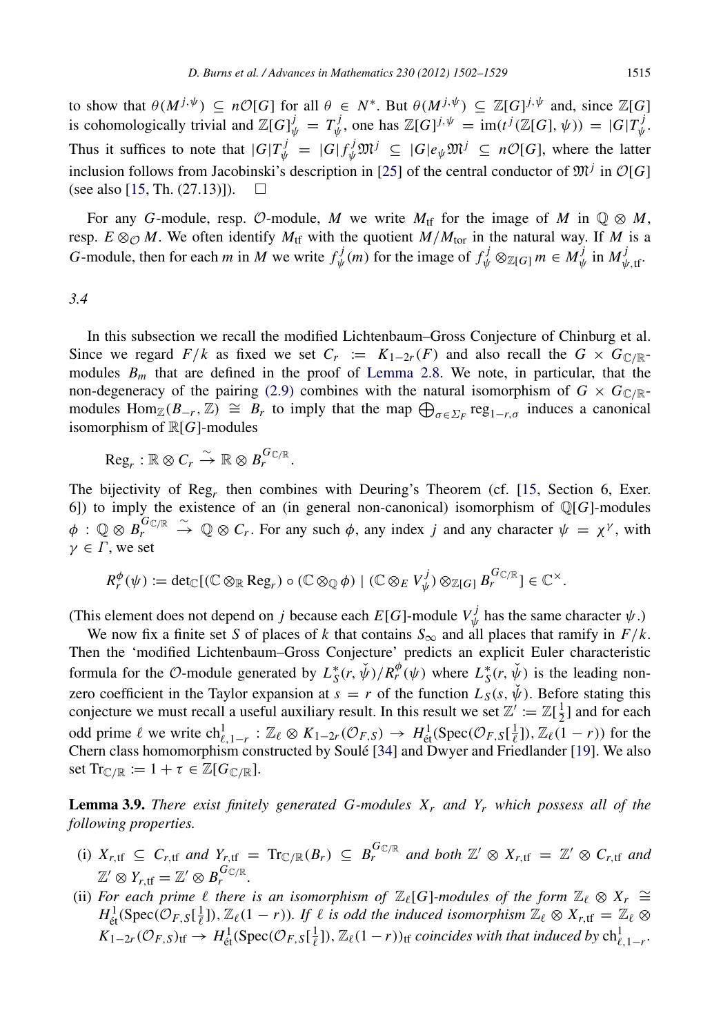to show that $\theta(M^{j,\psi}) \subseteq n\mathcal{O}[G]$ for all $\theta \in N^*$. But $\theta(M^{j,\psi}) \subseteq \mathbb{Z}[G]^{j,\psi}$ and, since $\mathbb{Z}[G]$ is cohomologically trivial and $\mathbb{Z}[G]^j_\psi = T^j_\psi$, one has $\mathbb{Z}[G]^{j,\psi} = \mathrm{im}(t^j(\mathbb{Z}[G],\psi)) = |G|T^j_\psi$. Thus it suffices to note that $|G|T^j_\psi = |G|f^j_\psi\mathfrak{M}^j \subseteq |G|e_\psi\mathfrak{M}^j \subseteq n\mathcal{O}[G]$, where the latter inclusion follows from Jacobinski's description in [25] of the central conductor of $\mathfrak{M}^j$ in $\mathcal{O}[G]$ (see also [15, Th. (27.13)]). $\square$

For any $G$-module, resp. $\mathcal{O}$-module, $M$ we write $M_{\mathrm{tf}}$ for the image of $M$ in $\mathbb{Q} \otimes M$, resp. $E \otimes_{\mathcal{O}} M$. We often identify $M_{\mathrm{tf}}$ with the quotient $M/M_{\mathrm{tor}}$ in the natural way. If $M$ is a $G$-module, then for each $m$ in $M$ we write $f^j_\psi(m)$ for the image of $f^j_\psi \otimes_{\mathbb{Z}[G]} m \in M^j_\psi$ in $M^j_{\psi,\mathrm{tf}}$.

*3.4*

In this subsection we recall the modified Lichtenbaum–Gross Conjecture of Chinburg et al. Since we regard $F/k$ as fixed we set $C_r := K_{1-2r}(F)$ and also recall the $G \times G_{\mathbb{C}/\mathbb{R}}$-modules $B_m$ that are defined in the proof of Lemma 2.8. We note, in particular, that the non-degeneracy of the pairing (2.9) combines with the natural isomorphism of $G \times G_{\mathbb{C}/\mathbb{R}}$-modules $\mathrm{Hom}_{\mathbb{Z}}(B_{-r},\mathbb{Z}) \cong B_r$ to imply that the map $\bigoplus_{\sigma\in\Sigma_F}\mathrm{reg}_{1-r,\sigma}$ induces a canonical isomorphism of $\mathbb{R}[G]$-modules

$$\mathrm{Reg}_r : \mathbb{R} \otimes C_r \xrightarrow{\sim} \mathbb{R} \otimes B_r^{G_{\mathbb{C}/\mathbb{R}}}.$$

The bijectivity of $\mathrm{Reg}_r$ then combines with Deuring's Theorem (cf. [15, Section 6, Exer. 6]) to imply the existence of an (in general non-canonical) isomorphism of $\mathbb{Q}[G]$-modules $\phi : \mathbb{Q} \otimes B_r^{G_{\mathbb{C}/\mathbb{R}}} \xrightarrow{\sim} \mathbb{Q} \otimes C_r$. For any such $\phi$, any index $j$ and any character $\psi = \chi^\gamma$, with $\gamma \in \Gamma$, we set

$$R^\phi_r(\psi) := \det\nolimits_{\mathbb{C}}[(\mathbb{C}\otimes_{\mathbb{R}}\mathrm{Reg}_r)\circ(\mathbb{C}\otimes_{\mathbb{Q}}\phi) \mid (\mathbb{C}\otimes_E V^j_\psi)\otimes_{\mathbb{Z}[G]} B_r^{G_{\mathbb{C}/\mathbb{R}}}] \in \mathbb{C}^\times.$$

(This element does not depend on $j$ because each $E[G]$-module $V^j_\psi$ has the same character $\psi$.)

We now fix a finite set $S$ of places of $k$ that contains $S_\infty$ and all places that ramify in $F/k$. Then the 'modified Lichtenbaum–Gross Conjecture' predicts an explicit Euler characteristic formula for the $\mathcal{O}$-module generated by $L^*_S(r,\check{\psi})/R^\phi_r(\psi)$ where $L^*_S(r,\check{\psi})$ is the leading non-zero coefficient in the Taylor expansion at $s = r$ of the function $L_S(s,\check{\psi})$. Before stating this conjecture we must recall a useful auxiliary result. In this result we set $\mathbb{Z}' := \mathbb{Z}[\frac{1}{2}]$ and for each odd prime $\ell$ we write $\mathrm{ch}^1_{\ell,1-r} : \mathbb{Z}_\ell \otimes K_{1-2r}(\mathcal{O}_{F,S}) \to H^1_{\acute{e}t}(\mathrm{Spec}(\mathcal{O}_{F,S}[\frac{1}{\ell}]),\mathbb{Z}_\ell(1-r))$ for the Chern class homomorphism constructed by Soulé [34] and Dwyer and Friedlander [19]. We also set $\mathrm{Tr}_{\mathbb{C}/\mathbb{R}} := 1+\tau \in \mathbb{Z}[G_{\mathbb{C}/\mathbb{R}}]$.

**Lemma 3.9.** *There exist finitely generated $G$-modules $X_r$ and $Y_r$ which possess all of the following properties.*

- (i) *$X_{r,\mathrm{tf}} \subseteq C_{r,\mathrm{tf}}$ and $Y_{r,\mathrm{tf}} = \mathrm{Tr}_{\mathbb{C}/\mathbb{R}}(B_r) \subseteq B_r^{G_{\mathbb{C}/\mathbb{R}}}$ and both $\mathbb{Z}'\otimes X_{r,\mathrm{tf}} = \mathbb{Z}'\otimes C_{r,\mathrm{tf}}$ and $\mathbb{Z}'\otimes Y_{r,\mathrm{tf}} = \mathbb{Z}'\otimes B_r^{G_{\mathbb{C}/\mathbb{R}}}$.*
- (ii) *For each prime $\ell$ there is an isomorphism of $\mathbb{Z}_\ell[G]$-modules of the form $\mathbb{Z}_\ell\otimes X_r \cong H^1_{\acute{e}t}(\mathrm{Spec}(\mathcal{O}_{F,S}[\frac{1}{\ell}]),\mathbb{Z}_\ell(1-r))$. If $\ell$ is odd the induced isomorphism $\mathbb{Z}_\ell\otimes X_{r,\mathrm{tf}} = \mathbb{Z}_\ell\otimes K_{1-2r}(\mathcal{O}_{F,S})_{\mathrm{tf}} \to H^1_{\acute{e}t}(\mathrm{Spec}(\mathcal{O}_{F,S}[\frac{1}{\ell}]),\mathbb{Z}_\ell(1-r))_{\mathrm{tf}}$ coincides with that induced by $\mathrm{ch}^1_{\ell,1-r}$.*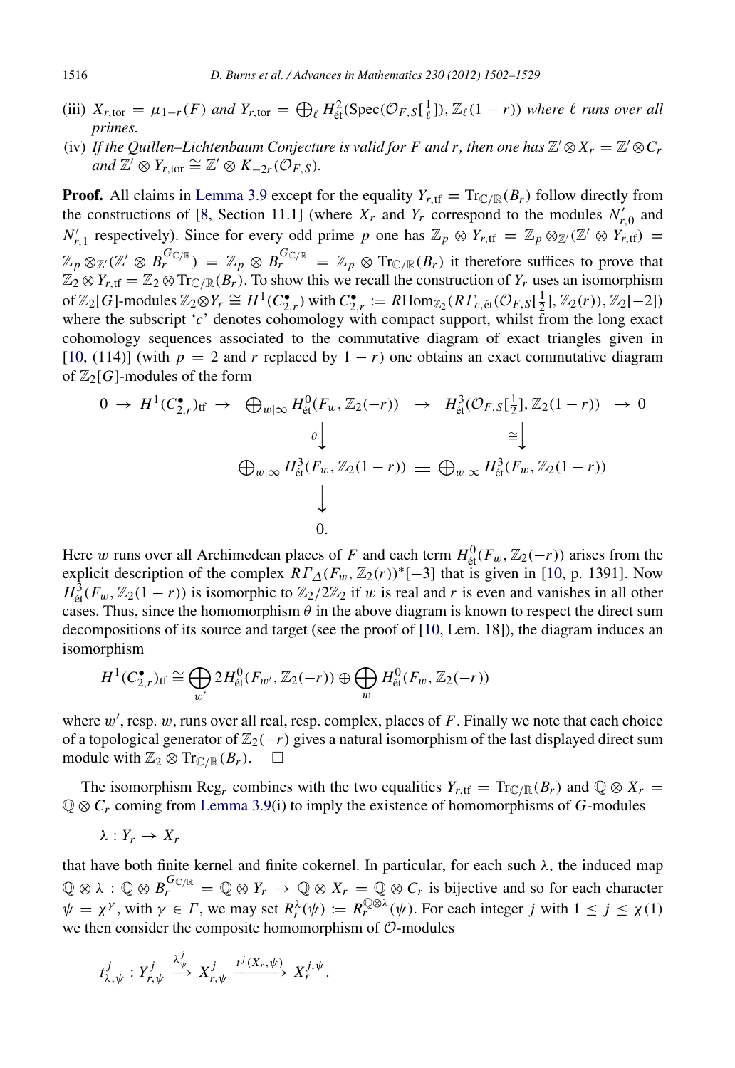(iii) $X_{r,\mathrm{tor}} = \mu_{1-r}(F)$ *and* $Y_{r,\mathrm{tor}} = \bigoplus_\ell H^2_{\acute{e}t}(\mathrm{Spec}(\mathcal{O}_{F,S}[\frac{1}{\ell}]), \mathbb{Z}_\ell(1-r))$ *where* $\ell$ *runs over all primes.*

(iv) *If the Quillen–Lichtenbaum Conjecture is valid for* $F$ *and* $r$*, then one has* $\mathbb{Z}' \otimes X_r = \mathbb{Z}' \otimes C_r$ *and* $\mathbb{Z}' \otimes Y_{r,\mathrm{tor}} \cong \mathbb{Z}' \otimes K_{-2r}(\mathcal{O}_{F,S})$.

**Proof.** All claims in Lemma 3.9 except for the equality $Y_{r,\mathrm{tf}} = \mathrm{Tr}_{\mathbb{C}/\mathbb{R}}(B_r)$ follow directly from the constructions of [8, Section 11.1] (where $X_r$ and $Y_r$ correspond to the modules $N'_{r,0}$ and $N'_{r,1}$ respectively). Since for every odd prime $p$ one has $\mathbb{Z}_p \otimes Y_{r,\mathrm{tf}} = \mathbb{Z}_p \otimes_{\mathbb{Z}'} (\mathbb{Z}' \otimes Y_{r,\mathrm{tf}}) = \mathbb{Z}_p \otimes_{\mathbb{Z}'} (\mathbb{Z}' \otimes B_r^{G_{\mathbb{C}/\mathbb{R}}}) = \mathbb{Z}_p \otimes B_r^{G_{\mathbb{C}/\mathbb{R}}} = \mathbb{Z}_p \otimes \mathrm{Tr}_{\mathbb{C}/\mathbb{R}}(B_r)$ it therefore suffices to prove that $\mathbb{Z}_2 \otimes Y_{r,\mathrm{tf}} = \mathbb{Z}_2 \otimes \mathrm{Tr}_{\mathbb{C}/\mathbb{R}}(B_r)$. To show this we recall the construction of $Y_r$ uses an isomorphism of $\mathbb{Z}_2[G]$-modules $\mathbb{Z}_2 \otimes Y_r \cong H^1(C^\bullet_{2,r})$ with $C^\bullet_{2,r} := R\mathrm{Hom}_{\mathbb{Z}_2}(R\Gamma_{c,\acute{e}t}(\mathcal{O}_{F,S}[\frac{1}{2}], \mathbb{Z}_2(r)), \mathbb{Z}_2[-2])$ where the subscript '$c$' denotes cohomology with compact support, whilst from the long exact cohomology sequences associated to the commutative diagram of exact triangles given in [10, (114)] (with $p = 2$ and $r$ replaced by $1-r$) one obtains an exact commutative diagram of $\mathbb{Z}_2[G]$-modules of the form

$$
\begin{array}{ccccccc}
0 \to & H^1(C^\bullet_{2,r})_{\mathrm{tf}} & \to & \bigoplus_{w|\infty} H^0_{\acute{e}t}(F_w, \mathbb{Z}_2(-r)) & \to & H^3_{\acute{e}t}(\mathcal{O}_{F,S}[\frac{1}{2}], \mathbb{Z}_2(1-r)) & \to 0 \\
 & & & \downarrow \theta & & \downarrow \cong & \\
 & & & \bigoplus_{w|\infty} H^3_{\acute{e}t}(F_w, \mathbb{Z}_2(1-r)) & = & \bigoplus_{w|\infty} H^3_{\acute{e}t}(F_w, \mathbb{Z}_2(1-r)) & \\
 & & & \downarrow & & & \\
 & & & 0. & & &
\end{array}
$$

Here $w$ runs over all Archimedean places of $F$ and each term $H^0_{\acute{e}t}(F_w, \mathbb{Z}_2(-r))$ arises from the explicit description of the complex $R\Gamma_\Delta(F_w, \mathbb{Z}_2(r))^*[-3]$ that is given in [10, p. 1391]. Now $H^3_{\acute{e}t}(F_w, \mathbb{Z}_2(1-r))$ is isomorphic to $\mathbb{Z}_2/2\mathbb{Z}_2$ if $w$ is real and $r$ is even and vanishes in all other cases. Thus, since the homomorphism $\theta$ in the above diagram is known to respect the direct sum decompositions of its source and target (see the proof of [10, Lem. 18]), the diagram induces an isomorphism

$$H^1(C^\bullet_{2,r})_{\mathrm{tf}} \cong \bigoplus_{w'} 2H^0_{\acute{e}t}(F_{w'}, \mathbb{Z}_2(-r)) \oplus \bigoplus_{w} H^0_{\acute{e}t}(F_w, \mathbb{Z}_2(-r))$$

where $w'$, resp. $w$, runs over all real, resp. complex, places of $F$. Finally we note that each choice of a topological generator of $\mathbb{Z}_2(-r)$ gives a natural isomorphism of the last displayed direct sum module with $\mathbb{Z}_2 \otimes \mathrm{Tr}_{\mathbb{C}/\mathbb{R}}(B_r)$. $\square$

The isomorphism $\mathrm{Reg}_r$ combines with the two equalities $Y_{r,\mathrm{tf}} = \mathrm{Tr}_{\mathbb{C}/\mathbb{R}}(B_r)$ and $\mathbb{Q} \otimes X_r = \mathbb{Q} \otimes C_r$ coming from Lemma 3.9(i) to imply the existence of homomorphisms of $G$-modules

$$\lambda : Y_r \to X_r$$

that have both finite kernel and finite cokernel. In particular, for each such $\lambda$, the induced map $\mathbb{Q} \otimes \lambda : \mathbb{Q} \otimes B_r^{G_{\mathbb{C}/\mathbb{R}}} = \mathbb{Q} \otimes Y_r \to \mathbb{Q} \otimes X_r = \mathbb{Q} \otimes C_r$ is bijective and so for each character $\psi = \chi^\gamma$, with $\gamma \in \Gamma$, we may set $R_r^\lambda(\psi) := R_r^{\mathbb{Q} \otimes \lambda}(\psi)$. For each integer $j$ with $1 \le j \le \chi(1)$ we then consider the composite homomorphism of $\mathcal{O}$-modules

$$t^j_{\lambda,\psi} : Y^j_{r,\psi} \xrightarrow{\lambda^j_\psi} X^j_{r,\psi} \xrightarrow{t^j(X_r,\psi)} X_r^{j,\psi}.$$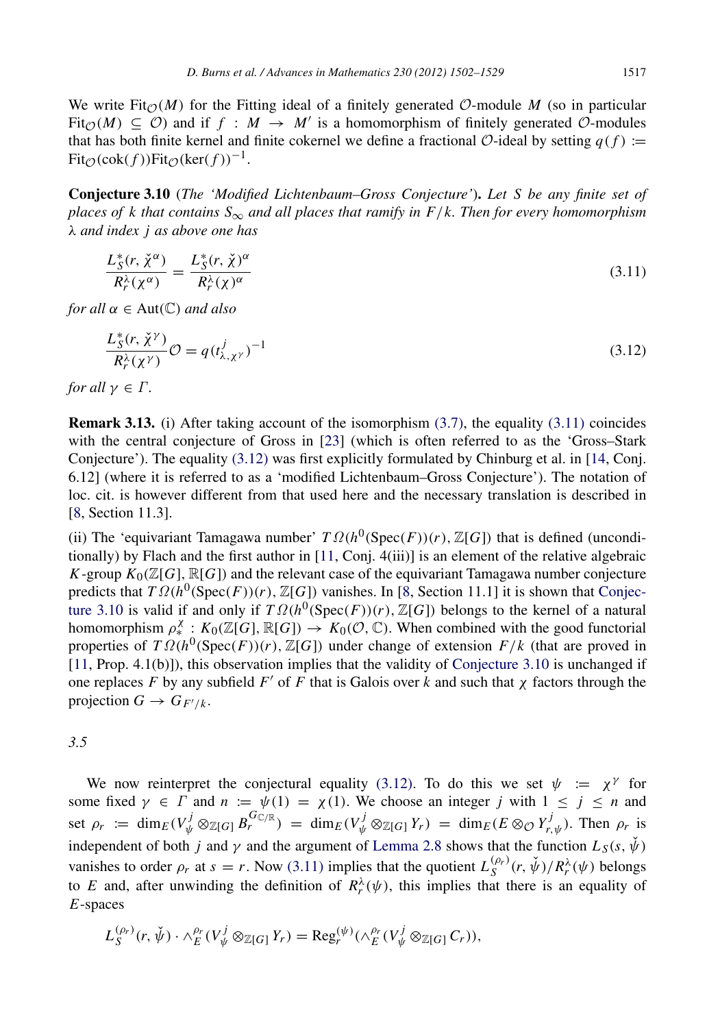We write $\mathrm{Fit}_{\mathcal{O}}(M)$ for the Fitting ideal of a finitely generated $\mathcal{O}$-module $M$ (so in particular $\mathrm{Fit}_{\mathcal{O}}(M) \subseteq \mathcal{O}$) and if $f : M \to M'$ is a homomorphism of finitely generated $\mathcal{O}$-modules that has both finite kernel and finite cokernel we define a fractional $\mathcal{O}$-ideal by setting $q(f) := \mathrm{Fit}_{\mathcal{O}}(\mathrm{cok}(f))\mathrm{Fit}_{\mathcal{O}}(\ker(f))^{-1}$.

**Conjecture 3.10** *(The 'Modified Lichtenbaum–Gross Conjecture').* *Let $S$ be any finite set of places of $k$ that contains $S_\infty$ and all places that ramify in $F/k$. Then for every homomorphism $\lambda$ and index $j$ as above one has*

$$\frac{L_S^*(r, \check{\chi}^\alpha)}{R_r^\lambda(\chi^\alpha)} = \frac{L_S^*(r, \check{\chi})^\alpha}{R_r^\lambda(\chi)^\alpha} \tag{3.11}$$

*for all $\alpha \in \mathrm{Aut}(\mathbb{C})$ and also*

$$\frac{L_S^*(r, \check{\chi}^\gamma)}{R_r^\lambda(\chi^\gamma)}\mathcal{O} = q(t^j_{\lambda,\chi^\gamma})^{-1} \tag{3.12}$$

*for all $\gamma \in \Gamma$.*

**Remark 3.13.** (i) After taking account of the isomorphism (3.7), the equality (3.11) coincides with the central conjecture of Gross in [23] (which is often referred to as the 'Gross–Stark Conjecture'). The equality (3.12) was first explicitly formulated by Chinburg et al. in [14, Conj. 6.12] (where it is referred to as a 'modified Lichtenbaum–Gross Conjecture'). The notation of loc. cit. is however different from that used here and the necessary translation is described in [8, Section 11.3].

(ii) The 'equivariant Tamagawa number' $T\Omega(h^0(\mathrm{Spec}(F))(r), \mathbb{Z}[G])$ that is defined (unconditionally) by Flach and the first author in [11, Conj. 4(iii)] is an element of the relative algebraic $K$-group $K_0(\mathbb{Z}[G], \mathbb{R}[G])$ and the relevant case of the equivariant Tamagawa number conjecture predicts that $T\Omega(h^0(\mathrm{Spec}(F))(r), \mathbb{Z}[G])$ vanishes. In [8, Section 11.1] it is shown that Conjecture 3.10 is valid if and only if $T\Omega(h^0(\mathrm{Spec}(F))(r), \mathbb{Z}[G])$ belongs to the kernel of a natural homomorphism $\rho_*^\chi : K_0(\mathbb{Z}[G], \mathbb{R}[G]) \to K_0(\mathcal{O}, \mathbb{C})$. When combined with the good functorial properties of $T\Omega(h^0(\mathrm{Spec}(F))(r), \mathbb{Z}[G])$ under change of extension $F/k$ (that are proved in [11, Prop. 4.1(b)]), this observation implies that the validity of Conjecture 3.10 is unchanged if one replaces $F$ by any subfield $F'$ of $F$ that is Galois over $k$ and such that $\chi$ factors through the projection $G \to G_{F'/k}$.

*3.5*

We now reinterpret the conjectural equality (3.12). To do this we set $\psi := \chi^\gamma$ for some fixed $\gamma \in \Gamma$ and $n := \psi(1) = \chi(1)$. We choose an integer $j$ with $1 \le j \le n$ and set $\rho_r := \dim_E(V_\psi^j \otimes_{\mathbb{Z}[G]} B_r^{G_{\mathbb{C}/\mathbb{R}}}) = \dim_E(V_\psi^j \otimes_{\mathbb{Z}[G]} Y_r) = \dim_E(E \otimes_{\mathcal{O}} Y^j_{r,\psi})$. Then $\rho_r$ is independent of both $j$ and $\gamma$ and the argument of Lemma 2.8 shows that the function $L_S(s, \check{\psi})$ vanishes to order $\rho_r$ at $s = r$. Now (3.11) implies that the quotient $L_S^{(\rho_r)}(r, \check{\psi})/R_r^\lambda(\psi)$ belongs to $E$ and, after unwinding the definition of $R_r^\lambda(\psi)$, this implies that there is an equality of $E$-spaces

$$L_S^{(\rho_r)}(r, \check{\psi}) \cdot \wedge_E^{\rho_r}(V_\psi^j \otimes_{\mathbb{Z}[G]} Y_r) = \mathrm{Reg}_r^{(\psi)}(\wedge_E^{\rho_r}(V_\psi^j \otimes_{\mathbb{Z}[G]} C_r)),$$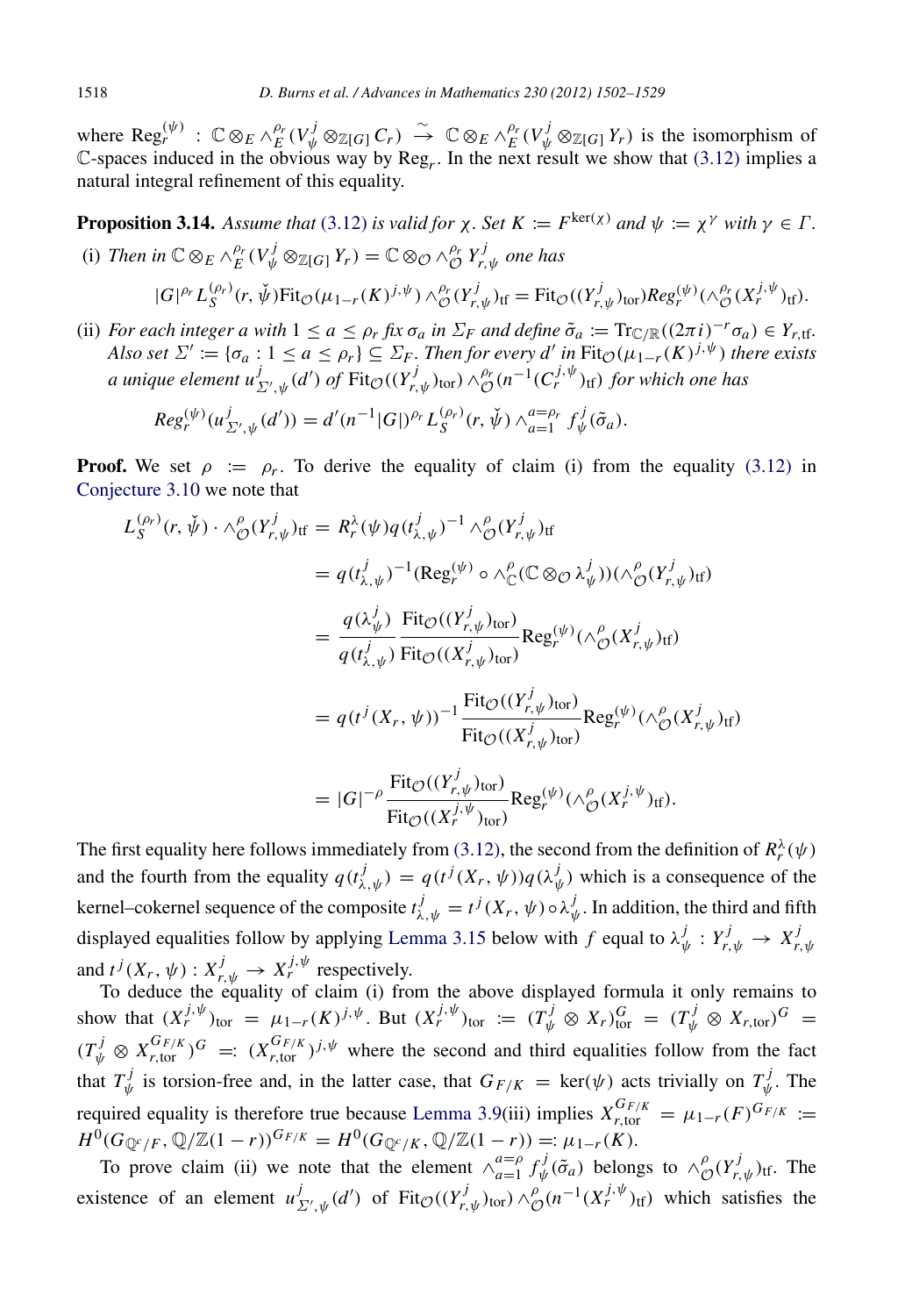where $\mathrm{Reg}_r^{(\psi)} : \mathbb{C} \otimes_E \wedge_E^{\rho_r}(V_\psi^j \otimes_{\mathbb{Z}[G]} C_r) \xrightarrow{\sim} \mathbb{C} \otimes_E \wedge_E^{\rho_r}(V_\psi^j \otimes_{\mathbb{Z}[G]} Y_r)$ is the isomorphism of $\mathbb{C}$-spaces induced in the obvious way by $\mathrm{Reg}_r$. In the next result we show that (3.12) implies a natural integral refinement of this equality.

**Proposition 3.14.** *Assume that (3.12) is valid for $\chi$. Set $K := F^{\ker(\chi)}$ and $\psi := \chi^\gamma$ with $\gamma \in \Gamma$.*

(i) *Then in $\mathbb{C} \otimes_E \wedge_E^{\rho_r}(V_\psi^j \otimes_{\mathbb{Z}[G]} Y_r) = \mathbb{C} \otimes_{\mathcal{O}} \wedge_{\mathcal{O}}^{\rho_r} Y_{r,\psi}^j$ one has*

$$|G|^{\rho_r} L_S^{(\rho_r)}(r, \check{\psi}) \mathrm{Fit}_{\mathcal{O}}(\mu_{1-r}(K)^{j,\psi}) \wedge_{\mathcal{O}}^{\rho_r}(Y_{r,\psi}^j)_{\mathrm{tf}} = \mathrm{Fit}_{\mathcal{O}}((Y_{r,\psi}^j)_{\mathrm{tor}}) Reg_r^{(\psi)}(\wedge_{\mathcal{O}}^{\rho_r}(X_r^{j,\psi})_{\mathrm{tf}}).$$

(ii) *For each integer $a$ with $1 \le a \le \rho_r$ fix $\sigma_a$ in $\Sigma_F$ and define $\tilde{\sigma}_a := \mathrm{Tr}_{\mathbb{C}/\mathbb{R}}((2\pi i)^{-r}\sigma_a) \in Y_{r,\mathrm{tf}}$. Also set $\Sigma' := \{\sigma_a : 1 \le a \le \rho_r\} \subseteq \Sigma_F$. Then for every $d'$ in $\mathrm{Fit}_{\mathcal{O}}(\mu_{1-r}(K)^{j,\psi})$ there exists a unique element $u_{\Sigma',\psi}^j(d')$ of $\mathrm{Fit}_{\mathcal{O}}((Y_{r,\psi}^j)_{\mathrm{tor}}) \wedge_{\mathcal{O}}^{\rho_r}(n^{-1}(C_r^{j,\psi})_{\mathrm{tf}})$ for which one has*

$$Reg_r^{(\psi)}(u_{\Sigma',\psi}^j(d')) = d'(n^{-1}|G|)^{\rho_r} L_S^{(\rho_r)}(r, \check{\psi}) \wedge_{a=1}^{a=\rho_r} f_\psi^j(\tilde{\sigma}_a).$$

**Proof.** We set $\rho := \rho_r$. To derive the equality of claim (i) from the equality (3.12) in Conjecture 3.10 we note that

$$\begin{aligned}
L_S^{(\rho_r)}(r, \check{\psi}) \cdot \wedge_{\mathcal{O}}^{\rho}(Y_{r,\psi}^j)_{\mathrm{tf}} &= R_r^\lambda(\psi) q(t_{\lambda,\psi}^j)^{-1} \wedge_{\mathcal{O}}^{\rho}(Y_{r,\psi}^j)_{\mathrm{tf}} \\
&= q(t_{\lambda,\psi}^j)^{-1}(\mathrm{Reg}_r^{(\psi)} \circ \wedge_{\mathbb{C}}^{\rho}(\mathbb{C} \otimes_{\mathcal{O}} \lambda_\psi^j))(\wedge_{\mathcal{O}}^{\rho}(Y_{r,\psi}^j)_{\mathrm{tf}}) \\
&= \frac{q(\lambda_\psi^j)}{q(t_{\lambda,\psi}^j)} \frac{\mathrm{Fit}_{\mathcal{O}}((Y_{r,\psi}^j)_{\mathrm{tor}})}{\mathrm{Fit}_{\mathcal{O}}((X_{r,\psi}^j)_{\mathrm{tor}})} \mathrm{Reg}_r^{(\psi)}(\wedge_{\mathcal{O}}^{\rho}(X_{r,\psi}^j)_{\mathrm{tf}}) \\
&= q(t^j(X_r, \psi))^{-1} \frac{\mathrm{Fit}_{\mathcal{O}}((Y_{r,\psi}^j)_{\mathrm{tor}})}{\mathrm{Fit}_{\mathcal{O}}((X_{r,\psi}^j)_{\mathrm{tor}})} \mathrm{Reg}_r^{(\psi)}(\wedge_{\mathcal{O}}^{\rho}(X_{r,\psi}^j)_{\mathrm{tf}}) \\
&= |G|^{-\rho} \frac{\mathrm{Fit}_{\mathcal{O}}((Y_{r,\psi}^j)_{\mathrm{tor}})}{\mathrm{Fit}_{\mathcal{O}}((X_r^{j,\psi})_{\mathrm{tor}})} \mathrm{Reg}_r^{(\psi)}(\wedge_{\mathcal{O}}^{\rho}(X_r^{j,\psi})_{\mathrm{tf}}).
\end{aligned}$$

The first equality here follows immediately from (3.12), the second from the definition of $R_r^\lambda(\psi)$ and the fourth from the equality $q(t_{\lambda,\psi}^j) = q(t^j(X_r, \psi))q(\lambda_\psi^j)$ which is a consequence of the kernel–cokernel sequence of the composite $t_{\lambda,\psi}^j = t^j(X_r, \psi) \circ \lambda_\psi^j$. In addition, the third and fifth displayed equalities follow by applying Lemma 3.15 below with $f$ equal to $\lambda_\psi^j : Y_{r,\psi}^j \to X_{r,\psi}^j$ and $t^j(X_r, \psi) : X_{r,\psi}^j \to X_r^{j,\psi}$ respectively.

To deduce the equality of claim (i) from the above displayed formula it only remains to show that $(X_r^{j,\psi})_{\mathrm{tor}} = \mu_{1-r}(K)^{j,\psi}$. But $(X_r^{j,\psi})_{\mathrm{tor}} := (T_\psi^j \otimes X_r)_{\mathrm{tor}}^G = (T_\psi^j \otimes X_{r,\mathrm{tor}})^G = (T_\psi^j \otimes X_{r,\mathrm{tor}}^{G_{F/K}})^G =: (X_{r,\mathrm{tor}}^{G_{F/K}})^{j,\psi}$ where the second and third equalities follow from the fact that $T_\psi^j$ is torsion-free and, in the latter case, that $G_{F/K} = \ker(\psi)$ acts trivially on $T_\psi^j$. The required equality is therefore true because Lemma 3.9(iii) implies $X_{r,\mathrm{tor}}^{G_{F/K}} = \mu_{1-r}(F)^{G_{F/K}} := H^0(G_{\mathbb{Q}^c/F}, \mathbb{Q}/\mathbb{Z}(1-r))^{G_{F/K}} = H^0(G_{\mathbb{Q}^c/K}, \mathbb{Q}/\mathbb{Z}(1-r)) =: \mu_{1-r}(K)$.

To prove claim (ii) we note that the element $\wedge_{a=1}^{a=\rho} f_\psi^j(\tilde{\sigma}_a)$ belongs to $\wedge_{\mathcal{O}}^{\rho}(Y_{r,\psi}^j)_{\mathrm{tf}}$. The existence of an element $u_{\Sigma',\psi}^j(d')$ of $\mathrm{Fit}_{\mathcal{O}}((Y_{r,\psi}^j)_{\mathrm{tor}}) \wedge_{\mathcal{O}}^{\rho}(n^{-1}(X_r^{j,\psi})_{\mathrm{tf}})$ which satisfies the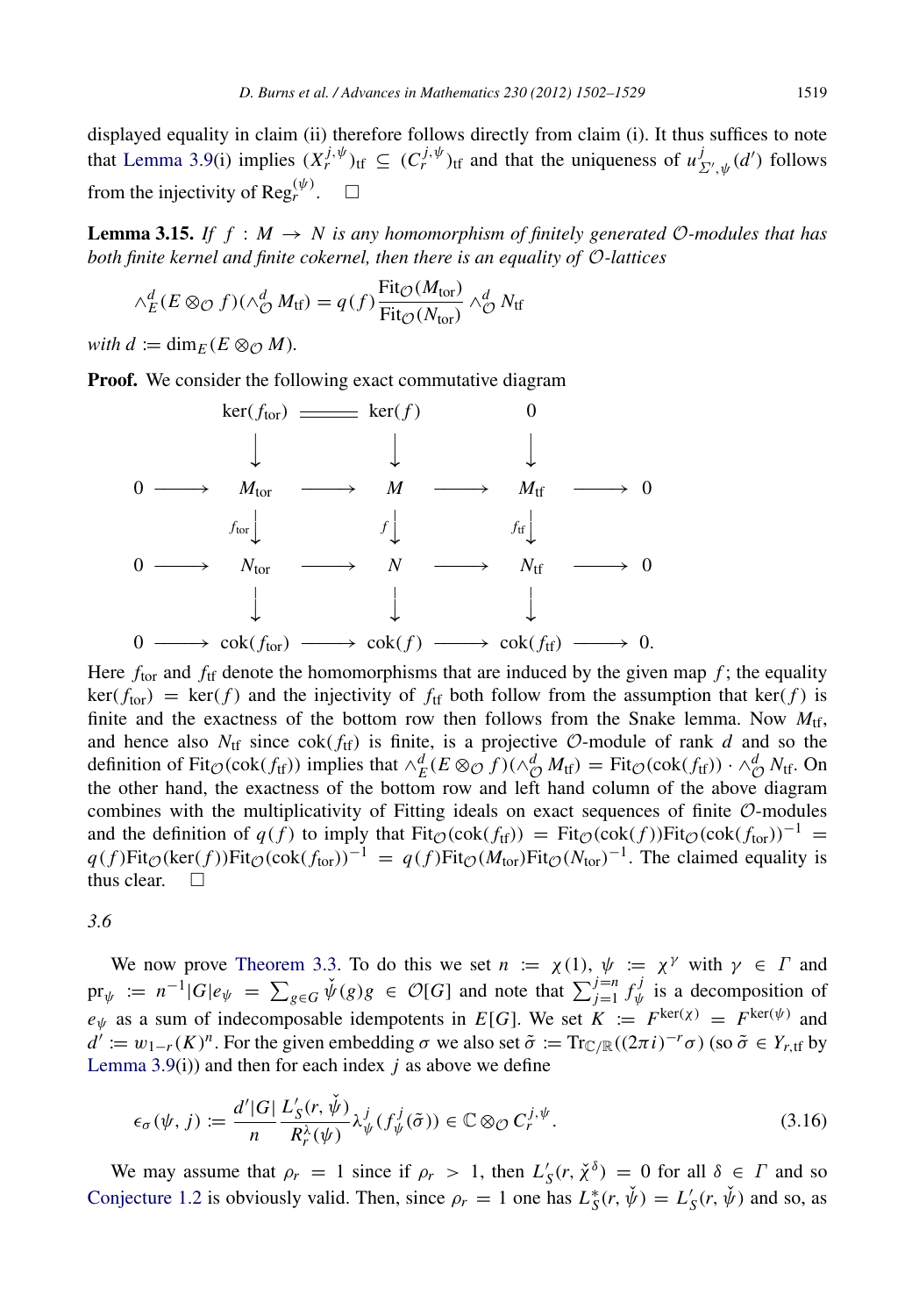displayed equality in claim (ii) therefore follows directly from claim (i). It thus suffices to note that Lemma 3.9(i) implies $(X_r^{j,\psi})_{\rm tf} \subseteq (C_r^{j,\psi})_{\rm tf}$ and that the uniqueness of $u^j_{\Sigma',\psi}(d')$ follows from the injectivity of $\mathrm{Reg}_r^{(\psi)}$. $\square$

**Lemma 3.15.** *If $f : M \to N$ is any homomorphism of finitely generated $\mathcal{O}$-modules that has both finite kernel and finite cokernel, then there is an equality of $\mathcal{O}$-lattices*

$$\wedge_E^d (E \otimes_{\mathcal{O}} f)(\wedge_{\mathcal{O}}^d M_{\rm tf}) = q(f)\frac{\mathrm{Fit}_{\mathcal{O}}(M_{\rm tor})}{\mathrm{Fit}_{\mathcal{O}}(N_{\rm tor})} \wedge_{\mathcal{O}}^d N_{\rm tf}$$

*with $d := \dim_E(E \otimes_{\mathcal{O}} M)$.*

**Proof.** We consider the following exact commutative diagram

$$\begin{array}{ccccccccc}
 & & \ker(f_{\rm tor}) & = & \ker(f) & & 0 & & \\
 & & \downarrow & & \downarrow & & \downarrow & & \\
0 & \longrightarrow & M_{\rm tor} & \longrightarrow & M & \longrightarrow & M_{\rm tf} & \longrightarrow & 0 \\
 & & \downarrow {\scriptstyle f_{\rm tor}} & & \downarrow {\scriptstyle f} & & \downarrow {\scriptstyle f_{\rm tf}} & & \\
0 & \longrightarrow & N_{\rm tor} & \longrightarrow & N & \longrightarrow & N_{\rm tf} & \longrightarrow & 0 \\
 & & \downarrow & & \downarrow & & \downarrow & & \\
0 & \longrightarrow & \mathrm{cok}(f_{\rm tor}) & \longrightarrow & \mathrm{cok}(f) & \longrightarrow & \mathrm{cok}(f_{\rm tf}) & \longrightarrow & 0.
\end{array}$$

Here $f_{\rm tor}$ and $f_{\rm tf}$ denote the homomorphisms that are induced by the given map $f$; the equality $\ker(f_{\rm tor}) = \ker(f)$ and the injectivity of $f_{\rm tf}$ both follow from the assumption that $\ker(f)$ is finite and the exactness of the bottom row then follows from the Snake lemma. Now $M_{\rm tf}$, and hence also $N_{\rm tf}$ since $\mathrm{cok}(f_{\rm tf})$ is finite, is a projective $\mathcal{O}$-module of rank $d$ and so the definition of $\mathrm{Fit}_{\mathcal{O}}(\mathrm{cok}(f_{\rm tf}))$ implies that $\wedge_E^d(E \otimes_{\mathcal{O}} f)(\wedge_{\mathcal{O}}^d M_{\rm tf}) = \mathrm{Fit}_{\mathcal{O}}(\mathrm{cok}(f_{\rm tf})) \cdot \wedge_{\mathcal{O}}^d N_{\rm tf}$. On the other hand, the exactness of the bottom row and left hand column of the above diagram combines with the multiplicativity of Fitting ideals on exact sequences of finite $\mathcal{O}$-modules and the definition of $q(f)$ to imply that $\mathrm{Fit}_{\mathcal{O}}(\mathrm{cok}(f_{\rm tf})) = \mathrm{Fit}_{\mathcal{O}}(\mathrm{cok}(f))\mathrm{Fit}_{\mathcal{O}}(\mathrm{cok}(f_{\rm tor}))^{-1} = q(f)\mathrm{Fit}_{\mathcal{O}}(\ker(f))\mathrm{Fit}_{\mathcal{O}}(\mathrm{cok}(f_{\rm tor}))^{-1} = q(f)\mathrm{Fit}_{\mathcal{O}}(M_{\rm tor})\mathrm{Fit}_{\mathcal{O}}(N_{\rm tor})^{-1}$. The claimed equality is thus clear. $\square$

*3.6*

We now prove Theorem 3.3. To do this we set $n := \chi(1)$, $\psi := \chi^\gamma$ with $\gamma \in \Gamma$ and $\mathrm{pr}_\psi := n^{-1}|G|e_\psi = \sum_{g\in G} \check{\psi}(g)g \in \mathcal{O}[G]$ and note that $\sum_{j=1}^{j=n} f_\psi^j$ is a decomposition of $e_\psi$ as a sum of indecomposable idempotents in $E[G]$. We set $K := F^{\ker(\chi)} = F^{\ker(\psi)}$ and $d' := w_{1-r}(K)^n$. For the given embedding $\sigma$ we also set $\tilde{\sigma} := \mathrm{Tr}_{\mathbb{C}/\mathbb{R}}((2\pi i)^{-r}\sigma)$ (so $\tilde{\sigma} \in Y_{r,\rm tf}$ by Lemma 3.9(i)) and then for each index $j$ as above we define

$$\epsilon_\sigma(\psi, j) := \frac{d'|G|}{n}\frac{L'_S(r, \check{\psi})}{R_r^\lambda(\psi)}\lambda_\psi^j\big(f_\psi^j(\tilde{\sigma})\big) \in \mathbb{C} \otimes_{\mathcal{O}} C_r^{j,\psi}. \tag{3.16}$$

We may assume that $\rho_r = 1$ since if $\rho_r > 1$, then $L'_S(r, \check{\chi}^\delta) = 0$ for all $\delta \in \Gamma$ and so Conjecture 1.2 is obviously valid. Then, since $\rho_r = 1$ one has $L^*_S(r, \check{\psi}) = L'_S(r, \check{\psi})$ and so, as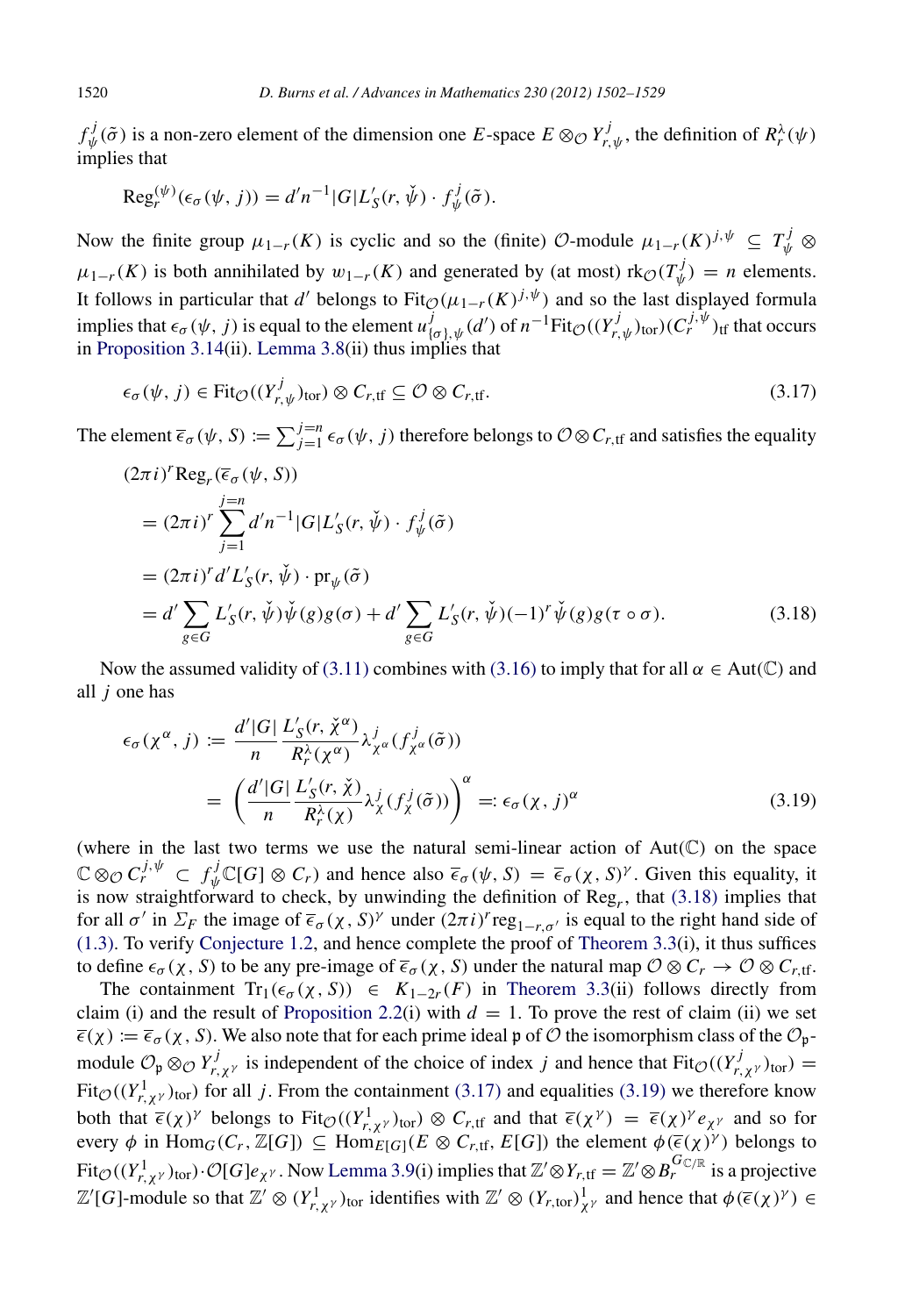$f_\psi^j(\tilde\sigma)$ is a non-zero element of the dimension one $E$-space $E\otimes_{\mathcal{O}} Y^j_{r,\psi}$, the definition of $R_r^\lambda(\psi)$ implies that

$$\mathrm{Reg}_r^{(\psi)}(\epsilon_\sigma(\psi,j)) = d' n^{-1}|G| L'_S(r,\check\psi)\cdot f_\psi^j(\tilde\sigma).$$

Now the finite group $\mu_{1-r}(K)$ is cyclic and so the (finite) $\mathcal{O}$-module $\mu_{1-r}(K)^{j,\psi} \subseteq T_\psi^j \otimes \mu_{1-r}(K)$ is both annihilated by $w_{1-r}(K)$ and generated by (at most) $\mathrm{rk}_{\mathcal{O}}(T_\psi^j) = n$ elements. It follows in particular that $d'$ belongs to $\mathrm{Fit}_{\mathcal{O}}(\mu_{1-r}(K)^{j,\psi})$ and so the last displayed formula implies that $\epsilon_\sigma(\psi,j)$ is equal to the element $u^j_{\{\sigma\},\psi}(d')$ of $n^{-1}\mathrm{Fit}_{\mathcal{O}}((Y^j_{r,\psi})_{\mathrm{tor}})(C_r^{j,\psi})_{\mathrm{tf}}$ that occurs in Proposition 3.14(ii). Lemma 3.8(ii) thus implies that

$$\epsilon_\sigma(\psi,j)\in \mathrm{Fit}_{\mathcal{O}}((Y^j_{r,\psi})_{\mathrm{tor}})\otimes C_{r,\mathrm{tf}} \subseteq \mathcal{O}\otimes C_{r,\mathrm{tf}}. \tag{3.17}$$

The element $\overline{\epsilon}_\sigma(\psi,S) := \sum_{j=1}^{j=n}\epsilon_\sigma(\psi,j)$ therefore belongs to $\mathcal{O}\otimes C_{r,\mathrm{tf}}$ and satisfies the equality

$$\begin{aligned}
&(2\pi i)^r \mathrm{Reg}_r(\overline{\epsilon}_\sigma(\psi,S))\\
&\quad = (2\pi i)^r \sum_{j=1}^{j=n} d' n^{-1}|G| L'_S(r,\check\psi)\cdot f_\psi^j(\tilde\sigma)\\
&\quad = (2\pi i)^r d' L'_S(r,\check\psi)\cdot \mathrm{pr}_\psi(\tilde\sigma)\\
&\quad = d'\sum_{g\in G} L'_S(r,\check\psi)\check\psi(g)g(\sigma) + d'\sum_{g\in G} L'_S(r,\check\psi)(-1)^r\check\psi(g)g(\tau\circ\sigma).
\end{aligned} \tag{3.18}$$

Now the assumed validity of (3.11) combines with (3.16) to imply that for all $\alpha\in\mathrm{Aut}(\mathbb{C})$ and all $j$ one has

$$\begin{aligned}
\epsilon_\sigma(\chi^\alpha,j) &:= \frac{d'|G|}{n}\frac{L'_S(r,\check\chi^\alpha)}{R_r^\lambda(\chi^\alpha)}\lambda^j_{\chi^\alpha}(f^j_{\chi^\alpha}(\tilde\sigma))\\
&= \left(\frac{d'|G|}{n}\frac{L'_S(r,\check\chi)}{R_r^\lambda(\chi)}\lambda^j_{\chi}(f^j_{\chi}(\tilde\sigma))\right)^\alpha =: \epsilon_\sigma(\chi,j)^\alpha
\end{aligned} \tag{3.19}$$

(where in the last two terms we use the natural semi-linear action of $\mathrm{Aut}(\mathbb{C})$ on the space $\mathbb{C}\otimes_{\mathcal{O}} C_r^{j,\psi} \subset f_\psi^j\mathbb{C}[G]\otimes C_r$) and hence also $\overline{\epsilon}_\sigma(\psi,S) = \overline{\epsilon}_\sigma(\chi,S)^\gamma$. Given this equality, it is now straightforward to check, by unwinding the definition of $\mathrm{Reg}_r$, that (3.18) implies that for all $\sigma'$ in $\Sigma_F$ the image of $\overline{\epsilon}_\sigma(\chi,S)^\gamma$ under $(2\pi i)^r\mathrm{reg}_{1-r,\sigma'}$ is equal to the right hand side of (1.3). To verify Conjecture 1.2, and hence complete the proof of Theorem 3.3(i), it thus suffices to define $\epsilon_\sigma(\chi,S)$ to be any pre-image of $\overline{\epsilon}_\sigma(\chi,S)$ under the natural map $\mathcal{O}\otimes C_r\to\mathcal{O}\otimes C_{r,\mathrm{tf}}$.

The containment $\mathrm{Tr}_1(\epsilon_\sigma(\chi,S)) \in K_{1-2r}(F)$ in Theorem 3.3(ii) follows directly from claim (i) and the result of Proposition 2.2(i) with $d=1$. To prove the rest of claim (ii) we set $\overline{\epsilon}(\chi) := \overline{\epsilon}_\sigma(\chi,S)$. We also note that for each prime ideal $\mathfrak{p}$ of $\mathcal{O}$ the isomorphism class of the $\mathcal{O}_{\mathfrak{p}}$-module $\mathcal{O}_{\mathfrak{p}}\otimes_{\mathcal{O}} Y^j_{r,\chi^\gamma}$ is independent of the choice of index $j$ and hence that $\mathrm{Fit}_{\mathcal{O}}((Y^j_{r,\chi^\gamma})_{\mathrm{tor}}) = \mathrm{Fit}_{\mathcal{O}}((Y^1_{r,\chi^\gamma})_{\mathrm{tor}})$ for all $j$. From the containment (3.17) and equalities (3.19) we therefore know both that $\overline{\epsilon}(\chi)^\gamma$ belongs to $\mathrm{Fit}_{\mathcal{O}}((Y^1_{r,\chi^\gamma})_{\mathrm{tor}})\otimes C_{r,\mathrm{tf}}$ and that $\overline{\epsilon}(\chi^\gamma) = \overline{\epsilon}(\chi)^\gamma e_{\chi^\gamma}$ and so for every $\phi$ in $\mathrm{Hom}_G(C_r,\mathbb{Z}[G]) \subseteq \mathrm{Hom}_{E[G]}(E\otimes C_{r,\mathrm{tf}}, E[G])$ the element $\phi(\overline{\epsilon}(\chi)^\gamma)$ belongs to $\mathrm{Fit}_{\mathcal{O}}((Y^1_{r,\chi^\gamma})_{\mathrm{tor}})\cdot\mathcal{O}[G]e_{\chi^\gamma}$. Now Lemma 3.9(i) implies that $\mathbb{Z}'\otimes Y_{r,\mathrm{tf}} = \mathbb{Z}'\otimes B_r^{G_{\mathbb{C}/\mathbb{R}}}$ is a projective $\mathbb{Z}'[G]$-module so that $\mathbb{Z}'\otimes(Y^1_{r,\chi^\gamma})_{\mathrm{tor}}$ identifies with $\mathbb{Z}'\otimes(Y_{r,\mathrm{tor}})^1_{\chi^\gamma}$ and hence that $\phi(\overline{\epsilon}(\chi)^\gamma)\in$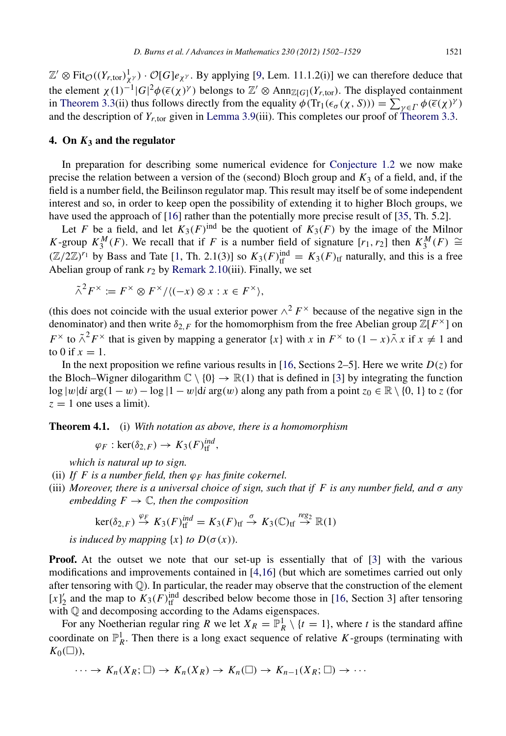$\mathbb{Z}' \otimes \mathrm{Fit}_{\mathcal{O}}((Y_{r,\mathrm{tor}})^1_{\chi^\gamma}) \cdot \mathcal{O}[G]e_{\chi^\gamma}$. By applying [9, Lem. 11.1.2(i)] we can therefore deduce that the element $\chi(1)^{-1}|G|^2\phi(\bar{\epsilon}(\chi)^\gamma)$ belongs to $\mathbb{Z}' \otimes \mathrm{Ann}_{\mathbb{Z}[G]}(Y_{r,\mathrm{tor}})$. The displayed containment in Theorem 3.3(ii) thus follows directly from the equality $\phi(\mathrm{Tr}_1(\epsilon_\sigma(\chi, S))) = \sum_{\gamma\in\Gamma}\phi(\bar{\epsilon}(\chi)^\gamma)$ and the description of $Y_{r,\mathrm{tor}}$ given in Lemma 3.9(iii). This completes our proof of Theorem 3.3.

## 4. On $K_3$ and the regulator

In preparation for describing some numerical evidence for Conjecture 1.2 we now make precise the relation between a version of the (second) Bloch group and $K_3$ of a field, and, if the field is a number field, the Beilinson regulator map. This result may itself be of some independent interest and so, in order to keep open the possibility of extending it to higher Bloch groups, we have used the approach of [16] rather than the potentially more precise result of [35, Th. 5.2].

Let $F$ be a field, and let $K_3(F)^{\mathrm{ind}}$ be the quotient of $K_3(F)$ by the image of the Milnor $K$-group $K_3^M(F)$. We recall that if $F$ is a number field of signature $[r_1, r_2]$ then $K_3^M(F) \cong (\mathbb{Z}/2\mathbb{Z})^{r_1}$ by Bass and Tate [1, Th. 2.1(3)] so $K_3(F)^{\mathrm{ind}}_{\mathrm{tf}} = K_3(F)_{\mathrm{tf}}$ naturally, and this is a free Abelian group of rank $r_2$ by Remark 2.10(iii). Finally, we set

$$\tilde{\wedge}^2 F^\times := F^\times \otimes F^\times / \langle (-x)\otimes x : x \in F^\times \rangle,$$

(this does not coincide with the usual exterior power $\wedge^2 F^\times$ because of the negative sign in the denominator) and then write $\delta_{2,F}$ for the homomorphism from the free Abelian group $\mathbb{Z}[F^\times]$ on $F^\times$ to $\tilde{\wedge}^2 F^\times$ that is given by mapping a generator $\{x\}$ with $x$ in $F^\times$ to $(1-x)\tilde{\wedge}\, x$ if $x \neq 1$ and to 0 if $x = 1$.

In the next proposition we refine various results in [16, Sections 2–5]. Here we write $D(z)$ for the Bloch–Wigner dilogarithm $\mathbb{C}\setminus\{0\} \to \mathbb{R}(1)$ that is defined in [3] by integrating the function $\log|w| d i \arg(1-w) - \log|1-w| d i \arg(w)$ along any path from a point $z_0 \in \mathbb{R}\setminus\{0,1\}$ to $z$ (for $z = 1$ one uses a limit).

**Theorem 4.1.** (i) *With notation as above, there is a homomorphism*

$$\varphi_F : \ker(\delta_{2,F}) \to K_3(F)^{ind}_{\mathrm{tf}},$$

*which is natural up to sign.*

(ii) *If $F$ is a number field, then $\varphi_F$ has finite cokernel.*

(iii) *Moreover, there is a universal choice of sign, such that if $F$ is any number field, and $\sigma$ any embedding $F \to \mathbb{C}$, then the composition*

$$\ker(\delta_{2,F}) \xrightarrow{\varphi_F} K_3(F)^{ind}_{\mathrm{tf}} = K_3(F)_{\mathrm{tf}} \xrightarrow{\sigma} K_3(\mathbb{C})_{\mathrm{tf}} \xrightarrow{reg_2} \mathbb{R}(1)$$

*is induced by mapping $\{x\}$ to $D(\sigma(x))$.*

**Proof.** At the outset we note that our set-up is essentially that of [3] with the various modifications and improvements contained in [4,16] (but which are sometimes carried out only after tensoring with $\mathbb{Q}$). In particular, the reader may observe that the construction of the element $[x]_2'$ and the map to $K_3(F)^{\mathrm{ind}}_{\mathrm{tf}}$ described below become those in [16, Section 3] after tensoring with $\mathbb{Q}$ and decomposing according to the Adams eigenspaces.

For any Noetherian regular ring $R$ we let $X_R = \mathbb{P}^1_R \setminus \{t = 1\}$, where $t$ is the standard affine coordinate on $\mathbb{P}^1_R$. Then there is a long exact sequence of relative $K$-groups (terminating with $K_0(\square)$),

$$\cdots \to K_n(X_R; \square) \to K_n(X_R) \to K_n(\square) \to K_{n-1}(X_R; \square) \to \cdots$$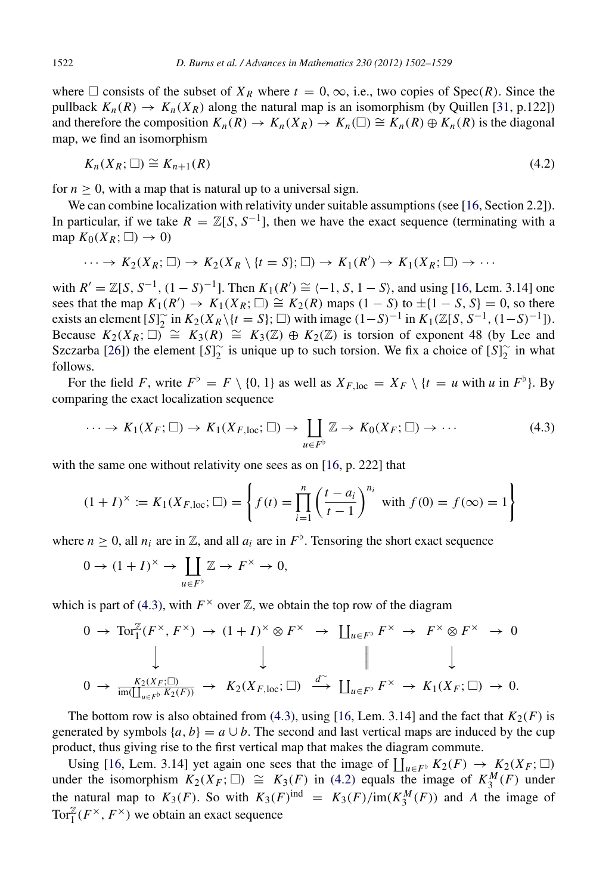where $\square$ consists of the subset of $X_R$ where $t = 0, \infty$, i.e., two copies of $\mathrm{Spec}(R)$. Since the pullback $K_n(R) \to K_n(X_R)$ along the natural map is an isomorphism (by Quillen [31, p.122]) and therefore the composition $K_n(R) \to K_n(X_R) \to K_n(\square) \cong K_n(R) \oplus K_n(R)$ is the diagonal map, we find an isomorphism

$$K_n(X_R; \square) \cong K_{n+1}(R) \tag{4.2}$$

for $n \geq 0$, with a map that is natural up to a universal sign.

We can combine localization with relativity under suitable assumptions (see [16, Section 2.2]). In particular, if we take $R = \mathbb{Z}[S, S^{-1}]$, then we have the exact sequence (terminating with a map $K_0(X_R; \square) \to 0$)

$$\cdots \to K_2(X_R; \square) \to K_2(X_R \setminus \{t = S\}; \square) \to K_1(R') \to K_1(X_R; \square) \to \cdots$$

with $R' = \mathbb{Z}[S, S^{-1}, (1-S)^{-1}]$. Then $K_1(R') \cong \langle -1, S, 1-S \rangle$, and using [16, Lem. 3.14] one sees that the map $K_1(R') \to K_1(X_R; \square) \cong K_2(R)$ maps $(1-S)$ to $\pm\{1-S, S\} = 0$, so there exists an element $[S]_2^\sim$ in $K_2(X_R \setminus \{t = S\}; \square)$ with image $(1-S)^{-1}$ in $K_1(\mathbb{Z}[S, S^{-1}, (1-S)^{-1}])$. Because $K_2(X_R; \square) \cong K_3(R) \cong K_3(\mathbb{Z}) \oplus K_2(\mathbb{Z})$ is torsion of exponent 48 (by Lee and Szczarba [26]) the element $[S]_2^\sim$ is unique up to such torsion. We fix a choice of $[S]_2^\sim$ in what follows.

For the field $F$, write $F^\flat = F \setminus \{0, 1\}$ as well as $X_{F,\mathrm{loc}} = X_F \setminus \{t = u \text{ with } u \text{ in } F^\flat\}$. By comparing the exact localization sequence

$$\cdots \to K_1(X_F; \square) \to K_1(X_{F,\mathrm{loc}}; \square) \to \coprod_{u \in F^\flat} \mathbb{Z} \to K_0(X_F; \square) \to \cdots \tag{4.3}$$

with the same one without relativity one sees as on [16, p. 222] that

$$(1+I)^\times := K_1(X_{F,\mathrm{loc}}; \square) = \left\{ f(t) = \prod_{i=1}^n \left( \frac{t - a_i}{t - 1} \right)^{n_i} \text{ with } f(0) = f(\infty) = 1 \right\}$$

where $n \geq 0$, all $n_i$ are in $\mathbb{Z}$, and all $a_i$ are in $F^\flat$. Tensoring the short exact sequence

$$0 \to (1+I)^\times \to \coprod_{u \in F^\flat} \mathbb{Z} \to F^\times \to 0,$$

which is part of (4.3), with $F^\times$ over $\mathbb{Z}$, we obtain the top row of the diagram

$$\begin{array}{ccccccccc}
0 \to & \mathrm{Tor}_1^{\mathbb{Z}}(F^\times, F^\times) & \to & (1+I)^\times \otimes F^\times & \to & \coprod_{u \in F^\flat} F^\times & \to & F^\times \otimes F^\times & \to 0 \\
& \downarrow & & \downarrow & & \| & & \downarrow & \\
0 \to & \frac{K_2(X_F; \square)}{\mathrm{im}(\coprod_{u \in F^\flat} K_2(F))} & \to & K_2(X_{F,\mathrm{loc}}; \square) & \xrightarrow{d^\sim} & \coprod_{u \in F^\flat} F^\times & \to & K_1(X_F; \square) & \to 0.
\end{array}$$

The bottom row is also obtained from (4.3), using [16, Lem. 3.14] and the fact that $K_2(F)$ is generated by symbols $\{a, b\} = a \cup b$. The second and last vertical maps are induced by the cup product, thus giving rise to the first vertical map that makes the diagram commute.

Using [16, Lem. 3.14] yet again one sees that the image of $\coprod_{u \in F^\flat} K_2(F) \to K_2(X_F; \square)$ under the isomorphism $K_2(X_F; \square) \cong K_3(F)$ in (4.2) equals the image of $K_3^M(F)$ under the natural map to $K_3(F)$. So with $K_3(F)^{\mathrm{ind}} = K_3(F)/\mathrm{im}(K_3^M(F))$ and $A$ the image of $\mathrm{Tor}_1^{\mathbb{Z}}(F^\times, F^\times)$ we obtain an exact sequence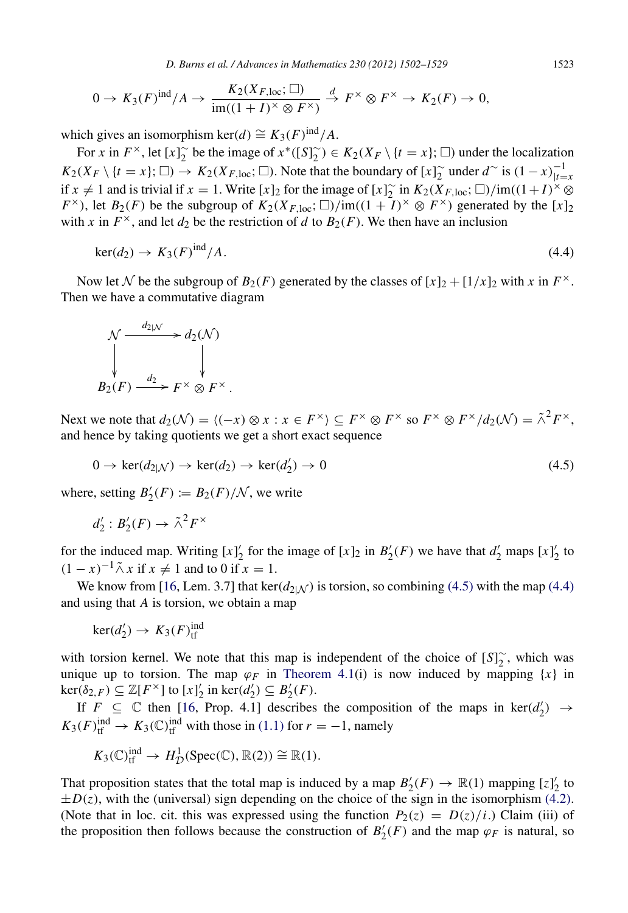$$0 \to K_3(F)^{\mathrm{ind}}/A \to \frac{K_2(X_{F,\mathrm{loc}};\square)}{\mathrm{im}((1+I)^\times \otimes F^\times)} \xrightarrow{d} F^\times \otimes F^\times \to K_2(F) \to 0,$$

which gives an isomorphism $\ker(d) \cong K_3(F)^{\mathrm{ind}}/A$.

For $x$ in $F^\times$, let $[x]_2^\sim$ be the image of $x^*([S]_2^\sim) \in K_2(X_F \setminus \{t = x\};\square)$ under the localization $K_2(X_F \setminus \{t = x\};\square) \to K_2(X_{F,\mathrm{loc}};\square)$. Note that the boundary of $[x]_2^\sim$ under $d^\sim$ is $(1-x)^{-1}_{|t=x}$ if $x \neq 1$ and is trivial if $x = 1$. Write $[x]_2$ for the image of $[x]_2^\sim$ in $K_2(X_{F,\mathrm{loc}};\square)/\mathrm{im}((1+I)^\times \otimes F^\times)$, let $B_2(F)$ be the subgroup of $K_2(X_{F,\mathrm{loc}};\square)/\mathrm{im}((1+I)^\times \otimes F^\times)$ generated by the $[x]_2$ with $x$ in $F^\times$, and let $d_2$ be the restriction of $d$ to $B_2(F)$. We then have an inclusion

$$\ker(d_2) \to K_3(F)^{\mathrm{ind}}/A. \tag{4.4}$$

Now let $\mathcal{N}$ be the subgroup of $B_2(F)$ generated by the classes of $[x]_2 + [1/x]_2$ with $x$ in $F^\times$. Then we have a commutative diagram

$$\begin{array}{ccc} \mathcal{N} & \xrightarrow{d_{2|\mathcal{N}}} & d_2(\mathcal{N}) \\ \downarrow & & \downarrow \\ B_2(F) & \xrightarrow{d_2} & F^\times \otimes F^\times. \end{array}$$

Next we note that $d_2(\mathcal{N}) = \langle (-x) \otimes x : x \in F^\times \rangle \subseteq F^\times \otimes F^\times$ so $F^\times \otimes F^\times/d_2(\mathcal{N}) = \tilde{\wedge}^2 F^\times$, and hence by taking quotients we get a short exact sequence

$$0 \to \ker(d_{2|\mathcal{N}}) \to \ker(d_2) \to \ker(d_2') \to 0 \tag{4.5}$$

where, setting $B_2'(F) := B_2(F)/\mathcal{N}$, we write

$$d_2' : B_2'(F) \to \tilde{\wedge}^2 F^\times$$

for the induced map. Writing $[x]_2'$ for the image of $[x]_2$ in $B_2'(F)$ we have that $d_2'$ maps $[x]_2'$ to $(1-x)^{-1} \tilde{\wedge} x$ if $x \neq 1$ and to $0$ if $x = 1$.

We know from [16, Lem. 3.7] that $\ker(d_{2|\mathcal{N}})$ is torsion, so combining (4.5) with the map (4.4) and using that $A$ is torsion, we obtain a map

$$\ker(d_2') \to K_3(F)^{\mathrm{ind}}_{\mathrm{tf}}$$

with torsion kernel. We note that this map is independent of the choice of $[S]_2^\sim$, which was unique up to torsion. The map $\varphi_F$ in Theorem 4.1(i) is now induced by mapping $\{x\}$ in $\ker(\delta_{2,F}) \subseteq \mathbb{Z}[F^\times]$ to $[x]_2'$ in $\ker(d_2') \subseteq B_2'(F)$.

If $F \subseteq \mathbb{C}$ then [16, Prop. 4.1] describes the composition of the maps in $\ker(d_2') \to K_3(F)^{\mathrm{ind}}_{\mathrm{tf}} \to K_3(\mathbb{C})^{\mathrm{ind}}_{\mathrm{tf}}$ with those in (1.1) for $r = -1$, namely

$$K_3(\mathbb{C})^{\mathrm{ind}}_{\mathrm{tf}} \to H^1_{\mathcal{D}}(\mathrm{Spec}(\mathbb{C}), \mathbb{R}(2)) \cong \mathbb{R}(1).$$

That proposition states that the total map is induced by a map $B_2'(F) \to \mathbb{R}(1)$ mapping $[z]_2'$ to $\pm D(z)$, with the (universal) sign depending on the choice of the sign in the isomorphism (4.2). (Note that in loc. cit. this was expressed using the function $P_2(z) = D(z)/i$.) Claim (iii) of the proposition then follows because the construction of $B_2'(F)$ and the map $\varphi_F$ is natural, so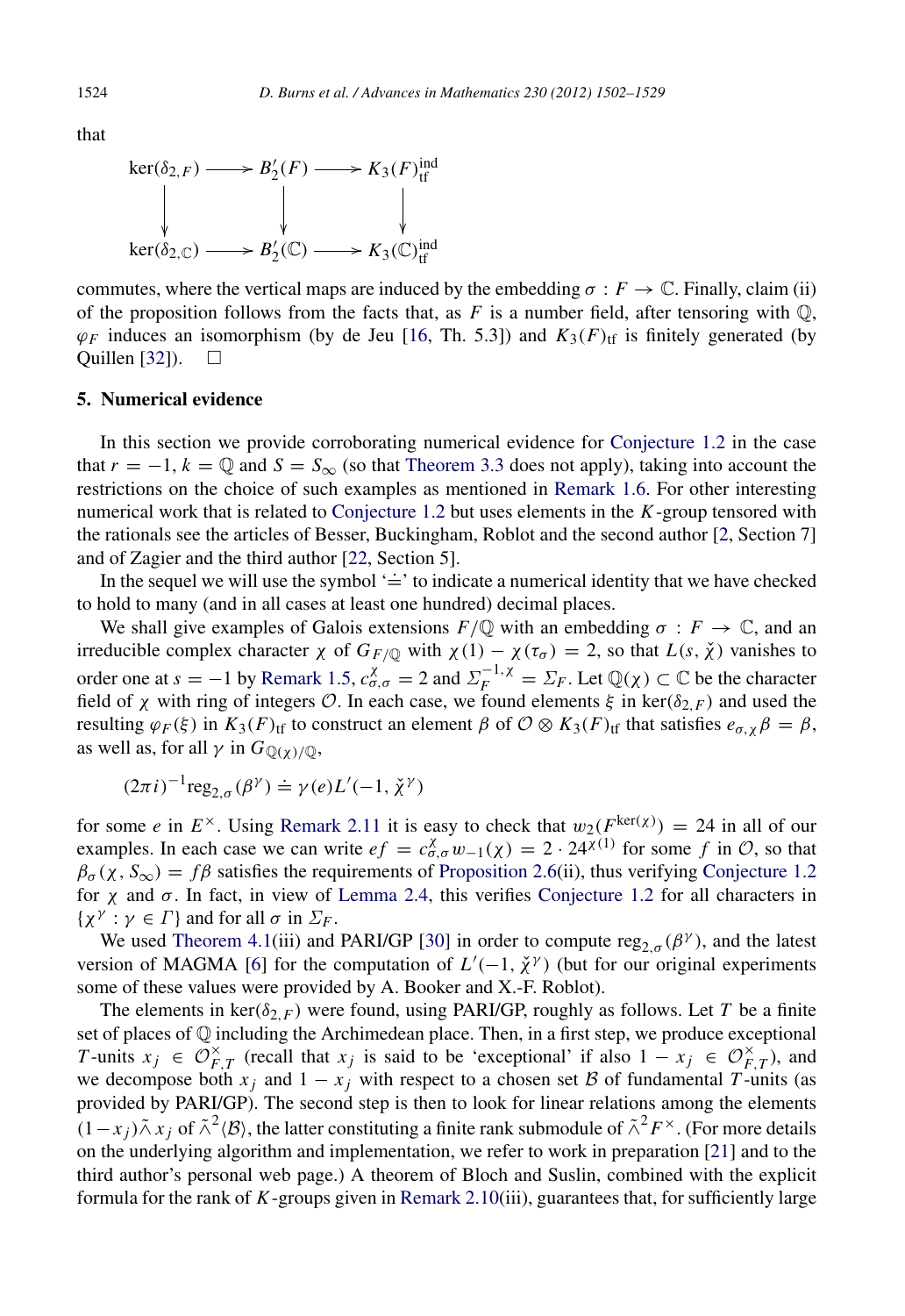that

$$\begin{array}{ccccc}
\ker(\delta_{2,F}) & \longrightarrow & B_2'(F) & \longrightarrow & K_3(F)^{\mathrm{ind}}_{\mathrm{tf}} \\
\downarrow & & \downarrow & & \downarrow \\
\ker(\delta_{2,\mathbb{C}}) & \longrightarrow & B_2'(\mathbb{C}) & \longrightarrow & K_3(\mathbb{C})^{\mathrm{ind}}_{\mathrm{tf}}
\end{array}$$

commutes, where the vertical maps are induced by the embedding $\sigma : F \to \mathbb{C}$. Finally, claim (ii) of the proposition follows from the facts that, as $F$ is a number field, after tensoring with $\mathbb{Q}$, $\varphi_F$ induces an isomorphism (by de Jeu [16, Th. 5.3]) and $K_3(F)_{\mathrm{tf}}$ is finitely generated (by Quillen [32]). $\square$

## 5. Numerical evidence

In this section we provide corroborating numerical evidence for Conjecture 1.2 in the case that $r = -1$, $k = \mathbb{Q}$ and $S = S_\infty$ (so that Theorem 3.3 does not apply), taking into account the restrictions on the choice of such examples as mentioned in Remark 1.6. For other interesting numerical work that is related to Conjecture 1.2 but uses elements in the $K$-group tensored with the rationals see the articles of Besser, Buckingham, Roblot and the second author [2, Section 7] and of Zagier and the third author [22, Section 5].

In the sequel we will use the symbol '$\doteq$' to indicate a numerical identity that we have checked to hold to many (and in all cases at least one hundred) decimal places.

We shall give examples of Galois extensions $F/\mathbb{Q}$ with an embedding $\sigma : F \to \mathbb{C}$, and an irreducible complex character $\chi$ of $G_{F/\mathbb{Q}}$ with $\chi(1) - \chi(\tau_\sigma) = 2$, so that $L(s, \check{\chi})$ vanishes to order one at $s = -1$ by Remark 1.5, $c^{\chi}_{\sigma,\sigma} = 2$ and $\Sigma_F^{-1,\chi} = \Sigma_F$. Let $\mathbb{Q}(\chi) \subset \mathbb{C}$ be the character field of $\chi$ with ring of integers $\mathcal{O}$. In each case, we found elements $\xi$ in $\ker(\delta_{2,F})$ and used the resulting $\varphi_F(\xi)$ in $K_3(F)_{\mathrm{tf}}$ to construct an element $\beta$ of $\mathcal{O} \otimes K_3(F)_{\mathrm{tf}}$ that satisfies $e_{\sigma,\chi}\beta = \beta$, as well as, for all $\gamma$ in $G_{\mathbb{Q}(\chi)/\mathbb{Q}}$,

$$(2\pi i)^{-1}\mathrm{reg}_{2,\sigma}(\beta^\gamma) \doteq \gamma(e)L'(-1, \check{\chi}^\gamma)$$

for some $e$ in $E^\times$. Using Remark 2.11 it is easy to check that $w_2(F^{\ker(\chi)}) = 24$ in all of our examples. In each case we can write $ef = c^{\chi}_{\sigma,\sigma}w_{-1}(\chi) = 2 \cdot 24^{\chi(1)}$ for some $f$ in $\mathcal{O}$, so that $\beta_\sigma(\chi, S_\infty) = f\beta$ satisfies the requirements of Proposition 2.6(ii), thus verifying Conjecture 1.2 for $\chi$ and $\sigma$. In fact, in view of Lemma 2.4, this verifies Conjecture 1.2 for all characters in $\{\chi^\gamma : \gamma \in \Gamma\}$ and for all $\sigma$ in $\Sigma_F$.

We used Theorem 4.1(iii) and PARI/GP [30] in order to compute $\mathrm{reg}_{2,\sigma}(\beta^\gamma)$, and the latest version of MAGMA [6] for the computation of $L'(-1, \check{\chi}^\gamma)$ (but for our original experiments some of these values were provided by A. Booker and X.-F. Roblot).

The elements in $\ker(\delta_{2,F})$ were found, using PARI/GP, roughly as follows. Let $T$ be a finite set of places of $\mathbb{Q}$ including the Archimedean place. Then, in a first step, we produce exceptional $T$-units $x_j \in \mathcal{O}^\times_{F,T}$ (recall that $x_j$ is said to be 'exceptional' if also $1 - x_j \in \mathcal{O}^\times_{F,T}$), and we decompose both $x_j$ and $1 - x_j$ with respect to a chosen set $\mathcal{B}$ of fundamental $T$-units (as provided by PARI/GP). The second step is then to look for linear relations among the elements $(1-x_j)\tilde{\wedge} x_j$ of $\tilde{\wedge}^2\langle\mathcal{B}\rangle$, the latter constituting a finite rank submodule of $\tilde{\wedge}^2 F^\times$. (For more details on the underlying algorithm and implementation, we refer to work in preparation [21] and to the third author's personal web page.) A theorem of Bloch and Suslin, combined with the explicit formula for the rank of $K$-groups given in Remark 2.10(iii), guarantees that, for sufficiently large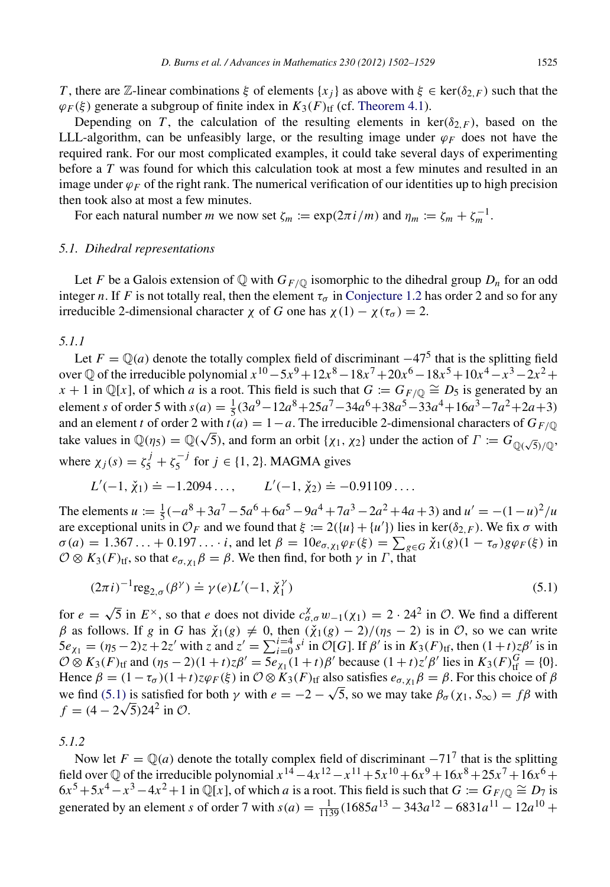$T$, there are $\mathbb{Z}$-linear combinations $\xi$ of elements $\{x_j\}$ as above with $\xi \in \ker(\delta_{2,F})$ such that the $\varphi_F(\xi)$ generate a subgroup of finite index in $K_3(F)_{\mathrm{tf}}$ (cf. Theorem 4.1).

Depending on $T$, the calculation of the resulting elements in $\ker(\delta_{2,F})$, based on the LLL-algorithm, can be unfeasibly large, or the resulting image under $\varphi_F$ does not have the required rank. For our most complicated examples, it could take several days of experimenting before a $T$ was found for which this calculation took at most a few minutes and resulted in an image under $\varphi_F$ of the right rank. The numerical verification of our identities up to high precision then took also at most a few minutes.

For each natural number $m$ we now set $\zeta_m := \exp(2\pi i/m)$ and $\eta_m := \zeta_m + \zeta_m^{-1}$.

### 5.1. Dihedral representations

Let $F$ be a Galois extension of $\mathbb{Q}$ with $G_{F/\mathbb{Q}}$ isomorphic to the dihedral group $D_n$ for an odd integer $n$. If $F$ is not totally real, then the element $\tau_\sigma$ in Conjecture 1.2 has order 2 and so for any irreducible 2-dimensional character $\chi$ of $G$ one has $\chi(1) - \chi(\tau_\sigma) = 2$.

#### 5.1.1

Let $F = \mathbb{Q}(a)$ denote the totally complex field of discriminant $-47^5$ that is the splitting field over $\mathbb{Q}$ of the irreducible polynomial $x^{10} - 5x^9 + 12x^8 - 18x^7 + 20x^6 - 18x^5 + 10x^4 - x^3 - 2x^2 + x + 1$ in $\mathbb{Q}[x]$, of which $a$ is a root. This field is such that $G := G_{F/\mathbb{Q}} \cong D_5$ is generated by an element $s$ of order 5 with $s(a) = \frac{1}{5}(3a^9 - 12a^8 + 25a^7 - 34a^6 + 38a^5 - 33a^4 + 16a^3 - 7a^2 + 2a + 3)$ and an element $t$ of order 2 with $t(a) = 1 - a$. The irreducible 2-dimensional characters of $G_{F/\mathbb{Q}}$ take values in $\mathbb{Q}(\eta_5) = \mathbb{Q}(\sqrt{5})$, and form an orbit $\{\chi_1, \chi_2\}$ under the action of $\Gamma := G_{\mathbb{Q}(\sqrt{5})/\mathbb{Q}}$, where $\chi_j(s) = \zeta_5^j + \zeta_5^{-j}$ for $j \in \{1, 2\}$. MAGMA gives

$$L'(-1, \check{\chi}_1) \doteq -1.2094\ldots, \qquad L'(-1, \check{\chi}_2) \doteq -0.91109\ldots.$$

The elements $u := \frac{1}{5}(-a^8 + 3a^7 - 5a^6 + 6a^5 - 9a^4 + 7a^3 - 2a^2 + 4a + 3)$ and $u' = -(1-u)^2/u$ are exceptional units in $\mathcal{O}_F$ and we found that $\xi := 2(\{u\} + \{u'\})$ lies in $\ker(\delta_{2,F})$. We fix $\sigma$ with $\sigma(a) = 1.367\ldots + 0.197\ldots \cdot i$, and let $\beta = 10 e_{\sigma,\chi_1}\varphi_F(\xi) = \sum_{g \in G} \check{\chi}_1(g)(1 - \tau_\sigma) g \varphi_F(\xi)$ in $\mathcal{O} \otimes K_3(F)_{\mathrm{tf}}$, so that $e_{\sigma,\chi_1}\beta = \beta$. We then find, for both $\gamma$ in $\Gamma$, that

$$(2\pi i)^{-1} \mathrm{reg}_{2,\sigma}(\beta^\gamma) \doteq \gamma(e) L'(-1, \check{\chi}_1^\gamma) \tag{5.1}$$

for $e = \sqrt{5}$ in $E^\times$, so that $e$ does not divide $c^\chi_{\sigma,\sigma} w_{-1}(\chi_1) = 2 \cdot 24^2$ in $\mathcal{O}$. We find a different $\beta$ as follows. If $g$ in $G$ has $\check{\chi}_1(g) \neq 0$, then $(\check{\chi}_1(g) - 2)/(\eta_5 - 2)$ is in $\mathcal{O}$, so we can write $5 e_{\chi_1} = (\eta_5 - 2) z + 2 z'$ with $z$ and $z' = \sum_{i=0}^{i=4} s^i$ in $\mathcal{O}[G]$. If $\beta'$ is in $K_3(F)_{\mathrm{tf}}$, then $(1+t) z \beta'$ is in $\mathcal{O} \otimes K_3(F)_{\mathrm{tf}}$ and $(\eta_5 - 2)(1+t) z \beta' = 5 e_{\chi_1}(1+t)\beta'$ because $(1+t) z' \beta'$ lies in $K_3(F)_{\mathrm{tf}}^G = \{0\}$. Hence $\beta = (1 - \tau_\sigma)(1+t) z \varphi_F(\xi)$ in $\mathcal{O} \otimes K_3(F)_{\mathrm{tf}}$ also satisfies $e_{\sigma,\chi_1}\beta = \beta$. For this choice of $\beta$ we find (5.1) is satisfied for both $\gamma$ with $e = -2 - \sqrt{5}$, so we may take $\beta_\sigma(\chi_1, S_\infty) = f\beta$ with $f = (4 - 2\sqrt{5}) 24^2$ in $\mathcal{O}$.

#### 5.1.2

Now let $F = \mathbb{Q}(a)$ denote the totally complex field of discriminant $-71^7$ that is the splitting field over $\mathbb{Q}$ of the irreducible polynomial $x^{14} - 4x^{12} - x^{11} + 5x^{10} + 6x^9 + 16x^8 + 25x^7 + 16x^6 + 6x^5 + 5x^4 - x^3 - 4x^2 + 1$ in $\mathbb{Q}[x]$, of which $a$ is a root. This field is such that $G := G_{F/\mathbb{Q}} \cong D_7$ is generated by an element $s$ of order 7 with $s(a) = \frac{1}{1139}(1685a^{13} - 343a^{12} - 6831a^{11} - 12a^{10} +$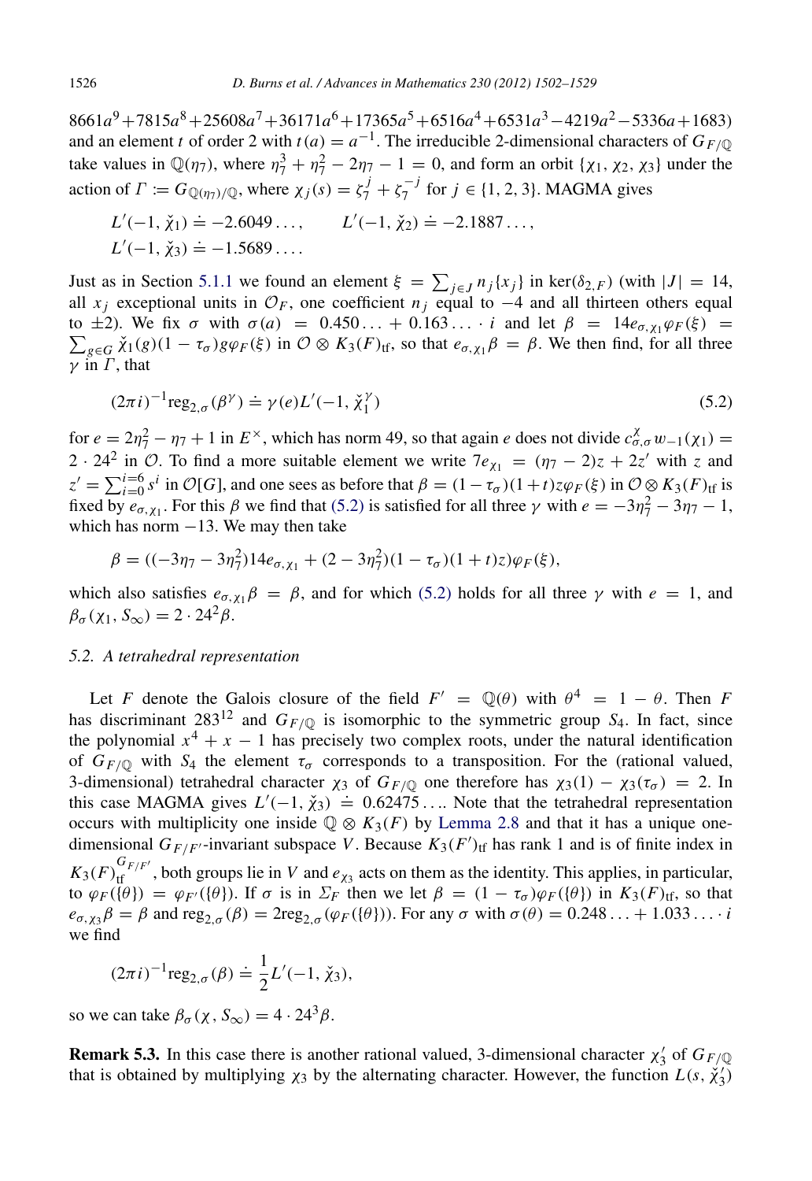$8661a^9+7815a^8+25608a^7+36171a^6+17365a^5+6516a^4+6531a^3-4219a^2-5336a+1683)$ and an element $t$ of order 2 with $t(a) = a^{-1}$. The irreducible 2-dimensional characters of $G_{F/\mathbb{Q}}$ take values in $\mathbb{Q}(\eta_7)$, where $\eta_7^3 + \eta_7^2 - 2\eta_7 - 1 = 0$, and form an orbit $\{\chi_1, \chi_2, \chi_3\}$ under the action of $\Gamma := G_{\mathbb{Q}(\eta_7)/\mathbb{Q}}$, where $\chi_j(s) = \zeta_7^j + \zeta_7^{-j}$ for $j \in \{1, 2, 3\}$. MAGMA gives

$$L'(-1, \check{\chi}_1) \doteq -2.6049\ldots, \qquad L'(-1, \check{\chi}_2) \doteq -2.1887\ldots,$$
$$L'(-1, \check{\chi}_3) \doteq -1.5689\ldots.$$

Just as in Section 5.1.1 we found an element $\xi = \sum_{j \in J} n_j \{x_j\}$ in $\ker(\delta_{2,F})$ (with $|J| = 14$, all $x_j$ exceptional units in $\mathcal{O}_F$, one coefficient $n_j$ equal to $-4$ and all thirteen others equal to $\pm 2$). We fix $\sigma$ with $\sigma(a) = 0.450\ldots + 0.163\ldots \cdot i$ and let $\beta = 14e_{\sigma,\chi_1}\varphi_F(\xi) = \sum_{g \in G} \check{\chi}_1(g)(1-\tau_\sigma)g\varphi_F(\xi)$ in $\mathcal{O} \otimes K_3(F)_{\mathrm{tf}}$, so that $e_{\sigma,\chi_1}\beta = \beta$. We then find, for all three $\gamma$ in $\Gamma$, that

$$(2\pi i)^{-1}\mathrm{reg}_{2,\sigma}(\beta^\gamma) \doteq \gamma(e)L'(-1, \check{\chi}_1^\gamma) \tag{5.2}$$

for $e = 2\eta_7^2 - \eta_7 + 1$ in $E^\times$, which has norm 49, so that again $e$ does not divide $c^\chi_{\sigma,\sigma}w_{-1}(\chi_1) = 2 \cdot 24^2$ in $\mathcal{O}$. To find a more suitable element we write $7e_{\chi_1} = (\eta_7 - 2)z + 2z'$ with $z$ and $z' = \sum_{i=0}^{i=6} s^i$ in $\mathcal{O}[G]$, and one sees as before that $\beta = (1-\tau_\sigma)(1+t)z\varphi_F(\xi)$ in $\mathcal{O} \otimes K_3(F)_{\mathrm{tf}}$ is fixed by $e_{\sigma,\chi_1}$. For this $\beta$ we find that (5.2) is satisfied for all three $\gamma$ with $e = -3\eta_7^2 - 3\eta_7 - 1$, which has norm $-13$. We may then take

$$\beta = ((-3\eta_7 - 3\eta_7^2)14e_{\sigma,\chi_1} + (2 - 3\eta_7^2)(1-\tau_\sigma)(1+t)z)\varphi_F(\xi),$$

which also satisfies $e_{\sigma,\chi_1}\beta = \beta$, and for which (5.2) holds for all three $\gamma$ with $e = 1$, and $\beta_\sigma(\chi_1, S_\infty) = 2 \cdot 24^2\beta$.

### 5.2. A tetrahedral representation

Let $F$ denote the Galois closure of the field $F' = \mathbb{Q}(\theta)$ with $\theta^4 = 1 - \theta$. Then $F$ has discriminant $283^{12}$ and $G_{F/\mathbb{Q}}$ is isomorphic to the symmetric group $S_4$. In fact, since the polynomial $x^4 + x - 1$ has precisely two complex roots, under the natural identification of $G_{F/\mathbb{Q}}$ with $S_4$ the element $\tau_\sigma$ corresponds to a transposition. For the (rational valued, 3-dimensional) tetrahedral character $\chi_3$ of $G_{F/\mathbb{Q}}$ one therefore has $\chi_3(1) - \chi_3(\tau_\sigma) = 2$. In this case MAGMA gives $L'(-1, \check{\chi}_3) \doteq 0.62475\ldots$. Note that the tetrahedral representation occurs with multiplicity one inside $\mathbb{Q} \otimes K_3(F)$ by Lemma 2.8 and that it has a unique one-dimensional $G_{F/F'}$-invariant subspace $V$. Because $K_3(F')_{\mathrm{tf}}$ has rank 1 and is of finite index in $K_3(F)_{\mathrm{tf}}^{G_{F/F'}}$, both groups lie in $V$ and $e_{\chi_3}$ acts on them as the identity. This applies, in particular, to $\varphi_F(\{\theta\}) = \varphi_{F'}(\{\theta\})$. If $\sigma$ is in $\Sigma_F$ then we let $\beta = (1-\tau_\sigma)\varphi_F(\{\theta\})$ in $K_3(F)_{\mathrm{tf}}$, so that $e_{\sigma,\chi_3}\beta = \beta$ and $\mathrm{reg}_{2,\sigma}(\beta) = 2\mathrm{reg}_{2,\sigma}(\varphi_F(\{\theta\}))$. For any $\sigma$ with $\sigma(\theta) = 0.248\ldots + 1.033\ldots \cdot i$ we find

$$(2\pi i)^{-1}\mathrm{reg}_{2,\sigma}(\beta) \doteq \frac{1}{2}L'(-1, \check{\chi}_3),$$

so we can take $\beta_\sigma(\chi, S_\infty) = 4 \cdot 24^3\beta$.

**Remark 5.3.** In this case there is another rational valued, 3-dimensional character $\chi_3'$ of $G_{F/\mathbb{Q}}$ that is obtained by multiplying $\chi_3$ by the alternating character. However, the function $L(s, \check{\chi}_3')$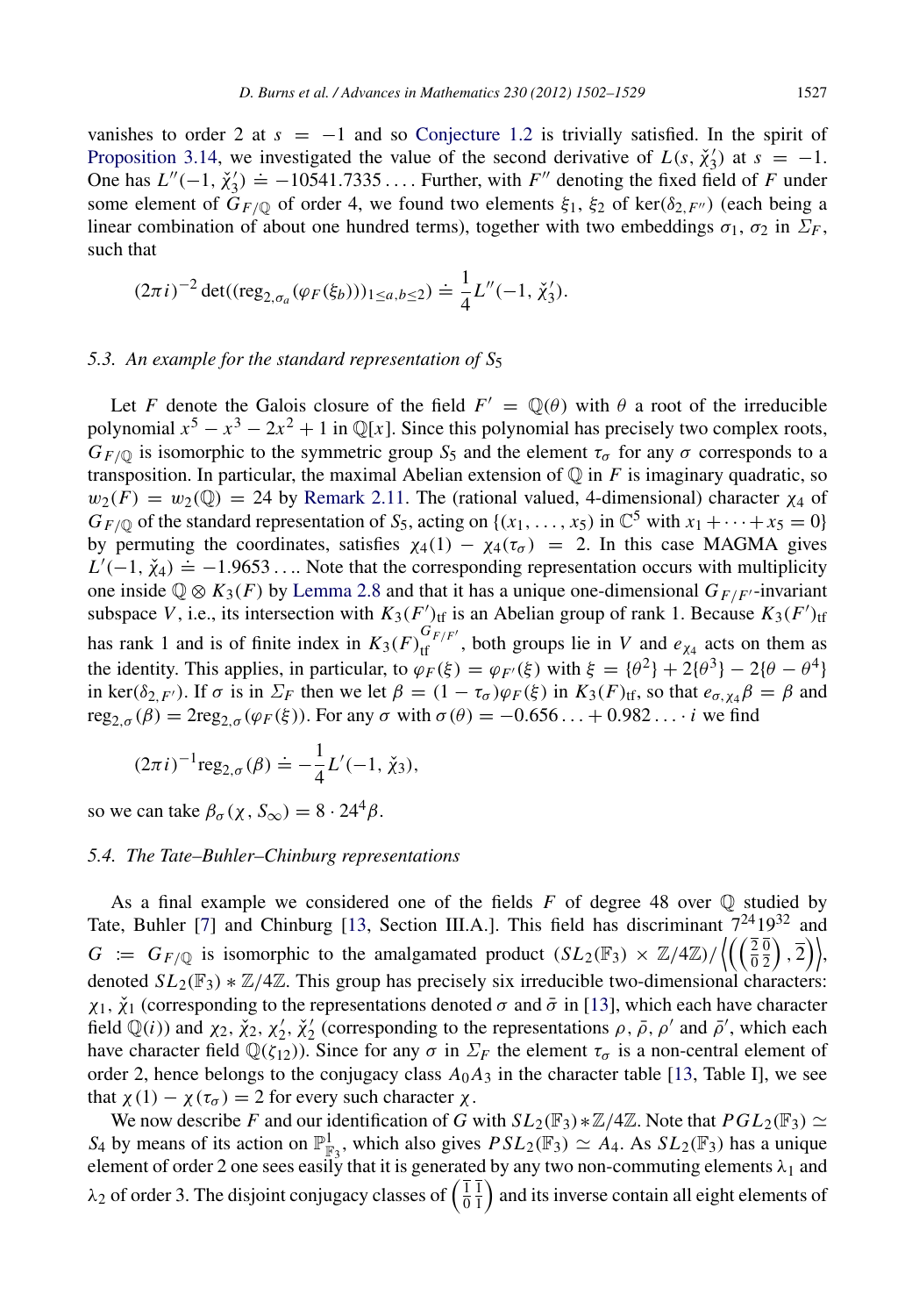vanishes to order 2 at $s = -1$ and so Conjecture 1.2 is trivially satisfied. In the spirit of Proposition 3.14, we investigated the value of the second derivative of $L(s, \check{\chi}_3')$ at $s = -1$. One has $L''(-1, \check{\chi}_3') \doteq -10541.7335\ldots$. Further, with $F''$ denoting the fixed field of $F$ under some element of $G_{F/\mathbb{Q}}$ of order 4, we found two elements $\xi_1$, $\xi_2$ of $\ker(\delta_{2,F''})$ (each being a linear combination of about one hundred terms), together with two embeddings $\sigma_1$, $\sigma_2$ in $\Sigma_F$, such that

$$(2\pi i)^{-2} \det\big((\mathrm{reg}_{2,\sigma_a}(\varphi_F(\xi_b)))_{1\le a,b\le 2}\big) \doteq \frac{1}{4} L''(-1, \check{\chi}_3').$$

### 5.3. An example for the standard representation of $S_5$

Let $F$ denote the Galois closure of the field $F' = \mathbb{Q}(\theta)$ with $\theta$ a root of the irreducible polynomial $x^5 - x^3 - 2x^2 + 1$ in $\mathbb{Q}[x]$. Since this polynomial has precisely two complex roots, $G_{F/\mathbb{Q}}$ is isomorphic to the symmetric group $S_5$ and the element $\tau_\sigma$ for any $\sigma$ corresponds to a transposition. In particular, the maximal Abelian extension of $\mathbb{Q}$ in $F$ is imaginary quadratic, so $w_2(F) = w_2(\mathbb{Q}) = 24$ by Remark 2.11. The (rational valued, 4-dimensional) character $\chi_4$ of $G_{F/\mathbb{Q}}$ of the standard representation of $S_5$, acting on $\{(x_1, \ldots, x_5)$ in $\mathbb{C}^5$ with $x_1 + \cdots + x_5 = 0\}$ by permuting the coordinates, satisfies $\chi_4(1) - \chi_4(\tau_\sigma) = 2$. In this case MAGMA gives $L'(-1, \check{\chi}_4) \doteq -1.9653\ldots$. Note that the corresponding representation occurs with multiplicity one inside $\mathbb{Q} \otimes K_3(F)$ by Lemma 2.8 and that it has a unique one-dimensional $G_{F/F'}$-invariant subspace $V$, i.e., its intersection with $K_3(F')_{\mathrm{tf}}$ is an Abelian group of rank 1. Because $K_3(F')_{\mathrm{tf}}$ has rank 1 and is of finite index in $K_3(F)_{\mathrm{tf}}^{G_{F/F'}}$, both groups lie in $V$ and $e_{\chi_4}$ acts on them as the identity. This applies, in particular, to $\varphi_F(\xi) = \varphi_{F'}(\xi)$ with $\xi = \{\theta^2\} + 2\{\theta^3\} - 2\{\theta - \theta^4\}$ in $\ker(\delta_{2,F'})$. If $\sigma$ is in $\Sigma_F$ then we let $\beta = (1 - \tau_\sigma)\varphi_F(\xi)$ in $K_3(F)_{\mathrm{tf}}$, so that $e_{\sigma,\chi_4}\beta = \beta$ and $\mathrm{reg}_{2,\sigma}(\beta) = 2\mathrm{reg}_{2,\sigma}(\varphi_F(\xi))$. For any $\sigma$ with $\sigma(\theta) = -0.656\ldots + 0.982\ldots \cdot i$ we find

$$(2\pi i)^{-1} \mathrm{reg}_{2,\sigma}(\beta) \doteq -\frac{1}{4} L'(-1, \check{\chi}_3),$$

so we can take $\beta_\sigma(\chi, S_\infty) = 8 \cdot 24^4 \beta$.

### 5.4. The Tate–Buhler–Chinburg representations

As a final example we considered one of the fields $F$ of degree 48 over $\mathbb{Q}$ studied by Tate, Buhler [7] and Chinburg [13, Section III.A.]. This field has discriminant $7^{24}19^{32}$ and $G := G_{F/\mathbb{Q}}$ is isomorphic to the amalgamated product $(SL_2(\mathbb{F}_3) \times \mathbb{Z}/4\mathbb{Z})/\left\langle \left( \left(\begin{smallmatrix} \bar{2} & \bar{0} \\ \bar{0} & \bar{2} \end{smallmatrix}\right), \bar{2} \right) \right\rangle$, denoted $SL_2(\mathbb{F}_3) * \mathbb{Z}/4\mathbb{Z}$. This group has precisely six irreducible two-dimensional characters: $\chi_1$, $\check{\chi}_1$ (corresponding to the representations denoted $\sigma$ and $\bar{\sigma}$ in [13], which each have character field $\mathbb{Q}(i)$) and $\chi_2$, $\check{\chi}_2$, $\chi_2'$, $\check{\chi}_2'$ (corresponding to the representations $\rho$, $\bar{\rho}$, $\rho'$ and $\bar{\rho}'$, which each have character field $\mathbb{Q}(\zeta_{12})$). Since for any $\sigma$ in $\Sigma_F$ the element $\tau_\sigma$ is a non-central element of order 2, hence belongs to the conjugacy class $A_0A_3$ in the character table [13, Table I], we see that $\chi(1) - \chi(\tau_\sigma) = 2$ for every such character $\chi$.

We now describe $F$ and our identification of $G$ with $SL_2(\mathbb{F}_3) * \mathbb{Z}/4\mathbb{Z}$. Note that $PGL_2(\mathbb{F}_3) \simeq S_4$ by means of its action on $\mathbb{P}^1_{\mathbb{F}_3}$, which also gives $PSL_2(\mathbb{F}_3) \simeq A_4$. As $SL_2(\mathbb{F}_3)$ has a unique element of order 2 one sees easily that it is generated by any two non-commuting elements $\lambda_1$ and $\lambda_2$ of order 3. The disjoint conjugacy classes of $\left(\begin{smallmatrix} \bar{1} & \bar{1} \\ \bar{0} & \bar{1} \end{smallmatrix}\right)$ and its inverse contain all eight elements of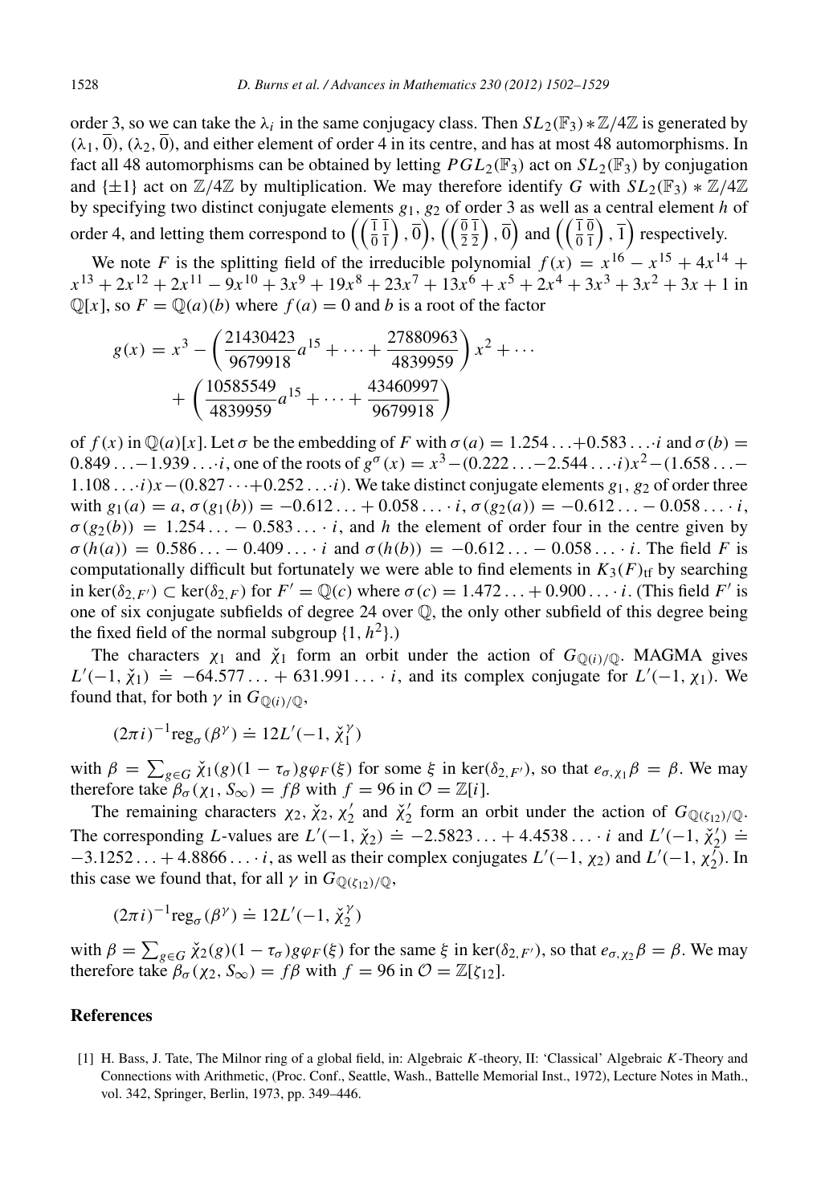order 3, so we can take the $\lambda_i$ in the same conjugacy class. Then $SL_2(\mathbb{F}_3) * \mathbb{Z}/4\mathbb{Z}$ is generated by $(\lambda_1, \overline{0})$, $(\lambda_2, \overline{0})$, and either element of order 4 in its centre, and has at most 48 automorphisms. In fact all 48 automorphisms can be obtained by letting $PGL_2(\mathbb{F}_3)$ act on $SL_2(\mathbb{F}_3)$ by conjugation and $\{\pm 1\}$ act on $\mathbb{Z}/4\mathbb{Z}$ by multiplication. We may therefore identify $G$ with $SL_2(\mathbb{F}_3) * \mathbb{Z}/4\mathbb{Z}$ by specifying two distinct conjugate elements $g_1$, $g_2$ of order 3 as well as a central element $h$ of order 4, and letting them correspond to $\left(\left(\begin{smallmatrix}\overline{1} & \overline{1}\\ \overline{0} & \overline{1}\end{smallmatrix}\right), \overline{0}\right)$, $\left(\left(\begin{smallmatrix}\overline{0} & \overline{1}\\ \overline{2} & \overline{2}\end{smallmatrix}\right), \overline{0}\right)$ and $\left(\left(\begin{smallmatrix}\overline{1} & \overline{0}\\ \overline{0} & \overline{1}\end{smallmatrix}\right), \overline{1}\right)$ respectively.

We note $F$ is the splitting field of the irreducible polynomial $f(x) = x^{16} - x^{15} + 4x^{14} + x^{13} + 2x^{12} + 2x^{11} - 9x^{10} + 3x^9 + 19x^8 + 23x^7 + 13x^6 + x^5 + 2x^4 + 3x^3 + 3x^2 + 3x + 1$ in $\mathbb{Q}[x]$, so $F = \mathbb{Q}(a)(b)$ where $f(a) = 0$ and $b$ is a root of the factor

$$g(x) = x^3 - \left(\frac{21430423}{9679918}a^{15} + \cdots + \frac{27880963}{4839959}\right)x^2 + \cdots + \left(\frac{10585549}{4839959}a^{15} + \cdots + \frac{43460997}{9679918}\right)$$

of $f(x)$ in $\mathbb{Q}(a)[x]$. Let $\sigma$ be the embedding of $F$ with $\sigma(a) = 1.254\ldots + 0.583\ldots \cdot i$ and $\sigma(b) = 0.849\ldots - 1.939\ldots \cdot i$, one of the roots of $g^\sigma(x) = x^3 - (0.222\ldots - 2.544\ldots \cdot i)x^2 - (1.658\ldots - 1.108\ldots \cdot i)x - (0.827\cdots + 0.252\ldots \cdot i)$. We take distinct conjugate elements $g_1$, $g_2$ of order three with $g_1(a) = a$, $\sigma(g_1(b)) = -0.612\ldots + 0.058\ldots \cdot i$, $\sigma(g_2(a)) = -0.612\ldots - 0.058\ldots \cdot i$, $\sigma(g_2(b)) = 1.254\ldots - 0.583\ldots \cdot i$, and $h$ the element of order four in the centre given by $\sigma(h(a)) = 0.586\ldots - 0.409\ldots \cdot i$ and $\sigma(h(b)) = -0.612\ldots - 0.058\ldots \cdot i$. The field $F$ is computationally difficult but fortunately we were able to find elements in $K_3(F)_{\mathrm{tf}}$ by searching in $\ker(\delta_{2,F'}) \subset \ker(\delta_{2,F})$ for $F' = \mathbb{Q}(c)$ where $\sigma(c) = 1.472\ldots + 0.900\ldots \cdot i$. (This field $F'$ is one of six conjugate subfields of degree 24 over $\mathbb{Q}$, the only other subfield of this degree being the fixed field of the normal subgroup $\{1, h^2\}$.)

The characters $\chi_1$ and $\check{\chi}_1$ form an orbit under the action of $G_{\mathbb{Q}(i)/\mathbb{Q}}$. MAGMA gives $L'(-1, \check{\chi}_1) \doteq -64.577\ldots + 631.991\ldots \cdot i$, and its complex conjugate for $L'(-1, \chi_1)$. We found that, for both $\gamma$ in $G_{\mathbb{Q}(i)/\mathbb{Q}}$,

$$(2\pi i)^{-1}\mathrm{reg}_\sigma(\beta^\gamma) \doteq 12L'(-1, \check{\chi}_1^\gamma)$$

with $\beta = \sum_{g\in G} \check{\chi}_1(g)(1 - \tau_\sigma)g\varphi_F(\xi)$ for some $\xi$ in $\ker(\delta_{2,F'})$, so that $e_{\sigma,\chi_1}\beta = \beta$. We may therefore take $\beta_\sigma(\chi_1, S_\infty) = f\beta$ with $f = 96$ in $\mathcal{O} = \mathbb{Z}[i]$.

The remaining characters $\chi_2$, $\check{\chi}_2$, $\chi_2'$ and $\check{\chi}_2'$ form an orbit under the action of $G_{\mathbb{Q}(\zeta_{12})/\mathbb{Q}}$. The corresponding $L$-values are $L'(-1, \check{\chi}_2) \doteq -2.5823\ldots + 4.4538\ldots \cdot i$ and $L'(-1, \check{\chi}_2') \doteq -3.1252\ldots + 4.8866\ldots \cdot i$, as well as their complex conjugates $L'(-1, \chi_2)$ and $L'(-1, \chi_2')$. In this case we found that, for all $\gamma$ in $G_{\mathbb{Q}(\zeta_{12})/\mathbb{Q}}$,

$$(2\pi i)^{-1}\mathrm{reg}_\sigma(\beta^\gamma) \doteq 12L'(-1, \check{\chi}_2^\gamma)$$

with $\beta = \sum_{g\in G} \check{\chi}_2(g)(1 - \tau_\sigma)g\varphi_F(\xi)$ for the same $\xi$ in $\ker(\delta_{2,F'})$, so that $e_{\sigma,\chi_2}\beta = \beta$. We may therefore take $\beta_\sigma(\chi_2, S_\infty) = f\beta$ with $f = 96$ in $\mathcal{O} = \mathbb{Z}[\zeta_{12}]$.

## References

[1] H. Bass, J. Tate, The Milnor ring of a global field, in: Algebraic *K*-theory, II: 'Classical' Algebraic *K*-Theory and Connections with Arithmetic, (Proc. Conf., Seattle, Wash., Battelle Memorial Inst., 1972), Lecture Notes in Math., vol. 342, Springer, Berlin, 1973, pp. 349–446.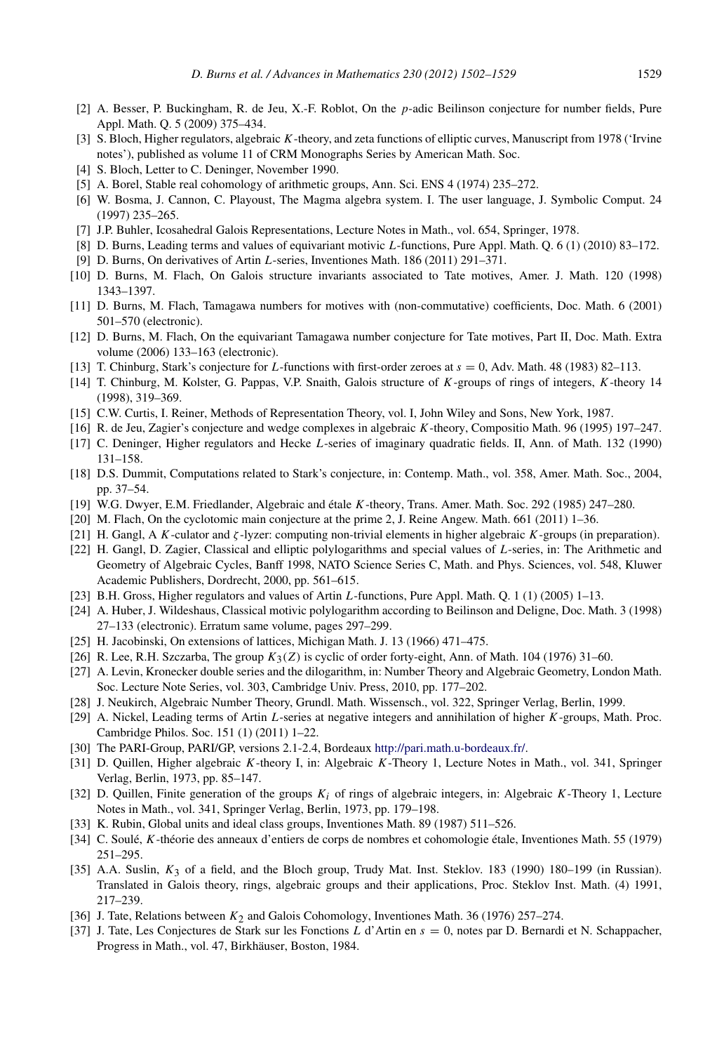[2] A. Besser, P. Buckingham, R. de Jeu, X.-F. Roblot, On the $p$-adic Beilinson conjecture for number fields, Pure Appl. Math. Q. 5 (2009) 375–434.

[3] S. Bloch, Higher regulators, algebraic $K$-theory, and zeta functions of elliptic curves, Manuscript from 1978 ('Irvine notes'), published as volume 11 of CRM Monographs Series by American Math. Soc.

[4] S. Bloch, Letter to C. Deninger, November 1990.

[5] A. Borel, Stable real cohomology of arithmetic groups, Ann. Sci. ENS 4 (1974) 235–272.

[6] W. Bosma, J. Cannon, C. Playoust, The Magma algebra system. I. The user language, J. Symbolic Comput. 24 (1997) 235–265.

[7] J.P. Buhler, Icosahedral Galois Representations, Lecture Notes in Math., vol. 654, Springer, 1978.

[8] D. Burns, Leading terms and values of equivariant motivic $L$-functions, Pure Appl. Math. Q. 6 (1) (2010) 83–172.

[9] D. Burns, On derivatives of Artin $L$-series, Inventiones Math. 186 (2011) 291–371.

[10] D. Burns, M. Flach, On Galois structure invariants associated to Tate motives, Amer. J. Math. 120 (1998) 1343–1397.

[11] D. Burns, M. Flach, Tamagawa numbers for motives with (non-commutative) coefficients, Doc. Math. 6 (2001) 501–570 (electronic).

[12] D. Burns, M. Flach, On the equivariant Tamagawa number conjecture for Tate motives, Part II, Doc. Math. Extra volume (2006) 133–163 (electronic).

[13] T. Chinburg, Stark's conjecture for $L$-functions with first-order zeroes at $s = 0$, Adv. Math. 48 (1983) 82–113.

[14] T. Chinburg, M. Kolster, G. Pappas, V.P. Snaith, Galois structure of $K$-groups of rings of integers, $K$-theory 14 (1998), 319–369.

[15] C.W. Curtis, I. Reiner, Methods of Representation Theory, vol. I, John Wiley and Sons, New York, 1987.

[16] R. de Jeu, Zagier's conjecture and wedge complexes in algebraic $K$-theory, Compositio Math. 96 (1995) 197–247.

[17] C. Deninger, Higher regulators and Hecke $L$-series of imaginary quadratic fields. II, Ann. of Math. 132 (1990) 131–158.

[18] D.S. Dummit, Computations related to Stark's conjecture, in: Contemp. Math., vol. 358, Amer. Math. Soc., 2004, pp. 37–54.

[19] W.G. Dwyer, E.M. Friedlander, Algebraic and étale $K$-theory, Trans. Amer. Math. Soc. 292 (1985) 247–280.

[20] M. Flach, On the cyclotomic main conjecture at the prime 2, J. Reine Angew. Math. 661 (2011) 1–36.

[21] H. Gangl, A $K$-culator and $\zeta$-lyzer: computing non-trivial elements in higher algebraic $K$-groups (in preparation).

[22] H. Gangl, D. Zagier, Classical and elliptic polylogarithms and special values of $L$-series, in: The Arithmetic and Geometry of Algebraic Cycles, Banff 1998, NATO Science Series C, Math. and Phys. Sciences, vol. 548, Kluwer Academic Publishers, Dordrecht, 2000, pp. 561–615.

[23] B.H. Gross, Higher regulators and values of Artin $L$-functions, Pure Appl. Math. Q. 1 (1) (2005) 1–13.

[24] A. Huber, J. Wildeshaus, Classical motivic polylogarithm according to Beilinson and Deligne, Doc. Math. 3 (1998) 27–133 (electronic). Erratum same volume, pages 297–299.

[25] H. Jacobinski, On extensions of lattices, Michigan Math. J. 13 (1966) 471–475.

[26] R. Lee, R.H. Szczarba, The group $K_3(Z)$ is cyclic of order forty-eight, Ann. of Math. 104 (1976) 31–60.

[27] A. Levin, Kronecker double series and the dilogarithm, in: Number Theory and Algebraic Geometry, London Math. Soc. Lecture Note Series, vol. 303, Cambridge Univ. Press, 2010, pp. 177–202.

[28] J. Neukirch, Algebraic Number Theory, Grundl. Math. Wissensch., vol. 322, Springer Verlag, Berlin, 1999.

[29] A. Nickel, Leading terms of Artin $L$-series at negative integers and annihilation of higher $K$-groups, Math. Proc. Cambridge Philos. Soc. 151 (1) (2011) 1–22.

[30] The PARI-Group, PARI/GP, versions 2.1-2.4, Bordeaux http://pari.math.u-bordeaux.fr/.

[31] D. Quillen, Higher algebraic $K$-theory I, in: Algebraic $K$-Theory 1, Lecture Notes in Math., vol. 341, Springer Verlag, Berlin, 1973, pp. 85–147.

[32] D. Quillen, Finite generation of the groups $K_i$ of rings of algebraic integers, in: Algebraic $K$-Theory 1, Lecture Notes in Math., vol. 341, Springer Verlag, Berlin, 1973, pp. 179–198.

[33] K. Rubin, Global units and ideal class groups, Inventiones Math. 89 (1987) 511–526.

[34] C. Soulé, $K$-théorie des anneaux d'entiers de corps de nombres et cohomologie étale, Inventiones Math. 55 (1979) 251–295.

[35] A.A. Suslin, $K_3$ of a field, and the Bloch group, Trudy Mat. Inst. Steklov. 183 (1990) 180–199 (in Russian). Translated in Galois theory, rings, algebraic groups and their applications, Proc. Steklov Inst. Math. (4) 1991, 217–239.

[36] J. Tate, Relations between $K_2$ and Galois Cohomology, Inventiones Math. 36 (1976) 257–274.

[37] J. Tate, Les Conjectures de Stark sur les Fonctions $L$ d'Artin en $s = 0$, notes par D. Bernardi et N. Schappacher, Progress in Math., vol. 47, Birkhäuser, Boston, 1984.